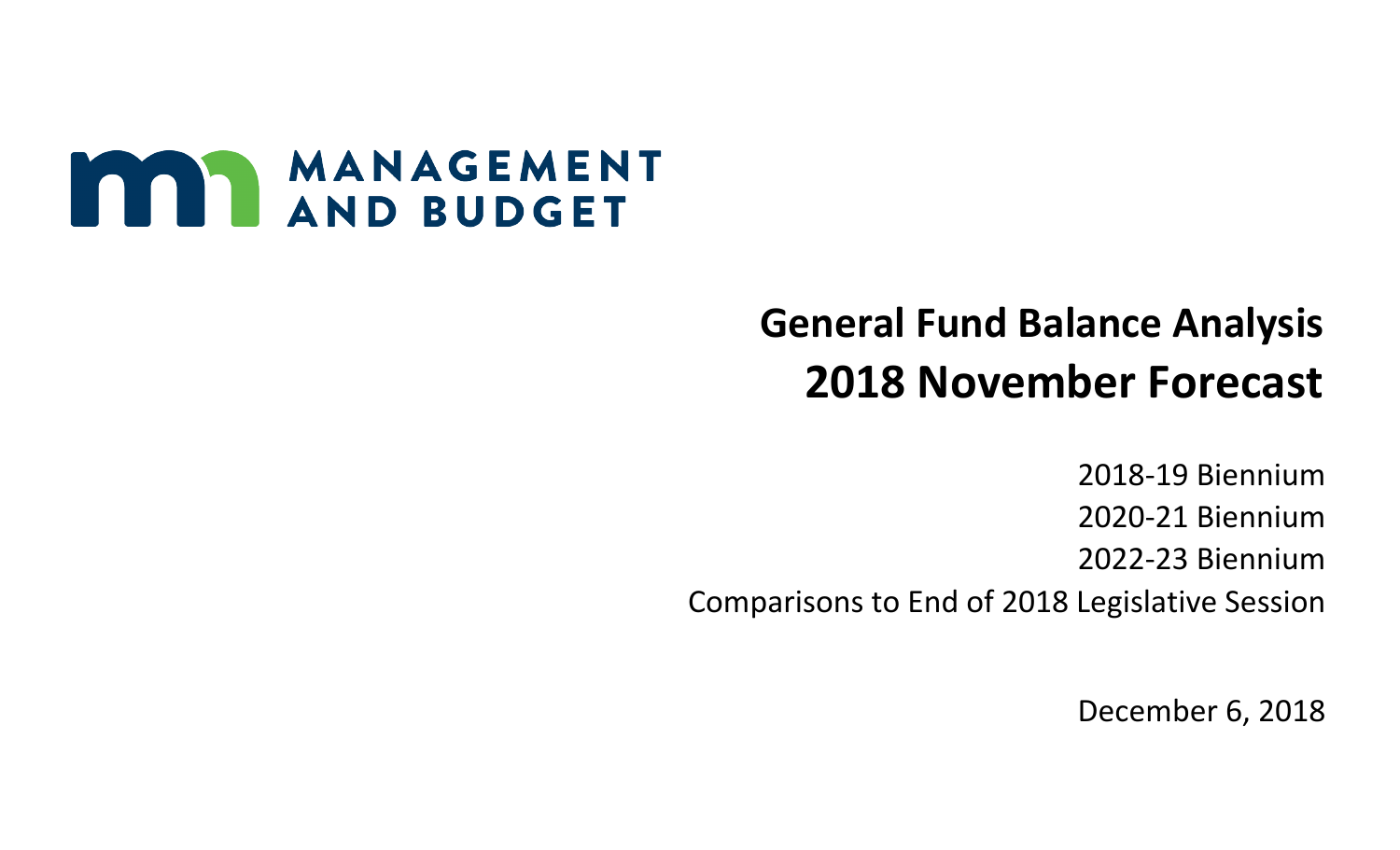MANAGEMENT AND BUDGET

# General Fund Balance Analysis

# 2018 November Forecast

2018-19 Biennium

2020-21 Biennium

2022-23 Biennium

Comparisons to End of 2018 Legislative Session

December 6, 2018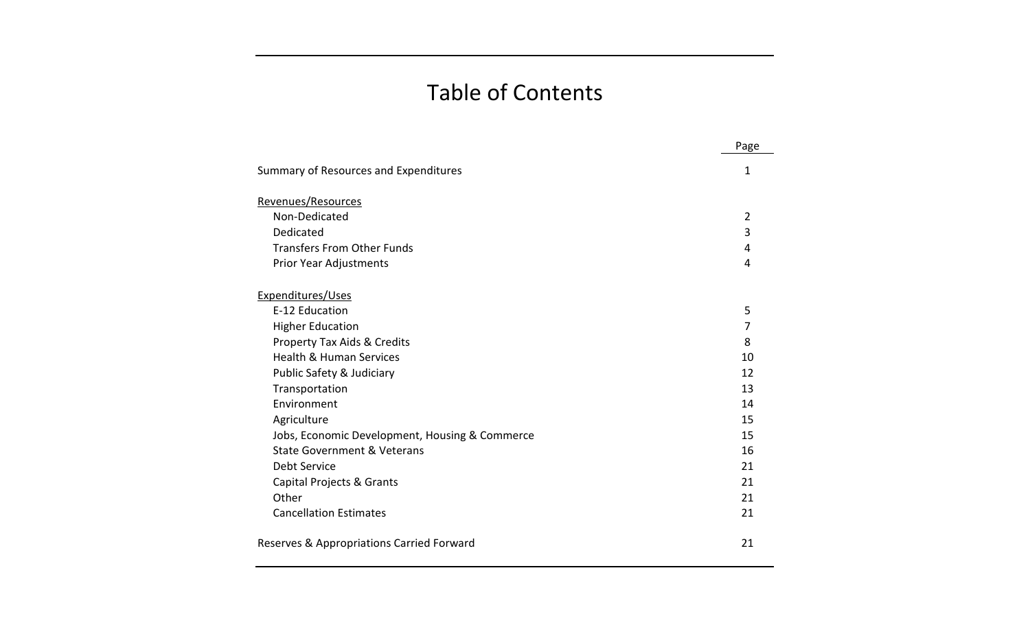# Table of Contents

| | Page |
|---|---|
| Summary of Resources and Expenditures | 1 |
| Revenues/Resources | |
| Non-Dedicated | 2 |
| Dedicated | 3 |
| Transfers From Other Funds | 4 |
| Prior Year Adjustments | 4 |
| Expenditures/Uses | |
| E-12 Education | 5 |
| Higher Education | 7 |
| Property Tax Aids & Credits | 8 |
| Health & Human Services | 10 |
| Public Safety & Judiciary | 12 |
| Transportation | 13 |
| Environment | 14 |
| Agriculture | 15 |
| Jobs, Economic Development, Housing & Commerce | 15 |
| State Government & Veterans | 16 |
| Debt Service | 21 |
| Capital Projects & Grants | 21 |
| Other | 21 |
| Cancellation Estimates | 21 |
| Reserves & Appropriations Carried Forward | 21 |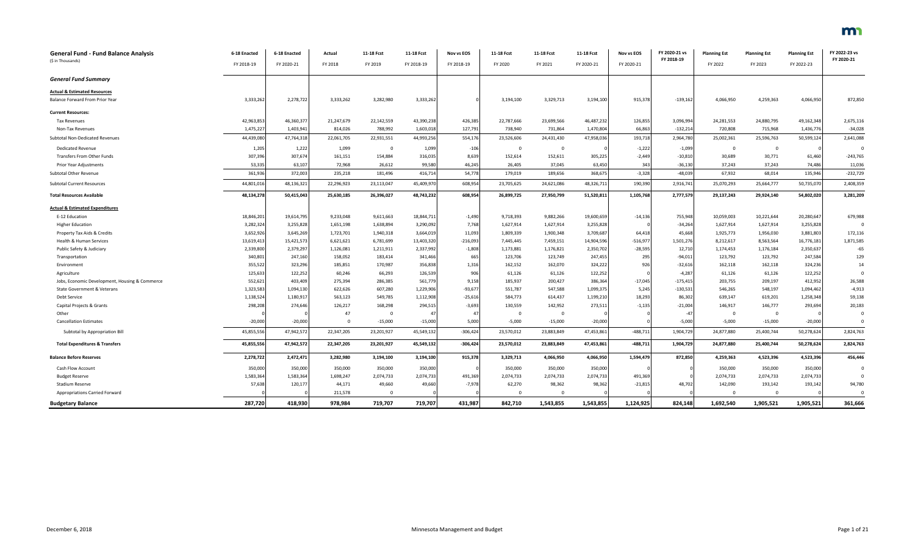## General Fund - Fund Balance Analysis

($ in Thousands)

| | 6-18 Enacted FY 2018-19 | 6-18 Enacted FY 2020-21 | Actual FY 2018 | 11-18 Fcst FY 2019 | 11-18 Fcst FY 2018-19 | Nov vs EOS FY 2018-19 | 11-18 Fcst FY 2020 | 11-18 Fcst FY 2021 | 11-18 Fcst FY 2020-21 | Nov vs EOS FY 2020-21 | FY 2020-21 vs FY 2018-19 | Planning Est FY 2022 | Planning Est FY 2023 | Planning Est FY 2022-23 | FY 2022-23 vs FY 2020-21 |
|---|---|---|---|---|---|---|---|---|---|---|---|---|---|---|---|
| ***General Fund Summary*** | | | | | | | | | | | | | | | |
| **Actual & Estimated Resources** | | | | | | | | | | | | | | | |
| Balance Forward From Prior Year | 3,333,262 | 2,278,722 | 3,333,262 | 3,282,980 | 3,333,262 | 0 | 3,194,100 | 3,329,713 | 3,194,100 | 915,378 | -139,162 | 4,066,950 | 4,259,363 | 4,066,950 | 872,850 |
| **Current Resources:** | | | | | | | | | | | | | | | |
| Tax Revenues | 42,963,853 | 46,360,377 | 21,247,679 | 22,142,559 | 43,390,238 | 426,385 | 22,787,666 | 23,699,566 | 46,487,232 | 126,855 | 3,096,994 | 24,281,553 | 24,880,795 | 49,162,348 | 2,675,116 |
| Non-Tax Revenues | 1,475,227 | 1,403,941 | 814,026 | 788,992 | 1,603,018 | 127,791 | 738,940 | 731,864 | 1,470,804 | 66,863 | -132,214 | 720,808 | 715,968 | 1,436,776 | -34,028 |
| Subtotal Non-Dedicated Revenues | 44,439,080 | 47,764,318 | 22,061,705 | 22,931,551 | 44,993,256 | 554,176 | 23,526,606 | 24,431,430 | 47,958,036 | 193,718 | 2,964,780 | 25,002,361 | 25,596,763 | 50,599,124 | 2,641,088 |
| Dedicated Revenue | 1,205 | 1,222 | 1,099 | 0 | 1,099 | -106 | 0 | 0 | 0 | -1,222 | -1,099 | 0 | 0 | 0 | 0 |
| Transfers From Other Funds | 307,396 | 307,674 | 161,151 | 154,884 | 316,035 | 8,639 | 152,614 | 152,611 | 305,225 | -2,449 | -10,810 | 30,689 | 30,771 | 61,460 | -243,765 |
| Prior Year Adjustments | 53,335 | 63,107 | 72,968 | 26,612 | 99,580 | 46,245 | 26,405 | 37,045 | 63,450 | 343 | -36,130 | 37,243 | 37,243 | 74,486 | 11,036 |
| Subtotal Other Revenue | 361,936 | 372,003 | 235,218 | 181,496 | 416,714 | 54,778 | 179,019 | 189,656 | 368,675 | -3,328 | -48,039 | 67,932 | 68,014 | 135,946 | -232,729 |
| Subtotal Current Resources | 44,801,016 | 48,136,321 | 22,296,923 | 23,113,047 | 45,409,970 | 608,954 | 23,705,625 | 24,621,086 | 48,326,711 | 190,390 | 2,916,741 | 25,070,293 | 25,664,777 | 50,735,070 | 2,408,359 |
| **Total Resources Available** | **48,134,278** | **50,415,043** | **25,630,185** | **26,396,027** | **48,743,232** | **608,954** | **26,899,725** | **27,950,799** | **51,520,811** | **1,105,768** | **2,777,579** | **29,137,243** | **29,924,140** | **54,802,020** | **3,281,209** |
| **Actual & Estimated Expenditures** | | | | | | | | | | | | | | | |
| E-12 Education | 18,846,201 | 19,614,795 | 9,233,048 | 9,611,663 | 18,844,711 | -1,490 | 9,718,393 | 9,882,266 | 19,600,659 | -14,136 | 755,948 | 10,059,003 | 10,221,644 | 20,280,647 | 679,988 |
| Higher Education | 3,282,324 | 3,255,828 | 1,651,198 | 1,638,894 | 3,290,092 | 7,768 | 1,627,914 | 1,627,914 | 3,255,828 | 0 | -34,264 | 1,627,914 | 1,627,914 | 3,255,828 | 0 |
| Property Tax Aids & Credits | 3,652,926 | 3,645,269 | 1,723,701 | 1,940,318 | 3,664,019 | 11,093 | 1,809,339 | 1,900,348 | 3,709,687 | 64,418 | 45,668 | 1,925,773 | 1,956,030 | 3,881,803 | 172,116 |
| Health & Human Services | 13,619,413 | 15,421,573 | 6,621,621 | 6,781,699 | 13,403,320 | -216,093 | 7,445,445 | 7,459,151 | 14,904,596 | -516,977 | 1,501,276 | 8,212,617 | 8,563,564 | 16,776,181 | 1,871,585 |
| Public Safety & Judiciary | 2,339,800 | 2,379,297 | 1,126,081 | 1,211,911 | 2,337,992 | -1,808 | 1,173,881 | 1,176,821 | 2,350,702 | -28,595 | 12,710 | 1,174,453 | 1,176,184 | 2,350,637 | -65 |
| Transportation | 340,801 | 247,160 | 158,052 | 183,414 | 341,466 | 665 | 123,706 | 123,749 | 247,455 | 295 | -94,011 | 123,792 | 123,792 | 247,584 | 129 |
| Environment | 355,522 | 323,296 | 185,851 | 170,987 | 356,838 | 1,316 | 162,152 | 162,070 | 324,222 | 926 | -32,616 | 162,118 | 162,118 | 324,236 | 14 |
| Agriculture | 125,633 | 122,252 | 60,246 | 66,293 | 126,539 | 906 | 61,126 | 61,126 | 122,252 | 0 | -4,287 | 61,126 | 61,126 | 122,252 | 0 |
| Jobs, Economic Development, Housing & Commerce | 552,621 | 403,409 | 275,394 | 286,385 | 561,779 | 9,158 | 185,937 | 200,427 | 386,364 | -17,045 | -175,415 | 203,755 | 209,197 | 412,952 | 26,588 |
| State Government & Veterans | 1,323,583 | 1,094,130 | 622,626 | 607,280 | 1,229,906 | -93,677 | 551,787 | 547,588 | 1,099,375 | 5,245 | -130,531 | 546,265 | 548,197 | 1,094,462 | -4,913 |
| Debt Service | 1,138,524 | 1,180,917 | 563,123 | 549,785 | 1,112,908 | -25,616 | 584,773 | 614,437 | 1,199,210 | 18,293 | 86,302 | 639,147 | 619,201 | 1,258,348 | 59,138 |
| Capital Projects & Grants | 298,208 | 274,646 | 126,217 | 168,298 | 294,515 | -3,693 | 130,559 | 142,952 | 273,511 | -1,135 | -21,004 | 146,917 | 146,777 | 293,694 | 20,183 |
| Other | 0 | 0 | 47 | 0 | 47 | 47 | 0 | 0 | 0 | 0 | -47 | 0 | 0 | 0 | 0 |
| Cancellation Estimates | -20,000 | -20,000 | 0 | -15,000 | -15,000 | 5,000 | -5,000 | -15,000 | -20,000 | 0 | -5,000 | -5,000 | -15,000 | -20,000 | 0 |
| Subtotal by Appropriation Bill | 45,855,556 | 47,942,572 | 22,347,205 | 23,201,927 | 45,549,132 | -306,424 | 23,570,012 | 23,883,849 | 47,453,861 | -488,711 | 1,904,729 | 24,877,880 | 25,400,744 | 50,278,624 | 2,824,763 |
| **Total Expenditures & Transfers** | **45,855,556** | **47,942,572** | **22,347,205** | **23,201,927** | **45,549,132** | **-306,424** | **23,570,012** | **23,883,849** | **47,453,861** | **-488,711** | **1,904,729** | **24,877,880** | **25,400,744** | **50,278,624** | **2,824,763** |
| **Balance Before Reserves** | **2,278,722** | **2,472,471** | **3,282,980** | **3,194,100** | **3,194,100** | **915,378** | **3,329,713** | **4,066,950** | **4,066,950** | **1,594,479** | **872,850** | **4,259,363** | **4,523,396** | **4,523,396** | **456,446** |
| Cash Flow Account | 350,000 | 350,000 | 350,000 | 350,000 | 350,000 | 0 | 350,000 | 350,000 | 350,000 | 0 | 0 | 350,000 | 350,000 | 350,000 | 0 |
| Budget Reserve | 1,583,364 | 1,583,364 | 1,698,247 | 2,074,733 | 2,074,733 | 491,369 | 2,074,733 | 2,074,733 | 2,074,733 | 491,369 | 0 | 2,074,733 | 2,074,733 | 2,074,733 | 0 |
| Stadium Reserve | 57,638 | 120,177 | 44,171 | 49,660 | 49,660 | -7,978 | 62,270 | 98,362 | 98,362 | -21,815 | 48,702 | 142,090 | 193,142 | 193,142 | 94,780 |
| Appropriations Carried Forward | 0 | 0 | 211,578 | 0 | 0 | 0 | 0 | 0 | 0 | 0 | 0 | 0 | 0 | 0 | 0 |
| **Budgetary Balance** | **287,720** | **418,930** | **978,984** | **719,707** | **719,707** | **431,987** | **842,710** | **1,543,855** | **1,543,855** | **1,124,925** | **824,148** | **1,692,540** | **1,905,521** | **1,905,521** | **361,666** |

December 6, 2018 — Minnesota Management and Budget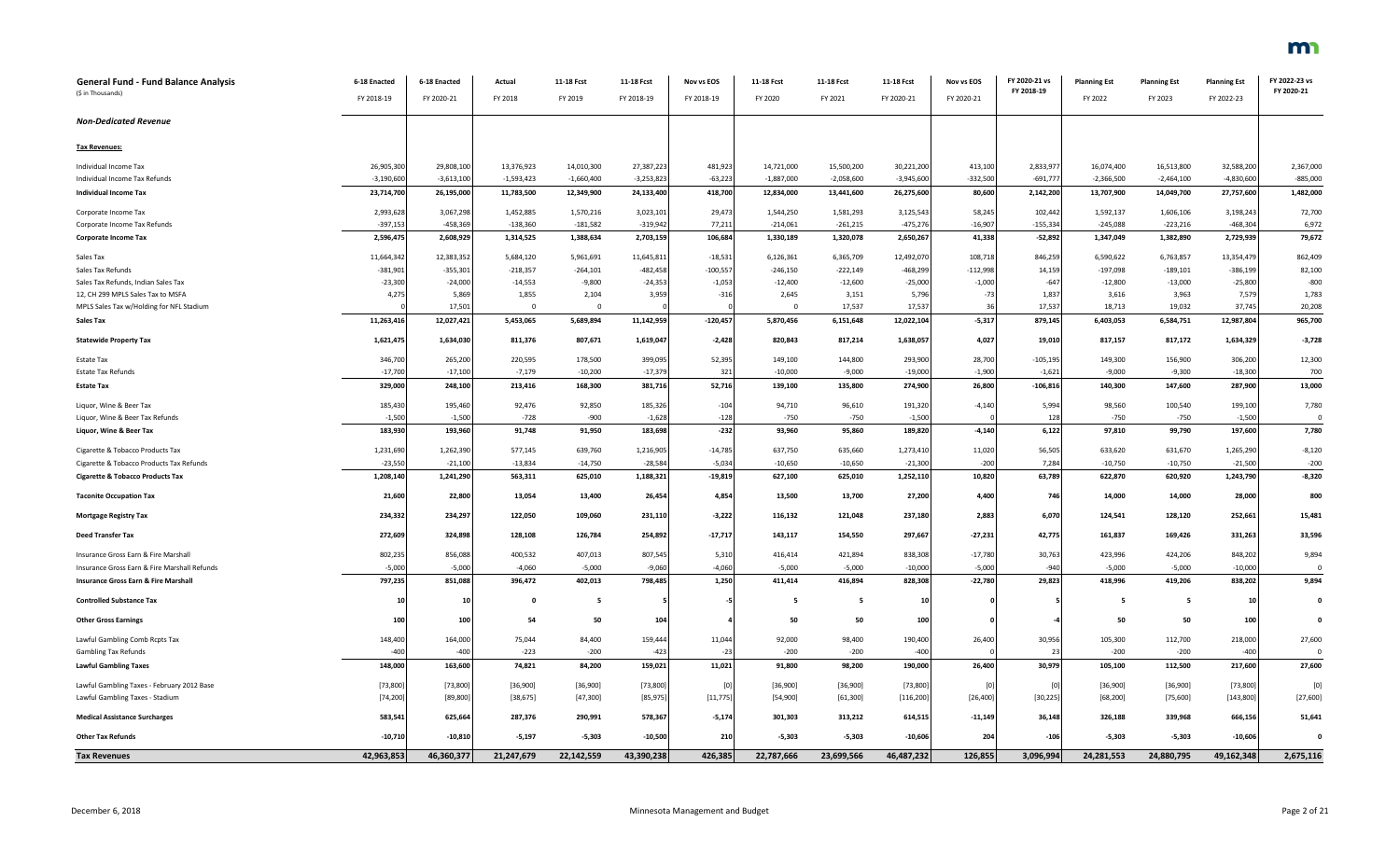## General Fund - Fund Balance Analysis

($ in Thousands)

| | 6-18 Enacted | 6-18 Enacted | Actual | 11-18 Fcst | 11-18 Fcst | Nov vs EOS | 11-18 Fcst | 11-18 Fcst | 11-18 Fcst | Nov vs EOS | FY 2020-21 vs FY 2018-19 | Planning Est | Planning Est | Planning Est | FY 2022-23 vs FY 2020-21 |
|---|---|---|---|---|---|---|---|---|---|---|---|---|---|---|---|
| | FY 2018-19 | FY 2020-21 | FY 2018 | FY 2019 | FY 2018-19 | FY 2018-19 | FY 2020 | FY 2021 | FY 2020-21 | FY 2020-21 | | FY 2022 | FY 2023 | FY 2022-23 | |
| ***Non-Dedicated Revenue*** | | | | | | | | | | | | | | | |
| **Tax Revenues:** | | | | | | | | | | | | | | | |
| Individual Income Tax | 26,905,300 | 29,808,100 | 13,376,923 | 14,010,300 | 27,387,223 | 481,923 | 14,721,000 | 15,500,200 | 30,221,200 | 413,100 | 2,833,977 | 16,074,400 | 16,513,800 | 32,588,200 | 2,367,000 |
| Individual Income Tax Refunds | -3,190,600 | -3,613,100 | -1,593,423 | -1,660,400 | -3,253,823 | -63,223 | -1,887,000 | -2,058,600 | -3,945,600 | -332,500 | -691,777 | -2,366,500 | -2,464,100 | -4,830,600 | -885,000 |
| **Individual Income Tax** | **23,714,700** | **26,195,000** | **11,783,500** | **12,349,900** | **24,133,400** | **418,700** | **12,834,000** | **13,441,600** | **26,275,600** | **80,600** | **2,142,200** | **13,707,900** | **14,049,700** | **27,757,600** | **1,482,000** |
| Corporate Income Tax | 2,993,628 | 3,067,298 | 1,452,885 | 1,570,216 | 3,023,101 | 29,473 | 1,544,250 | 1,581,293 | 3,125,543 | 58,245 | 102,442 | 1,592,137 | 1,606,106 | 3,198,243 | 72,700 |
| Corporate Income Tax Refunds | -397,153 | -458,369 | -138,360 | -181,582 | -319,942 | 77,211 | -214,061 | -261,215 | -475,276 | -16,907 | -155,334 | -245,088 | -223,216 | -468,304 | 6,972 |
| **Corporate Income Tax** | **2,596,475** | **2,608,929** | **1,314,525** | **1,388,634** | **2,703,159** | **106,684** | **1,330,189** | **1,320,078** | **2,650,267** | **41,338** | **-52,892** | **1,347,049** | **1,382,890** | **2,729,939** | **79,672** |
| Sales Tax | 11,664,342 | 12,383,352 | 5,684,120 | 5,961,691 | 11,645,811 | -18,531 | 6,126,361 | 6,365,709 | 12,492,070 | 108,718 | 846,259 | 6,590,622 | 6,763,857 | 13,354,479 | 862,409 |
| Sales Tax Refunds | -381,901 | -355,301 | -218,357 | -264,101 | -482,458 | -100,557 | -246,150 | -222,149 | -468,299 | -112,998 | 14,159 | -197,098 | -189,101 | -386,199 | 82,100 |
| Sales Tax Refunds, Indian Sales Tax | -23,300 | -24,000 | -14,553 | -9,800 | -24,353 | -1,053 | -12,400 | -12,600 | -25,000 | -1,000 | -647 | -12,800 | -13,000 | -25,800 | -800 |
| 12, CH 299 MPLS Sales Tax to MSFA | 4,275 | 5,869 | 1,855 | 2,104 | 3,959 | -316 | 2,645 | 3,151 | 5,796 | -73 | 1,837 | 3,616 | 3,963 | 7,579 | 1,783 |
| MPLS Sales Tax w/Holding for NFL Stadium | 0 | 17,501 | 0 | 0 | 0 | 0 | 0 | 17,537 | 17,537 | 36 | 17,537 | 18,713 | 19,032 | 37,745 | 20,208 |
| **Sales Tax** | **11,263,416** | **12,027,421** | **5,453,065** | **5,689,894** | **11,142,959** | **-120,457** | **5,870,456** | **6,151,648** | **12,022,104** | **-5,317** | **879,145** | **6,403,053** | **6,584,751** | **12,987,804** | **965,700** |
| **Statewide Property Tax** | **1,621,475** | **1,634,030** | **811,376** | **807,671** | **1,619,047** | **-2,428** | **820,843** | **817,214** | **1,638,057** | **4,027** | **19,010** | **817,157** | **817,172** | **1,634,329** | **-3,728** |
| Estate Tax | 346,700 | 265,200 | 220,595 | 178,500 | 399,095 | 52,395 | 149,100 | 144,800 | 293,900 | 28,700 | -105,195 | 149,300 | 156,900 | 306,200 | 12,300 |
| Estate Tax Refunds | -17,700 | -17,100 | -7,179 | -10,200 | -17,379 | 321 | -10,000 | -9,000 | -19,000 | -1,900 | -1,621 | -9,000 | -9,300 | -18,300 | 700 |
| **Estate Tax** | **329,000** | **248,100** | **213,416** | **168,300** | **381,716** | **52,716** | **139,100** | **135,800** | **274,900** | **26,800** | **-106,816** | **140,300** | **147,600** | **287,900** | **13,000** |
| Liquor, Wine & Beer Tax | 185,430 | 195,460 | 92,476 | 92,850 | 185,326 | -104 | 94,710 | 96,610 | 191,320 | -4,140 | 5,994 | 98,560 | 100,540 | 199,100 | 7,780 |
| Liquor, Wine & Beer Tax Refunds | -1,500 | -1,500 | -728 | -900 | -1,628 | -128 | -750 | -750 | -1,500 | 0 | 128 | -750 | -750 | -1,500 | 0 |
| **Liquor, Wine & Beer Tax** | **183,930** | **193,960** | **91,748** | **91,950** | **183,698** | **-232** | **93,960** | **95,860** | **189,820** | **-4,140** | **6,122** | **97,810** | **99,790** | **197,600** | **7,780** |
| Cigarette & Tobacco Products Tax | 1,231,690 | 1,262,390 | 577,145 | 639,760 | 1,216,905 | -14,785 | 637,750 | 635,660 | 1,273,410 | 11,020 | 56,505 | 633,620 | 631,670 | 1,265,290 | -8,120 |
| Cigarette & Tobacco Products Tax Refunds | -23,550 | -21,100 | -13,834 | -14,750 | -28,584 | -5,034 | -10,650 | -10,650 | -21,300 | -200 | 7,284 | -10,750 | -10,750 | -21,500 | -200 |
| **Cigarette & Tobacco Products Tax** | **1,208,140** | **1,241,290** | **563,311** | **625,010** | **1,188,321** | **-19,819** | **627,100** | **625,010** | **1,252,110** | **10,820** | **63,789** | **622,870** | **620,920** | **1,243,790** | **-8,320** |
| **Taconite Occupation Tax** | **21,600** | **22,800** | **13,054** | **13,400** | **26,454** | **4,854** | **13,500** | **13,700** | **27,200** | **4,400** | **746** | **14,000** | **14,000** | **28,000** | **800** |
| **Mortgage Registry Tax** | **234,332** | **234,297** | **122,050** | **109,060** | **231,110** | **-3,222** | **116,132** | **121,048** | **237,180** | **2,883** | **6,070** | **124,541** | **128,120** | **252,661** | **15,481** |
| **Deed Transfer Tax** | **272,609** | **324,898** | **128,108** | **126,784** | **254,892** | **-17,717** | **143,117** | **154,550** | **297,667** | **-27,231** | **42,775** | **161,837** | **169,426** | **331,263** | **33,596** |
| Insurance Gross Earn & Fire Marshall | 802,235 | 856,088 | 400,532 | 407,013 | 807,545 | 5,310 | 416,414 | 421,894 | 838,308 | -17,780 | 30,763 | 423,996 | 424,206 | 848,202 | 9,894 |
| Insurance Gross Earn & Fire Marshall Refunds | -5,000 | -5,000 | -4,060 | -5,000 | -9,060 | -4,060 | -5,000 | -5,000 | -10,000 | -5,000 | -940 | -5,000 | -5,000 | -10,000 | 0 |
| **Insurance Gross Earn & Fire Marshall** | **797,235** | **851,088** | **396,472** | **402,013** | **798,485** | **1,250** | **411,414** | **416,894** | **828,308** | **-22,780** | **29,823** | **418,996** | **419,206** | **838,202** | **9,894** |
| **Controlled Substance Tax** | **10** | **10** | **0** | **5** | **5** | **-5** | **5** | **5** | **10** | **0** | **5** | **5** | **5** | **10** | **0** |
| **Other Gross Earnings** | **100** | **100** | **54** | **50** | **104** | **4** | **50** | **50** | **100** | **0** | **-4** | **50** | **50** | **100** | **0** |
| Lawful Gambling Comb Rcpts Tax | 148,400 | 164,000 | 75,044 | 84,400 | 159,444 | 11,044 | 92,000 | 98,400 | 190,400 | 26,400 | 30,956 | 105,300 | 112,700 | 218,000 | 27,600 |
| Gambling Tax Refunds | -400 | -400 | -223 | -200 | -423 | -23 | -200 | -200 | -400 | 0 | 23 | -200 | -200 | -400 | 0 |
| **Lawful Gambling Taxes** | **148,000** | **163,600** | **74,821** | **84,200** | **159,021** | **11,021** | **91,800** | **98,200** | **190,000** | **26,400** | **30,979** | **105,100** | **112,500** | **217,600** | **27,600** |
| Lawful Gambling Taxes - February 2012 Base | [73,800] | [73,800] | [36,900] | [36,900] | [73,800] | [0] | [36,900] | [36,900] | [73,800] | [0] | [0] | [36,900] | [36,900] | [73,800] | [0] |
| Lawful Gambling Taxes - Stadium | [74,200] | [89,800] | [38,675] | [47,300] | [85,975] | [11,775] | [54,900] | [61,300] | [116,200] | [26,400] | [30,225] | [68,200] | [75,600] | [143,800] | [27,600] |
| **Medical Assistance Surcharges** | **583,541** | **625,664** | **287,376** | **290,991** | **578,367** | **-5,174** | **301,303** | **313,212** | **614,515** | **-11,149** | **36,148** | **326,188** | **339,968** | **666,156** | **51,641** |
| **Other Tax Refunds** | **-10,710** | **-10,810** | **-5,197** | **-5,303** | **-10,500** | **210** | **-5,303** | **-5,303** | **-10,606** | **204** | **-106** | **-5,303** | **-5,303** | **-10,606** | **0** |
| **Tax Revenues** | **42,963,853** | **46,360,377** | **21,247,679** | **22,142,559** | **43,390,238** | **426,385** | **22,787,666** | **23,699,566** | **46,487,232** | **126,855** | **3,096,994** | **24,281,553** | **24,880,795** | **49,162,348** | **2,675,116** |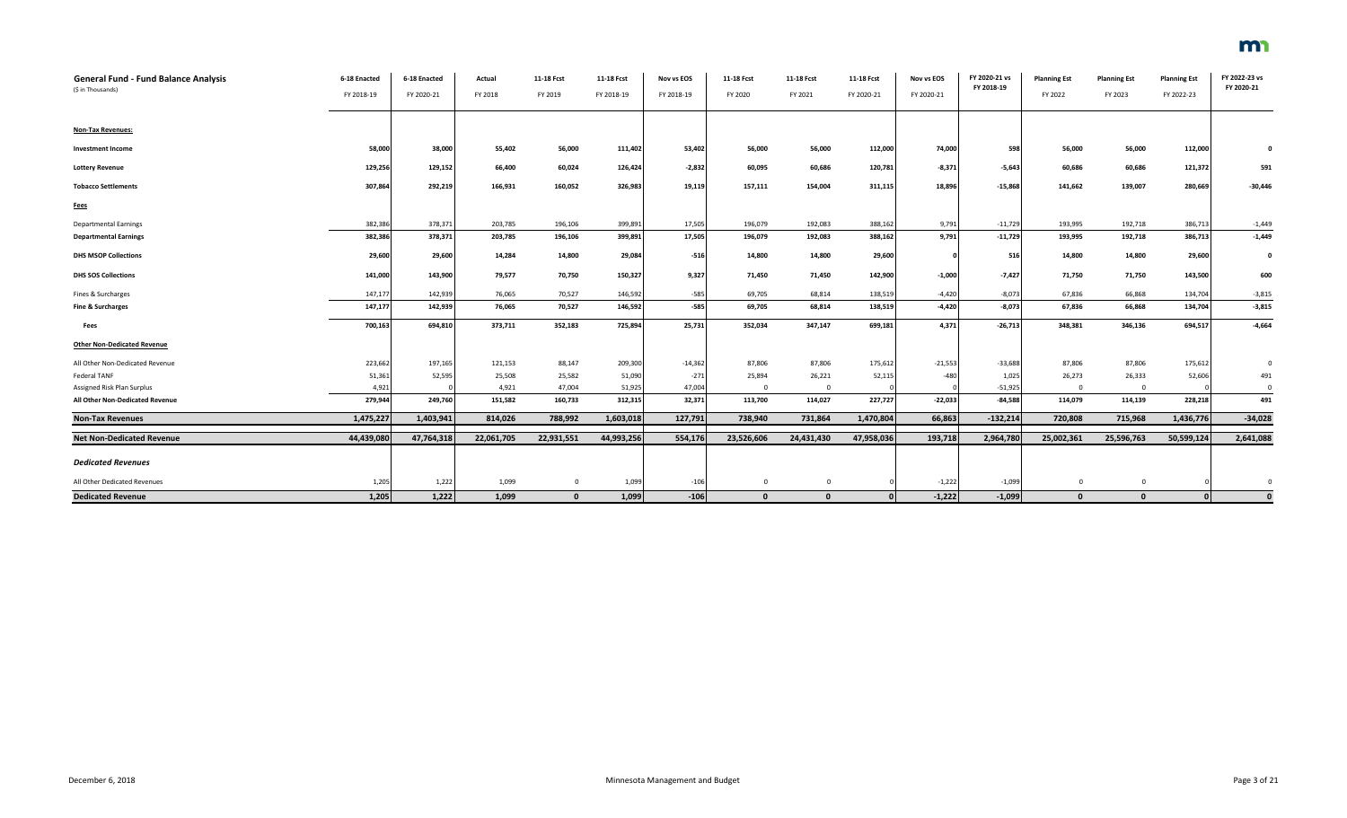| **General Fund - Fund Balance Analysis** ($ in Thousands) | 6-18 Enacted FY 2018-19 | 6-18 Enacted FY 2020-21 | Actual FY 2018 | 11-18 Fcst FY 2019 | 11-18 Fcst FY 2018-19 | Nov vs EOS FY 2018-19 | 11-18 Fcst FY 2020 | 11-18 Fcst FY 2021 | 11-18 Fcst FY 2020-21 | Nov vs EOS FY 2020-21 | FY 2020-21 vs FY 2018-19 | Planning Est FY 2022 | Planning Est FY 2023 | Planning Est FY 2022-23 | FY 2022-23 vs FY 2020-21 |
|---|---|---|---|---|---|---|---|---|---|---|---|---|---|---|---|
| **Non-Tax Revenues:** | | | | | | | | | | | | | | | |
| **Investment Income** | **58,000** | **38,000** | **55,402** | **56,000** | **111,402** | **53,402** | **56,000** | **56,000** | **112,000** | **74,000** | **598** | **56,000** | **56,000** | **112,000** | **0** |
| **Lottery Revenue** | **129,256** | **129,152** | **66,400** | **60,024** | **126,424** | **-2,832** | **60,095** | **60,686** | **120,781** | **-8,371** | **-5,643** | **60,686** | **60,686** | **121,372** | **591** |
| **Tobacco Settlements** | **307,864** | **292,219** | **166,931** | **160,052** | **326,983** | **19,119** | **157,111** | **154,004** | **311,115** | **18,896** | **-15,868** | **141,662** | **139,007** | **280,669** | **-30,446** |
| **Fees** | | | | | | | | | | | | | | | |
| Departmental Earnings | 382,386 | 378,371 | 203,785 | 196,106 | 399,891 | 17,505 | 196,079 | 192,083 | 388,162 | 9,791 | -11,729 | 193,995 | 192,718 | 386,713 | -1,449 |
| **Departmental Earnings** | **382,386** | **378,371** | **203,785** | **196,106** | **399,891** | **17,505** | **196,079** | **192,083** | **388,162** | **9,791** | **-11,729** | **193,995** | **192,718** | **386,713** | **-1,449** |
| **DHS MSOP Collections** | **29,600** | **29,600** | **14,284** | **14,800** | **29,084** | **-516** | **14,800** | **14,800** | **29,600** | **0** | **516** | **14,800** | **14,800** | **29,600** | **0** |
| **DHS SOS Collections** | **141,000** | **143,900** | **79,577** | **70,750** | **150,327** | **9,327** | **71,450** | **71,450** | **142,900** | **-1,000** | **-7,427** | **71,750** | **71,750** | **143,500** | **600** |
| Fines & Surcharges | 147,177 | 142,939 | 76,065 | 70,527 | 146,592 | -585 | 69,705 | 68,814 | 138,519 | -4,420 | -8,073 | 67,836 | 66,868 | 134,704 | -3,815 |
| **Fine & Surcharges** | **147,177** | **142,939** | **76,065** | **70,527** | **146,592** | **-585** | **69,705** | **68,814** | **138,519** | **-4,420** | **-8,073** | **67,836** | **66,868** | **134,704** | **-3,815** |
| **Fees** | **700,163** | **694,810** | **373,711** | **352,183** | **725,894** | **25,731** | **352,034** | **347,147** | **699,181** | **4,371** | **-26,713** | **348,381** | **346,136** | **694,517** | **-4,664** |
| **Other Non-Dedicated Revenue** | | | | | | | | | | | | | | | |
| All Other Non-Dedicated Revenue | 223,662 | 197,165 | 121,153 | 88,147 | 209,300 | -14,362 | 87,806 | 87,806 | 175,612 | -21,553 | -33,688 | 87,806 | 87,806 | 175,612 | 0 |
| Federal TANF | 51,361 | 52,595 | 25,508 | 25,582 | 51,090 | -271 | 25,894 | 26,221 | 52,115 | -480 | 1,025 | 26,273 | 26,333 | 52,606 | 491 |
| Assigned Risk Plan Surplus | 4,921 | 0 | 4,921 | 47,004 | 51,925 | 47,004 | 0 | 0 | 0 | 0 | -51,925 | 0 | 0 | 0 | 0 |
| **All Other Non-Dedicated Revenue** | **279,944** | **249,760** | **151,582** | **160,733** | **312,315** | **32,371** | **113,700** | **114,027** | **227,727** | **-22,033** | **-84,588** | **114,079** | **114,139** | **228,218** | **491** |
| **Non-Tax Revenues** | **1,475,227** | **1,403,941** | **814,026** | **788,992** | **1,603,018** | **127,791** | **738,940** | **731,864** | **1,470,804** | **66,863** | **-132,214** | **720,808** | **715,968** | **1,436,776** | **-34,028** |
| **Net Non-Dedicated Revenue** | **44,439,080** | **47,764,318** | **22,061,705** | **22,931,551** | **44,993,256** | **554,176** | **23,526,606** | **24,431,430** | **47,958,036** | **193,718** | **2,964,780** | **25,002,361** | **25,596,763** | **50,599,124** | **2,641,088** |
| ***Dedicated Revenues*** | | | | | | | | | | | | | | | |
| All Other Dedicated Revenues | 1,205 | 1,222 | 1,099 | 0 | 1,099 | -106 | 0 | 0 | 0 | -1,222 | -1,099 | 0 | 0 | 0 | 0 |
| **Dedicated Revenue** | **1,205** | **1,222** | **1,099** | **0** | **1,099** | **-106** | **0** | **0** | **0** | **-1,222** | **-1,099** | **0** | **0** | **0** | **0** |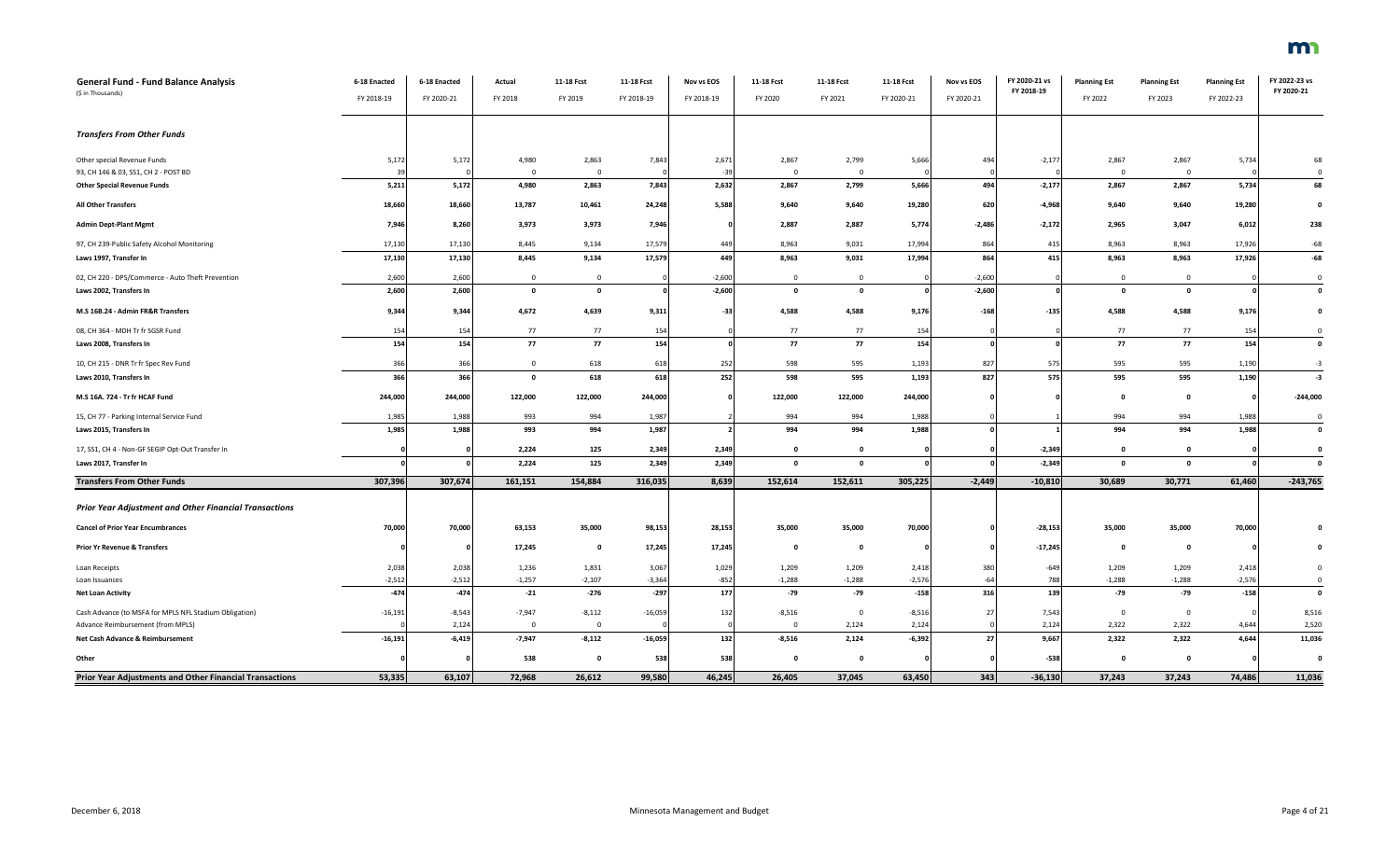| **General Fund - Fund Balance Analysis** ($ in Thousands) | 6-18 Enacted FY 2018-19 | 6-18 Enacted FY 2020-21 | Actual FY 2018 | 11-18 Fcst FY 2019 | 11-18 Fcst FY 2018-19 | Nov vs EOS FY 2018-19 | 11-18 Fcst FY 2020 | 11-18 Fcst FY 2021 | 11-18 Fcst FY 2020-21 | Nov vs EOS FY 2020-21 | FY 2020-21 vs FY 2018-19 | Planning Est FY 2022 | Planning Est FY 2023 | Planning Est FY 2022-23 | FY 2022-23 vs FY 2020-21 |
|---|---|---|---|---|---|---|---|---|---|---|---|---|---|---|---|
| ***Transfers From Other Funds*** | | | | | | | | | | | | | | | |
| Other special Revenue Funds | 5,172 | 5,172 | 4,980 | 2,863 | 7,843 | 2,671 | 2,867 | 2,799 | 5,666 | 494 | -2,177 | 2,867 | 2,867 | 5,734 | 68 |
| 93, CH 146 & 03, SS1, CH 2 - POST BD | 39 | 0 | 0 | 0 | 0 | -39 | 0 | 0 | 0 | 0 | 0 | 0 | 0 | 0 | 0 |
| **Other Special Revenue Funds** | **5,211** | **5,172** | **4,980** | **2,863** | **7,843** | **2,632** | **2,867** | **2,799** | **5,666** | **494** | **-2,177** | **2,867** | **2,867** | **5,734** | **68** |
| **All Other Transfers** | **18,660** | **18,660** | **13,787** | **10,461** | **24,248** | **5,588** | **9,640** | **9,640** | **19,280** | **620** | **-4,968** | **9,640** | **9,640** | **19,280** | **0** |
| **Admin Dept-Plant Mgmt** | **7,946** | **8,260** | **3,973** | **3,973** | **7,946** | **0** | **2,887** | **2,887** | **5,774** | **-2,486** | **-2,172** | **2,965** | **3,047** | **6,012** | **238** |
| 97, CH 239-Public Safety Alcohol Monitoring | 17,130 | 17,130 | 8,445 | 9,134 | 17,579 | 449 | 8,963 | 9,031 | 17,994 | 864 | 415 | 8,963 | 8,963 | 17,926 | -68 |
| **Laws 1997, Transfer In** | **17,130** | **17,130** | **8,445** | **9,134** | **17,579** | **449** | **8,963** | **9,031** | **17,994** | **864** | **415** | **8,963** | **8,963** | **17,926** | **-68** |
| 02, CH 220 - DPS/Commerce - Auto Theft Prevention | 2,600 | 2,600 | 0 | 0 | 0 | -2,600 | 0 | 0 | 0 | -2,600 | 0 | 0 | 0 | 0 | 0 |
| **Laws 2002, Transfers In** | **2,600** | **2,600** | **0** | **0** | **0** | **-2,600** | **0** | **0** | **0** | **-2,600** | **0** | **0** | **0** | **0** | **0** |
| **M.S 16B.24 - Admin FR&R Transfers** | **9,344** | **9,344** | **4,672** | **4,639** | **9,311** | **-33** | **4,588** | **4,588** | **9,176** | **-168** | **-135** | **4,588** | **4,588** | **9,176** | **0** |
| 08, CH 364 - MDH Tr fr SGSR Fund | 154 | 154 | 77 | 77 | 154 | 0 | 77 | 77 | 154 | 0 | 0 | 77 | 77 | 154 | 0 |
| **Laws 2008, Transfers In** | **154** | **154** | **77** | **77** | **154** | **0** | **77** | **77** | **154** | **0** | **0** | **77** | **77** | **154** | **0** |
| 10, CH 215 - DNR Tr fr Spec Rev Fund | 366 | 366 | 0 | 618 | 618 | 252 | 598 | 595 | 1,193 | 827 | 575 | 595 | 595 | 1,190 | -3 |
| **Laws 2010, Transfers In** | **366** | **366** | **0** | **618** | **618** | **252** | **598** | **595** | **1,193** | **827** | **575** | **595** | **595** | **1,190** | **-3** |
| **M.S 16A. 724 - Tr fr HCAF Fund** | **244,000** | **244,000** | **122,000** | **122,000** | **244,000** | **0** | **122,000** | **122,000** | **244,000** | **0** | **0** | **0** | **0** | **0** | **-244,000** |
| 15, CH 77 - Parking Internal Service Fund | 1,985 | 1,988 | 993 | 994 | 1,987 | 2 | 994 | 994 | 1,988 | 0 | 1 | 994 | 994 | 1,988 | 0 |
| **Laws 2015, Transfers In** | **1,985** | **1,988** | **993** | **994** | **1,987** | **2** | **994** | **994** | **1,988** | **0** | **1** | **994** | **994** | **1,988** | **0** |
| 17, SS1, CH 4 - Non-GF SEGIP Opt-Out Transfer In | **0** | **0** | **2,224** | **125** | **2,349** | **2,349** | **0** | **0** | **0** | **0** | **-2,349** | **0** | **0** | **0** | **0** |
| **Laws 2017, Transfer In** | **0** | **0** | **2,224** | **125** | **2,349** | **2,349** | **0** | **0** | **0** | **0** | **-2,349** | **0** | **0** | **0** | **0** |
| **Transfers From Other Funds** | **307,396** | **307,674** | **161,151** | **154,884** | **316,035** | **8,639** | **152,614** | **152,611** | **305,225** | **-2,449** | **-10,810** | **30,689** | **30,771** | **61,460** | **-243,765** |
| ***Prior Year Adjustment and Other Financial Transactions*** | | | | | | | | | | | | | | | |
| **Cancel of Prior Year Encumbrances** | **70,000** | **70,000** | **63,153** | **35,000** | **98,153** | **28,153** | **35,000** | **35,000** | **70,000** | **0** | **-28,153** | **35,000** | **35,000** | **70,000** | **0** |
| **Prior Yr Revenue & Transfers** | **0** | **0** | **17,245** | **0** | **17,245** | **17,245** | **0** | **0** | **0** | **0** | **-17,245** | **0** | **0** | **0** | **0** |
| Loan Receipts | 2,038 | 2,038 | 1,236 | 1,831 | 3,067 | 1,029 | 1,209 | 1,209 | 2,418 | 380 | -649 | 1,209 | 1,209 | 2,418 | 0 |
| Loan Issuances | -2,512 | -2,512 | -1,257 | -2,107 | -3,364 | -852 | -1,288 | -1,288 | -2,576 | -64 | 788 | -1,288 | -1,288 | -2,576 | 0 |
| **Net Loan Activity** | **-474** | **-474** | **-21** | **-276** | **-297** | **177** | **-79** | **-79** | **-158** | **316** | **139** | **-79** | **-79** | **-158** | **0** |
| Cash Advance (to MSFA for MPLS NFL Stadium Obligation) | -16,191 | -8,543 | -7,947 | -8,112 | -16,059 | 132 | -8,516 | 0 | -8,516 | 27 | 7,543 | 0 | 0 | 0 | 8,516 |
| Advance Reimbursement (from MPLS) | 0 | 2,124 | 0 | 0 | 0 | 0 | 0 | 2,124 | 2,124 | 0 | 2,124 | 2,322 | 2,322 | 4,644 | 2,520 |
| **Net Cash Advance & Reimbursement** | **-16,191** | **-6,419** | **-7,947** | **-8,112** | **-16,059** | **132** | **-8,516** | **2,124** | **-6,392** | **27** | **9,667** | **2,322** | **2,322** | **4,644** | **11,036** |
| **Other** | **0** | **0** | **538** | **0** | **538** | **538** | **0** | **0** | **0** | **0** | **-538** | **0** | **0** | **0** | **0** |
| **Prior Year Adjustments and Other Financial Transactions** | **53,335** | **63,107** | **72,968** | **26,612** | **99,580** | **46,245** | **26,405** | **37,045** | **63,450** | **343** | **-36,130** | **37,243** | **37,243** | **74,486** | **11,036** |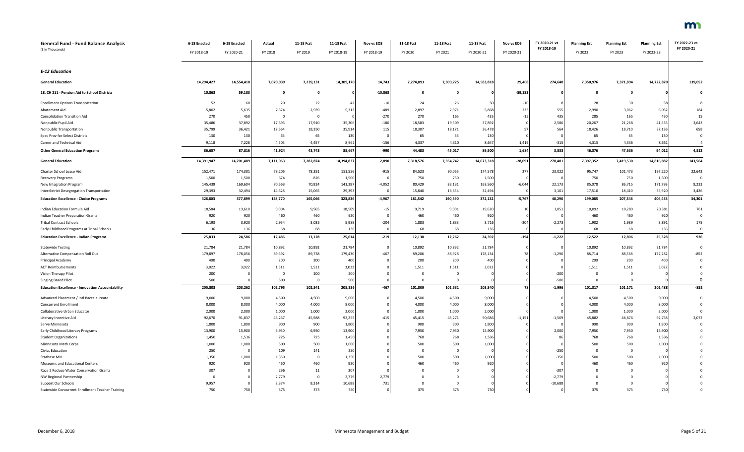## General Fund - Fund Balance Analysis

($ in Thousands)

| | 6-18 Enacted FY 2018-19 | 6-18 Enacted FY 2020-21 | Actual FY 2018 | 11-18 Fcst FY 2019 | 11-18 Fcst FY 2018-19 | Nov vs EOS FY 2018-19 | 11-18 Fcst FY 2020 | 11-18 Fcst FY 2021 | 11-18 Fcst FY 2020-21 | Nov vs EOS FY 2020-21 | FY 2020-21 vs FY 2018-19 | Planning Est FY 2022 | Planning Est FY 2023 | Planning Est FY 2022-23 | FY 2022-23 vs FY 2020-21 |
|---|---|---|---|---|---|---|---|---|---|---|---|---|---|---|---|
| ***E-12 Education*** | | | | | | | | | | | | | | | |
| **General Education** | **14,294,427** | **14,554,410** | **7,070,039** | **7,239,131** | **14,309,170** | **14,743** | **7,274,093** | **7,309,725** | **14,583,818** | **29,408** | **274,648** | **7,350,976** | **7,371,894** | **14,722,870** | **139,052** |
| **18, CH 211 - Pension Aid to School Districts** | **10,863** | **59,183** | **0** | **0** | **0** | **-10,863** | **0** | **0** | **0** | **-59,183** | **0** | **0** | **0** | **0** | **0** |
| Enrollment Options Transportation | 52 | 60 | 20 | 22 | 42 | -10 | 24 | 26 | 50 | -10 | 8 | 28 | 30 | 58 | 8 |
| Abatement Aid | 5,802 | 5,635 | 2,374 | 2,939 | 5,313 | -489 | 2,897 | 2,971 | 5,868 | 233 | 555 | 2,990 | 3,062 | 6,052 | 184 |
| Consolidation Transition Aid | 270 | 450 | 0 | 0 | 0 | -270 | 270 | 165 | 435 | -15 | 435 | 285 | 165 | 450 | 15 |
| Nonpublic Pupil Aid | 35,486 | 37,892 | 17,396 | 17,910 | 35,306 | -180 | 18,583 | 19,309 | 37,892 | 0 | 2,586 | 20,267 | 21,268 | 41,535 | 3,643 |
| Nonpublic Transportation | 35,799 | 36,421 | 17,564 | 18,350 | 35,914 | 115 | 18,307 | 18,171 | 36,478 | 57 | 564 | 18,426 | 18,710 | 37,136 | 658 |
| Spec Prov for Select Districts | 130 | 130 | 65 | 65 | 130 | 0 | 65 | 65 | 130 | 0 | 0 | 65 | 65 | 130 | 0 |
| Career and Technical Aid | 9,118 | 7,228 | 4,505 | 4,457 | 8,962 | -156 | 4,337 | 4,310 | 8,647 | 1,419 | -315 | 4,315 | 4,336 | 8,651 | 4 |
| **Other General Education Programs** | **86,657** | **87,816** | **41,924** | **43,743** | **85,667** | **-990** | **44,483** | **45,017** | **89,500** | **1,684** | **3,833** | **46,376** | **47,636** | **94,012** | **4,512** |
| **General Education** | **14,391,947** | **14,701,409** | **7,111,963** | **7,282,874** | **14,394,837** | **2,890** | **7,318,576** | **7,354,742** | **14,673,318** | **-28,091** | **278,481** | **7,397,352** | **7,419,530** | **14,816,882** | **143,564** |
| Charter School Lease Aid | 152,471 | 174,301 | 73,205 | 78,351 | 151,556 | -915 | 84,523 | 90,055 | 174,578 | 277 | 23,022 | 95,747 | 101,473 | 197,220 | 22,642 |
| Recovery Programs | 1,500 | 1,500 | 674 | 826 | 1,500 | 0 | 750 | 750 | 1,500 | 0 | 0 | 750 | 750 | 1,500 | 0 |
| New Integration Program | 145,439 | 169,604 | 70,563 | 70,824 | 141,387 | -4,052 | 80,429 | 83,131 | 163,560 | -6,044 | 22,173 | 85,078 | 86,715 | 171,793 | 8,233 |
| Interdistrict Desegregation Transportation | 29,393 | 32,494 | 14,328 | 15,065 | 29,393 | 0 | 15,840 | 16,654 | 32,494 | 0 | 3,101 | 17,510 | 18,410 | 35,920 | 3,426 |
| **Education Excellence - Choice Programs** | **328,803** | **377,899** | **158,770** | **165,066** | **323,836** | **-4,967** | **181,542** | **190,590** | **372,132** | **-5,767** | **48,296** | **199,085** | **207,348** | **406,433** | **34,301** |
| Indian Education Formula Aid | 18,584 | 19,610 | 9,004 | 9,565 | 18,569 | -15 | 9,719 | 9,901 | 19,620 | 10 | 1,051 | 10,092 | 10,289 | 20,381 | 761 |
| Indian Teacher Preparation Grants | 920 | 920 | 460 | 460 | 920 | 0 | 460 | 460 | 920 | 0 | 0 | 460 | 460 | 920 | 0 |
| Tribal Contract Schools | 6,193 | 3,920 | 2,954 | 3,035 | 5,989 | -204 | 1,883 | 1,833 | 3,716 | -204 | -2,273 | 1,902 | 1,989 | 3,891 | 175 |
| Early Childhood Programs at Tribal Schools | 136 | 136 | 68 | 68 | 136 | 0 | 68 | 68 | 136 | 0 | 0 | 68 | 68 | 136 | 0 |
| **Education Excellence - Indian Programs** | **25,833** | **24,586** | **12,486** | **13,128** | **25,614** | **-219** | **12,130** | **12,262** | **24,392** | **-194** | **-1,222** | **12,522** | **12,806** | **25,328** | **936** |
| Statewide Testing | 21,784 | 21,784 | 10,892 | 10,892 | 21,784 | 0 | 10,892 | 10,892 | 21,784 | 0 | 0 | 10,892 | 10,892 | 21,784 | 0 |
| Alternative Compensation Roll Out | 179,897 | 178,056 | 89,692 | 89,738 | 179,430 | -467 | 89,206 | 88,928 | 178,134 | 78 | -1,296 | 88,714 | 88,568 | 177,282 | -852 |
| Principal Academy | 400 | 400 | 200 | 200 | 400 | 0 | 200 | 200 | 400 | 0 | 0 | 200 | 200 | 400 | 0 |
| ACT Reimbursements | 3,022 | 3,022 | 1,511 | 1,511 | 3,022 | 0 | 1,511 | 1,511 | 3,022 | 0 | 0 | 1,511 | 1,511 | 3,022 | 0 |
| Vision Therapy Pilot | 200 | 0 | 0 | 200 | 200 | 0 | 0 | 0 | 0 | 0 | -200 | 0 | 0 | 0 | 0 |
| Singing Based Pilot | 500 | 0 | 500 | 0 | 500 | 0 | 0 | 0 | 0 | 0 | -500 | 0 | 0 | 0 | 0 |
| **Education Excellence - Innovation Accountability** | **205,803** | **203,262** | **102,795** | **102,541** | **205,336** | **-467** | **101,809** | **101,531** | **203,340** | **78** | **-1,996** | **101,317** | **101,171** | **202,488** | **-852** |
| Advanced Placement / Intl Baccalaureate | 9,000 | 9,000 | 4,500 | 4,500 | 9,000 | 0 | 4,500 | 4,500 | 9,000 | 0 | 0 | 4,500 | 4,500 | 9,000 | 0 |
| Concurrent Enrollment | 8,000 | 8,000 | 4,000 | 4,000 | 8,000 | 0 | 4,000 | 4,000 | 8,000 | 0 | 0 | 4,000 | 4,000 | 8,000 | 0 |
| Collaborative Urban Educator | 2,000 | 2,000 | 1,000 | 1,000 | 2,000 | 0 | 1,000 | 1,000 | 2,000 | 0 | 0 | 1,000 | 1,000 | 2,000 | 0 |
| Literacy Incentive Aid | 92,670 | 91,837 | 46,267 | 45,988 | 92,255 | -415 | 45,415 | 45,271 | 90,686 | -1,151 | -1,569 | 45,882 | 46,876 | 92,758 | 2,072 |
| Serve Minnesota | 1,800 | 1,800 | 900 | 900 | 1,800 | 0 | 900 | 900 | 1,800 | 0 | 0 | 900 | 900 | 1,800 | 0 |
| Early Childhood Literacy Programs | 13,900 | 15,900 | 6,950 | 6,950 | 13,900 | 0 | 7,950 | 7,950 | 15,900 | 0 | 2,000 | 7,950 | 7,950 | 15,900 | 0 |
| Student Organizations | 1,450 | 1,536 | 725 | 725 | 1,450 | 0 | 768 | 768 | 1,536 | 0 | 86 | 768 | 768 | 1,536 | 0 |
| Minnesota Math Corps | 1,000 | 1,000 | 500 | 500 | 1,000 | 0 | 500 | 500 | 1,000 | 0 | 0 | 500 | 500 | 1,000 | 0 |
| Civics Education | 250 | 0 | 109 | 141 | 250 | 0 | 0 | 0 | 0 | 0 | -250 | 0 | 0 | 0 | 0 |
| Starbase MN | 1,350 | 1,000 | 1,350 | 0 | 1,350 | 0 | 500 | 500 | 1,000 | 0 | -350 | 500 | 500 | 1,000 | 0 |
| Museums and Educational Centers | 920 | 920 | 460 | 460 | 920 | 0 | 460 | 460 | 920 | 0 | 0 | 460 | 460 | 920 | 0 |
| Race 2 Reduce Water Conservation Grants | 307 | 0 | 296 | 11 | 307 | 0 | 0 | 0 | 0 | 0 | -307 | 0 | 0 | 0 | 0 |
| NW Regional Partnership | 0 | 0 | 2,779 | 0 | 2,779 | 2,779 | 0 | 0 | 0 | 0 | -2,779 | 0 | 0 | 0 | 0 |
| Support Our Schools | 9,957 | 0 | 2,374 | 8,314 | 10,688 | 731 | 0 | 0 | 0 | 0 | -10,688 | 0 | 0 | 0 | 0 |
| Statewide Concurrent Enrollment Teacher Training | 750 | 750 | 375 | 375 | 750 | 0 | 375 | 375 | 750 | 0 | 0 | 375 | 375 | 750 | 0 |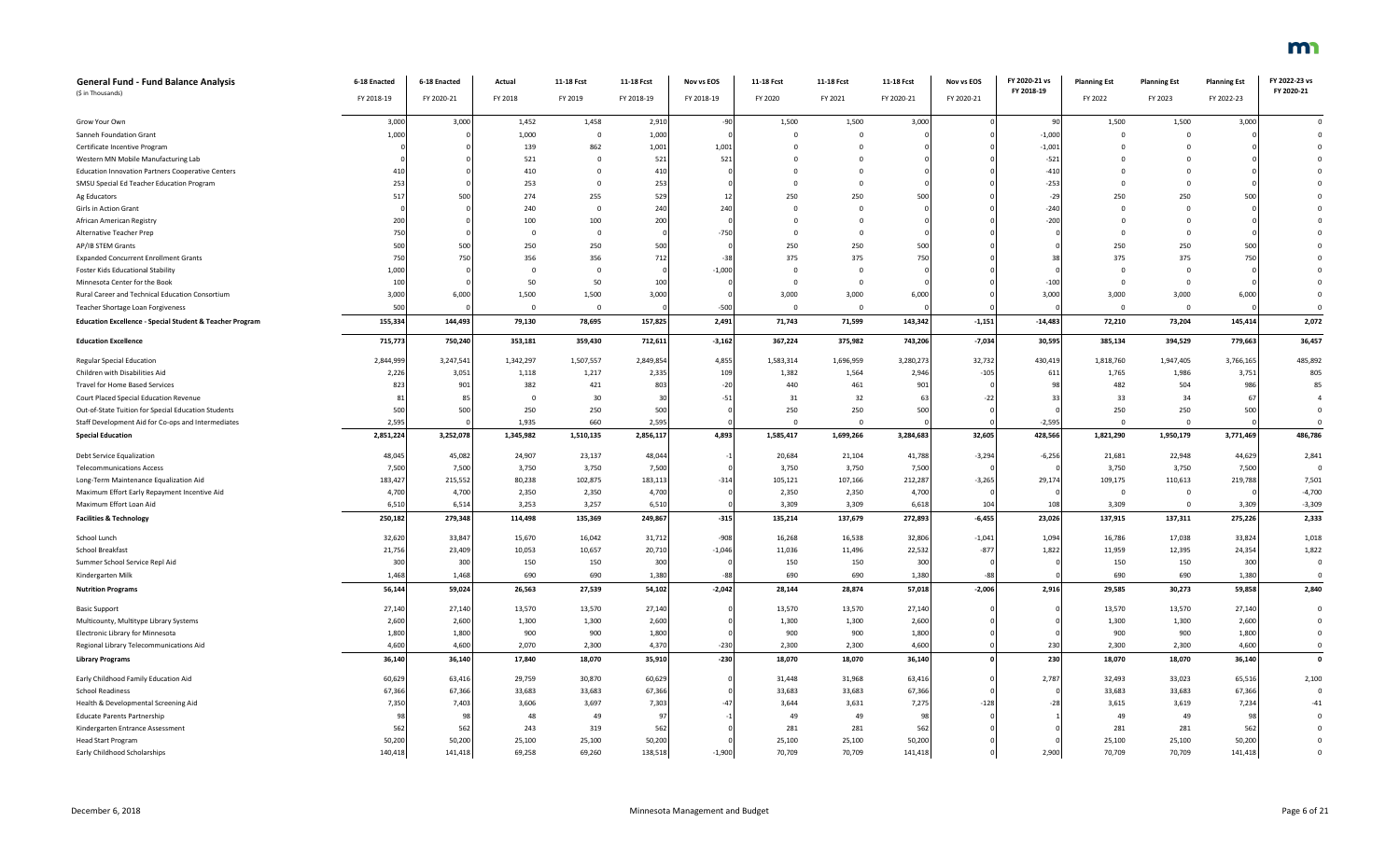| General Fund - Fund Balance Analysis<br>($ in Thousands) | 6-18 Enacted<br>FY 2018-19 | 6-18 Enacted<br>FY 2020-21 | Actual<br>FY 2018 | 11-18 Fcst<br>FY 2019 | 11-18 Fcst<br>FY 2018-19 | Nov vs EOS<br>FY 2018-19 | 11-18 Fcst<br>FY 2020 | 11-18 Fcst<br>FY 2021 | 11-18 Fcst<br>FY 2020-21 | Nov vs EOS<br>FY 2020-21 | FY 2020-21 vs FY 2018-19 | Planning Est<br>FY 2022 | Planning Est<br>FY 2023 | Planning Est<br>FY 2022-23 | FY 2022-23 vs FY 2020-21 |
|---|---|---|---|---|---|---|---|---|---|---|---|---|---|---|---|
| Grow Your Own | 3,000 | 3,000 | 1,452 | 1,458 | 2,910 | -90 | 1,500 | 1,500 | 3,000 | 0 | 90 | 1,500 | 1,500 | 3,000 | 0 |
| Sanneh Foundation Grant | 1,000 | 0 | 1,000 | 0 | 1,000 | 0 | 0 | 0 | 0 | 0 | -1,000 | 0 | 0 | 0 | 0 |
| Certificate Incentive Program | 0 | 0 | 139 | 862 | 1,001 | 1,001 | 0 | 0 | 0 | 0 | -1,001 | 0 | 0 | 0 | 0 |
| Western MN Mobile Manufacturing Lab | 0 | 0 | 521 | 0 | 521 | 521 | 0 | 0 | 0 | 0 | -521 | 0 | 0 | 0 | 0 |
| Education Innovation Partners Cooperative Centers | 410 | 0 | 410 | 0 | 410 | 0 | 0 | 0 | 0 | 0 | -410 | 0 | 0 | 0 | 0 |
| SMSU Special Ed Teacher Education Program | 253 | 0 | 253 | 0 | 253 | 0 | 0 | 0 | 0 | 0 | -253 | 0 | 0 | 0 | 0 |
| Ag Educators | 517 | 500 | 274 | 255 | 529 | 12 | 250 | 250 | 500 | 0 | -29 | 250 | 250 | 500 | 0 |
| Girls in Action Grant | 0 | 0 | 240 | 0 | 240 | 240 | 0 | 0 | 0 | 0 | -240 | 0 | 0 | 0 | 0 |
| African American Registry | 200 | 0 | 100 | 100 | 200 | 0 | 0 | 0 | 0 | 0 | -200 | 0 | 0 | 0 | 0 |
| Alternative Teacher Prep | 750 | 0 | 0 | 0 | 0 | -750 | 0 | 0 | 0 | 0 | 0 | 0 | 0 | 0 | 0 |
| AP/IB STEM Grants | 500 | 500 | 250 | 250 | 500 | 0 | 250 | 250 | 500 | 0 | 0 | 250 | 250 | 500 | 0 |
| Expanded Concurrent Enrollment Grants | 750 | 750 | 356 | 356 | 712 | -38 | 375 | 375 | 750 | 0 | 38 | 375 | 375 | 750 | 0 |
| Foster Kids Educational Stability | 1,000 | 0 | 0 | 0 | 0 | -1,000 | 0 | 0 | 0 | 0 | 0 | 0 | 0 | 0 | 0 |
| Minnesota Center for the Book | 100 | 0 | 50 | 50 | 100 | 0 | 0 | 0 | 0 | 0 | -100 | 0 | 0 | 0 | 0 |
| Rural Career and Technical Education Consortium | 3,000 | 6,000 | 1,500 | 1,500 | 3,000 | 0 | 3,000 | 3,000 | 6,000 | 0 | 3,000 | 3,000 | 3,000 | 6,000 | 0 |
| Teacher Shortage Loan Forgiveness | 500 | 0 | 0 | 0 | 0 | -500 | 0 | 0 | 0 | 0 | 0 | 0 | 0 | 0 | 0 |
| **Education Excellence - Special Student & Teacher Program** | **155,334** | **144,493** | **79,130** | **78,695** | **157,825** | **2,491** | **71,743** | **71,599** | **143,342** | **-1,151** | **-14,483** | **72,210** | **73,204** | **145,414** | **2,072** |
| **Education Excellence** | **715,773** | **750,240** | **353,181** | **359,430** | **712,611** | **-3,162** | **367,224** | **375,982** | **743,206** | **-7,034** | **30,595** | **385,134** | **394,529** | **779,663** | **36,457** |
| Regular Special Education | 2,844,999 | 3,247,541 | 1,342,297 | 1,507,557 | 2,849,854 | 4,855 | 1,583,314 | 1,696,959 | 3,280,273 | 32,732 | 430,419 | 1,818,760 | 1,947,405 | 3,766,165 | 485,892 |
| Children with Disabilities Aid | 2,226 | 3,051 | 1,118 | 1,217 | 2,335 | 109 | 1,382 | 1,564 | 2,946 | -105 | 611 | 1,765 | 1,986 | 3,751 | 805 |
| Travel for Home Based Services | 823 | 901 | 382 | 421 | 803 | -20 | 440 | 461 | 901 | 0 | 98 | 482 | 504 | 986 | 85 |
| Court Placed Special Education Revenue | 81 | 85 | 0 | 30 | 30 | -51 | 31 | 32 | 63 | -22 | 33 | 33 | 34 | 67 | 4 |
| Out-of-State Tuition for Special Education Students | 500 | 500 | 250 | 250 | 500 | 0 | 250 | 250 | 500 | 0 | 0 | 250 | 250 | 500 | 0 |
| Staff Development Aid for Co-ops and Intermediates | 2,595 | 0 | 1,935 | 660 | 2,595 | 0 | 0 | 0 | 0 | 0 | -2,595 | 0 | 0 | 0 | 0 |
| **Special Education** | **2,851,224** | **3,252,078** | **1,345,982** | **1,510,135** | **2,856,117** | **4,893** | **1,585,417** | **1,699,266** | **3,284,683** | **32,605** | **428,566** | **1,821,290** | **1,950,179** | **3,771,469** | **486,786** |
| Debt Service Equalization | 48,045 | 45,082 | 24,907 | 23,137 | 48,044 | -1 | 20,684 | 21,104 | 41,788 | -3,294 | -6,256 | 21,681 | 22,948 | 44,629 | 2,841 |
| Telecommunications Access | 7,500 | 7,500 | 3,750 | 3,750 | 7,500 | 0 | 3,750 | 3,750 | 7,500 | 0 | 0 | 3,750 | 3,750 | 7,500 | 0 |
| Long-Term Maintenance Equalization Aid | 183,427 | 215,552 | 80,238 | 102,875 | 183,113 | -314 | 105,121 | 107,166 | 212,287 | -3,265 | 29,174 | 109,175 | 110,613 | 219,788 | 7,501 |
| Maximum Effort Early Repayment Incentive Aid | 4,700 | 4,700 | 2,350 | 2,350 | 4,700 | 0 | 2,350 | 2,350 | 4,700 | 0 | 0 | 0 | 0 | 0 | -4,700 |
| Maximum Effort Loan Aid | 6,510 | 6,514 | 3,253 | 3,257 | 6,510 | 0 | 3,309 | 3,309 | 6,618 | 104 | 108 | 3,309 | 0 | 3,309 | -3,309 |
| **Facilities & Technology** | **250,182** | **279,348** | **114,498** | **135,369** | **249,867** | **-315** | **135,214** | **137,679** | **272,893** | **-6,455** | **23,026** | **137,915** | **137,311** | **275,226** | **2,333** |
| School Lunch | 32,620 | 33,847 | 15,670 | 16,042 | 31,712 | -908 | 16,268 | 16,538 | 32,806 | -1,041 | 1,094 | 16,786 | 17,038 | 33,824 | 1,018 |
| School Breakfast | 21,756 | 23,409 | 10,053 | 10,657 | 20,710 | -1,046 | 11,036 | 11,496 | 22,532 | -877 | 1,822 | 11,959 | 12,395 | 24,354 | 1,822 |
| Summer School Service Repl Aid | 300 | 300 | 150 | 150 | 300 | 0 | 150 | 150 | 300 | 0 | 0 | 150 | 150 | 300 | 0 |
| Kindergarten Milk | 1,468 | 1,468 | 690 | 690 | 1,380 | -88 | 690 | 690 | 1,380 | -88 | 0 | 690 | 690 | 1,380 | 0 |
| **Nutrition Programs** | **56,144** | **59,024** | **26,563** | **27,539** | **54,102** | **-2,042** | **28,144** | **28,874** | **57,018** | **-2,006** | **2,916** | **29,585** | **30,273** | **59,858** | **2,840** |
| Basic Support | 27,140 | 27,140 | 13,570 | 13,570 | 27,140 | 0 | 13,570 | 13,570 | 27,140 | 0 | 0 | 13,570 | 13,570 | 27,140 | 0 |
| Multicounty, Multitype Library Systems | 2,600 | 2,600 | 1,300 | 1,300 | 2,600 | 0 | 1,300 | 1,300 | 2,600 | 0 | 0 | 1,300 | 1,300 | 2,600 | 0 |
| Electronic Library for Minnesota | 1,800 | 1,800 | 900 | 900 | 1,800 | 0 | 900 | 900 | 1,800 | 0 | 0 | 900 | 900 | 1,800 | 0 |
| Regional Library Telecommunications Aid | 4,600 | 4,600 | 2,070 | 2,300 | 4,370 | -230 | 2,300 | 2,300 | 4,600 | 0 | 230 | 2,300 | 2,300 | 4,600 | 0 |
| **Library Programs** | **36,140** | **36,140** | **17,840** | **18,070** | **35,910** | **-230** | **18,070** | **18,070** | **36,140** | **0** | **230** | **18,070** | **18,070** | **36,140** | **0** |
| Early Childhood Family Education Aid | 60,629 | 63,416 | 29,759 | 30,870 | 60,629 | 0 | 31,448 | 31,968 | 63,416 | 0 | 2,787 | 32,493 | 33,023 | 65,516 | 2,100 |
| School Readiness | 67,366 | 67,366 | 33,683 | 33,683 | 67,366 | 0 | 33,683 | 33,683 | 67,366 | 0 | 0 | 33,683 | 33,683 | 67,366 | 0 |
| Health & Developmental Screening Aid | 7,350 | 7,403 | 3,606 | 3,697 | 7,303 | -47 | 3,644 | 3,631 | 7,275 | -128 | -28 | 3,615 | 3,619 | 7,234 | -41 |
| Educate Parents Partnership | 98 | 98 | 48 | 49 | 97 | -1 | 49 | 49 | 98 | 0 | 1 | 49 | 49 | 98 | 0 |
| Kindergarten Entrance Assessment | 562 | 562 | 243 | 319 | 562 | 0 | 281 | 281 | 562 | 0 | 0 | 281 | 281 | 562 | 0 |
| Head Start Program | 50,200 | 50,200 | 25,100 | 25,100 | 50,200 | 0 | 25,100 | 25,100 | 50,200 | 0 | 0 | 25,100 | 25,100 | 50,200 | 0 |
| Early Childhood Scholarships | 140,418 | 141,418 | 69,258 | 69,260 | 138,518 | -1,900 | 70,709 | 70,709 | 141,418 | 0 | 2,900 | 70,709 | 70,709 | 141,418 | 0 |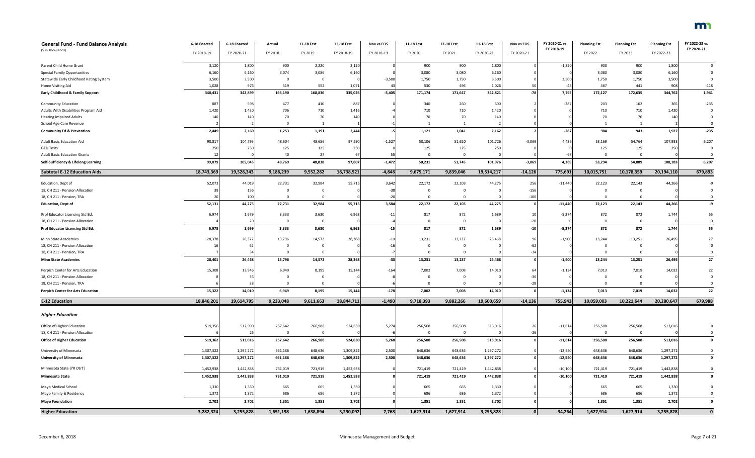| General Fund - Fund Balance Analysis<br>($ in Thousands) | 6-18 Enacted<br>FY 2018-19 | 6-18 Enacted<br>FY 2020-21 | Actual<br>FY 2018 | 11-18 Fcst<br>FY 2019 | 11-18 Fcst<br>FY 2018-19 | Nov vs EOS<br>FY 2018-19 | 11-18 Fcst<br>FY 2020 | 11-18 Fcst<br>FY 2021 | 11-18 Fcst<br>FY 2020-21 | Nov vs EOS<br>FY 2020-21 | FY 2020-21 vs<br>FY 2018-19 | Planning Est<br>FY 2022 | Planning Est<br>FY 2023 | Planning Est<br>FY 2022-23 | FY 2022-23 vs<br>FY 2020-21 |
|---|---|---|---|---|---|---|---|---|---|---|---|---|---|---|---|
| Parent Child Home Grant | 3,120 | 1,800 | 900 | 2,220 | 3,120 | 0 | 900 | 900 | 1,800 | 0 | -1,320 | 900 | 900 | 1,800 | 0 |
| Special Family Opportunities | 6,160 | 6,160 | 3,074 | 3,086 | 6,160 | 0 | 3,080 | 3,080 | 6,160 | 0 | 0 | 3,080 | 3,080 | 6,160 | 0 |
| Statewide Early Childhood Rating System | 3,500 | 3,500 | 0 | 0 | 0 | -3,500 | 1,750 | 1,750 | 3,500 | 0 | 3,500 | 1,750 | 1,750 | 3,500 | 0 |
| Home Visiting Aid | 1,028 | 976 | 519 | 552 | 1,071 | 43 | 530 | 496 | 1,026 | 50 | -45 | 467 | 441 | 908 | -118 |
| **Early Childhood & Family Support** | **340,431** | **342,899** | **166,190** | **168,836** | **335,026** | **-5,405** | **171,174** | **171,647** | **342,821** | **-78** | **7,795** | **172,127** | **172,635** | **344,762** | **1,941** |
| Community Education | 887 | 598 | 477 | 410 | 887 | 0 | 340 | 260 | 600 | 2 | -287 | 203 | 162 | 365 | -235 |
| Adults With Disabilities Program Aid | 1,420 | 1,420 | 706 | 710 | 1,416 | -4 | 710 | 710 | 1,420 | 0 | 0 | 710 | 710 | 1,420 | 0 |
| Hearing Impaired Adults | 140 | 140 | 70 | 70 | 140 | 0 | 70 | 70 | 140 | 0 | 0 | 70 | 70 | 140 | 0 |
| School Age Care Revenue | 2 | 2 | 0 | 1 | 1 | -1 | 1 | 1 | 2 | 0 | 0 | 1 | 1 | 2 | 0 |
| **Community Ed & Prevention** | **2,449** | **2,160** | **1,253** | **1,191** | **2,444** | **-5** | **1,121** | **1,041** | **2,162** | **2** | **-287** | **984** | **943** | **1,927** | **-235** |
| Adult Basic Education Aid | 98,817 | 104,795 | 48,604 | 48,686 | 97,290 | -1,527 | 50,106 | 51,620 | 101,726 | -3,069 | 4,436 | 53,169 | 54,764 | 107,933 | 6,207 |
| GED Tests | 250 | 250 | 125 | 125 | 250 | 0 | 125 | 125 | 250 | 0 | 0 | 125 | 125 | 250 | 0 |
| Adult Basic Education Grants | 12 | 0 | 40 | 27 | 67 | 55 | 0 | 0 | 0 | 0 | -67 | 0 | 0 | 0 | 0 |
| **Self-Sufficiency & Lifelong Learning** | **99,079** | **105,045** | **48,769** | **48,838** | **97,607** | **-1,472** | **50,231** | **51,745** | **101,976** | **-3,069** | **4,369** | **53,294** | **54,889** | **108,183** | **6,207** |
| **Subtotal E-12 Education Aids** | **18,743,369** | **19,528,343** | **9,186,239** | **9,552,282** | **18,738,521** | **-4,848** | **9,675,171** | **9,839,046** | **19,514,217** | **-14,126** | **775,691** | **10,015,751** | **10,178,359** | **20,194,110** | **679,893** |
| Education, Dept of | 52,073 | 44,019 | 22,731 | 32,984 | 55,715 | 3,642 | 22,172 | 22,103 | 44,275 | 256 | -11,440 | 22,123 | 22,143 | 44,266 | -9 |
| 18, CH 211 - Pension Allocation | 38 | 156 | 0 | 0 | 0 | -38 | 0 | 0 | 0 | -156 | 0 | 0 | 0 | 0 | 0 |
| 18, CH 211 - Pension, TRA | 20 | 100 | 0 | 0 | 0 | -20 | 0 | 0 | 0 | -100 | 0 | 0 | 0 | 0 | 0 |
| **Education, Dept of** | **52,131** | **44,275** | **22,731** | **32,984** | **55,715** | **3,584** | **22,172** | **22,103** | **44,275** | **0** | **-11,440** | **22,123** | **22,143** | **44,266** | **-9** |
| Prof Educator Licensing Std Bd. | 6,974 | 1,679 | 3,333 | 3,630 | 6,963 | -11 | 817 | 872 | 1,689 | 10 | -5,274 | 872 | 872 | 1,744 | 55 |
| 18, CH 211 - Pension Allocation | 4 | 20 | 0 | 0 | 0 | -4 | 0 | 0 | 0 | -20 | 0 | 0 | 0 | 0 | 0 |
| **Prof Educator Licensing Std Bd.** | **6,978** | **1,699** | **3,333** | **3,630** | **6,963** | **-15** | **817** | **872** | **1,689** | **-10** | **-5,274** | **872** | **872** | **1,744** | **55** |
| Minn State Academies | 28,378 | 26,372 | 13,796 | 14,572 | 28,368 | -10 | 13,231 | 13,237 | 26,468 | 96 | -1,900 | 13,244 | 13,251 | 26,495 | 27 |
| 18, CH 211 - Pension Allocation | 16 | 62 | 0 | 0 | 0 | -16 | 0 | 0 | 0 | -62 | 0 | 0 | 0 | 0 | 0 |
| 18, CH 211 - Pension, TRA | 7 | 34 | 0 | 0 | 0 | -7 | 0 | 0 | 0 | -34 | 0 | 0 | 0 | 0 | 0 |
| **Minn State Academies** | **28,401** | **26,468** | **13,796** | **14,572** | **28,368** | **-33** | **13,231** | **13,237** | **26,468** | **0** | **-1,900** | **13,244** | **13,251** | **26,495** | **27** |
| Perpich Center for Arts Education | 15,308 | 13,946 | 6,949 | 8,195 | 15,144 | -164 | 7,002 | 7,008 | 14,010 | 64 | -1,134 | 7,013 | 7,019 | 14,032 | 22 |
| 18, CH 211 - Pension Allocation | 8 | 36 | 0 | 0 | 0 | -8 | 0 | 0 | 0 | -36 | 0 | 0 | 0 | 0 | 0 |
| 18, CH 211 - Pension, TRA | 6 | 28 | 0 | 0 | 0 | -6 | 0 | 0 | 0 | -28 | 0 | 0 | 0 | 0 | 0 |
| **Perpich Center for Arts Education** | **15,322** | **14,010** | **6,949** | **8,195** | **15,144** | **-178** | **7,002** | **7,008** | **14,010** | **0** | **-1,134** | **7,013** | **7,019** | **14,032** | **22** |
| **E-12 Education** | **18,846,201** | **19,614,795** | **9,233,048** | **9,611,663** | **18,844,711** | **-1,490** | **9,718,393** | **9,882,266** | **19,600,659** | **-14,136** | **755,943** | **10,059,003** | **10,221,644** | **20,280,647** | **679,988** |
| ***Higher Education*** | | | | | | | | | | | | | | | |
| Office of Higher Education | 519,356 | 512,990 | 257,642 | 266,988 | 524,630 | 5,274 | 256,508 | 256,508 | 513,016 | 26 | -11,614 | 256,508 | 256,508 | 513,016 | 0 |
| 18, CH 211 - Pension Allocation | 6 | 26 | 0 | 0 | 0 | -6 | 0 | 0 | 0 | -26 | 0 | 0 | 0 | 0 | 0 |
| **Office of Higher Education** | **519,362** | **513,016** | **257,642** | **266,988** | **524,630** | **5,268** | **256,508** | **256,508** | **513,016** | **0** | **-11,614** | **256,508** | **256,508** | **513,016** | **0** |
| University of Minnesota | 1,307,322 | 1,297,272 | 661,186 | 648,636 | 1,309,822 | 2,500 | 648,636 | 648,636 | 1,297,272 | 0 | -12,550 | 648,636 | 648,636 | 1,297,272 | 0 |
| **University of Minnesota** | **1,307,322** | **1,297,272** | **661,186** | **648,636** | **1,309,822** | **2,500** | **648,636** | **648,636** | **1,297,272** | **0** | **-12,550** | **648,636** | **648,636** | **1,297,272** | **0** |
| Minnesota State (*TR OUT*) | 1,452,938 | 1,442,838 | 731,019 | 721,919 | 1,452,938 | 0 | 721,419 | 721,419 | 1,442,838 | 0 | -10,100 | 721,419 | 721,419 | 1,442,838 | 0 |
| **Minnesota State** | **1,452,938** | **1,442,838** | **731,019** | **721,919** | **1,452,938** | **0** | **721,419** | **721,419** | **1,442,838** | **0** | **-10,100** | **721,419** | **721,419** | **1,442,838** | **0** |
| Mayo Medical School | 1,330 | 1,330 | 665 | 665 | 1,330 | 0 | 665 | 665 | 1,330 | 0 | 0 | 665 | 665 | 1,330 | 0 |
| Mayo Family & Residency | 1,372 | 1,372 | 686 | 686 | 1,372 | 0 | 686 | 686 | 1,372 | 0 | 0 | 686 | 686 | 1,372 | 0 |
| **Mayo Foundation** | **2,702** | **2,702** | **1,351** | **1,351** | **2,702** | **0** | **1,351** | **1,351** | **2,702** | **0** | **0** | **1,351** | **1,351** | **2,702** | **0** |
| **Higher Education** | **3,282,324** | **3,255,828** | **1,651,198** | **1,638,894** | **3,290,092** | **7,768** | **1,627,914** | **1,627,914** | **3,255,828** | **0** | **-34,264** | **1,627,914** | **1,627,914** | **3,255,828** | **0** |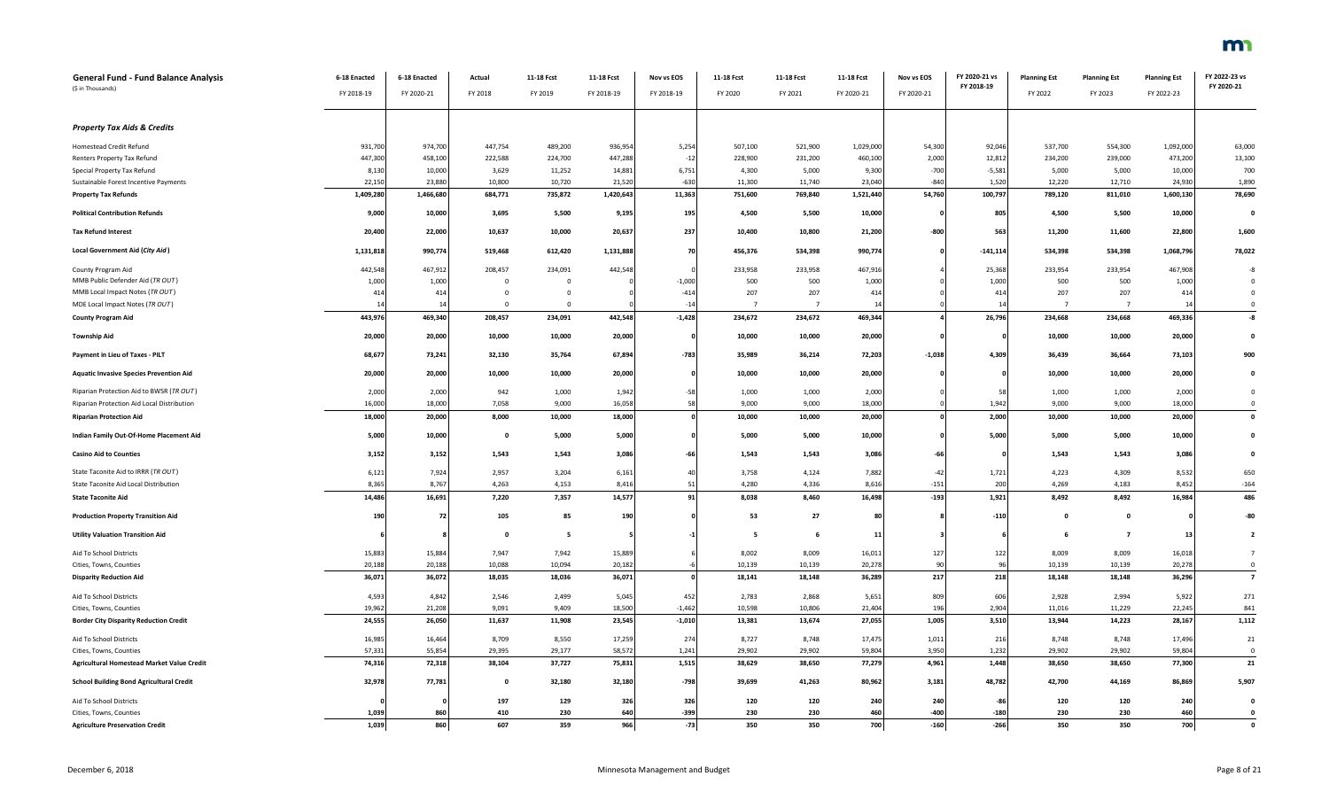## General Fund - Fund Balance Analysis

($ in Thousands)

| | 6-18 Enacted FY 2018-19 | 6-18 Enacted FY 2020-21 | Actual FY 2018 | 11-18 Fcst FY 2019 | 11-18 Fcst FY 2018-19 | Nov vs EOS FY 2018-19 | 11-18 Fcst FY 2020 | 11-18 Fcst FY 2021 | 11-18 Fcst FY 2020-21 | Nov vs EOS FY 2020-21 | FY 2020-21 vs FY 2018-19 | Planning Est FY 2022 | Planning Est FY 2023 | Planning Est FY 2022-23 | FY 2022-23 vs FY 2020-21 |
|---|---|---|---|---|---|---|---|---|---|---|---|---|---|---|---|
| ***Property Tax Aids & Credits*** | | | | | | | | | | | | | | | |
| Homestead Credit Refund | 931,700 | 974,700 | 447,754 | 489,200 | 936,954 | 5,254 | 507,100 | 521,900 | 1,029,000 | 54,300 | 92,046 | 537,700 | 554,300 | 1,092,000 | 63,000 |
| Renters Property Tax Refund | 447,300 | 458,100 | 222,588 | 224,700 | 447,288 | -12 | 228,900 | 231,200 | 460,100 | 2,000 | 12,812 | 234,200 | 239,000 | 473,200 | 13,100 |
| Special Property Tax Refund | 8,130 | 10,000 | 3,629 | 11,252 | 14,881 | 6,751 | 4,300 | 5,000 | 9,300 | -700 | -5,581 | 5,000 | 5,000 | 10,000 | 700 |
| Sustainable Forest Incentive Payments | 22,150 | 23,880 | 10,800 | 10,720 | 21,520 | -630 | 11,300 | 11,740 | 23,040 | -840 | 1,520 | 12,220 | 12,710 | 24,930 | 1,890 |
| **Property Tax Refunds** | **1,409,280** | **1,466,680** | **684,771** | **735,872** | **1,420,643** | **11,363** | **751,600** | **769,840** | **1,521,440** | **54,760** | **100,797** | **789,120** | **811,010** | **1,600,130** | **78,690** |
| **Political Contribution Refunds** | **9,000** | **10,000** | **3,695** | **5,500** | **9,195** | **195** | **4,500** | **5,500** | **10,000** | **0** | **805** | **4,500** | **5,500** | **10,000** | **0** |
| **Tax Refund Interest** | **20,400** | **22,000** | **10,637** | **10,000** | **20,637** | **237** | **10,400** | **10,800** | **21,200** | **-800** | **563** | **11,200** | **11,600** | **22,800** | **1,600** |
| **Local Government Aid (*City Aid*)** | **1,131,818** | **990,774** | **519,468** | **612,420** | **1,131,888** | **70** | **456,376** | **534,398** | **990,774** | **0** | **-141,114** | **534,398** | **534,398** | **1,068,796** | **78,022** |
| County Program Aid | 442,548 | 467,912 | 208,457 | 234,091 | 442,548 | 0 | 233,958 | 233,958 | 467,916 | 4 | 25,368 | 233,954 | 233,954 | 467,908 | -8 |
| MMB Public Defender Aid (*TR OUT*) | 1,000 | 1,000 | 0 | 0 | 0 | -1,000 | 500 | 500 | 1,000 | 0 | 1,000 | 500 | 500 | 1,000 | 0 |
| MMB Local Impact Notes (*TR OUT*) | 414 | 414 | 0 | 0 | 0 | -414 | 207 | 207 | 414 | 0 | 414 | 207 | 207 | 414 | 0 |
| MDE Local Impact Notes (*TR OUT*) | 14 | 14 | 0 | 0 | 0 | -14 | 7 | 7 | 14 | 0 | 14 | 7 | 7 | 14 | 0 |
| **County Program Aid** | **443,976** | **469,340** | **208,457** | **234,091** | **442,548** | **-1,428** | **234,672** | **234,672** | **469,344** | **4** | **26,796** | **234,668** | **234,668** | **469,336** | **-8** |
| **Township Aid** | **20,000** | **20,000** | **10,000** | **10,000** | **20,000** | **0** | **10,000** | **10,000** | **20,000** | **0** | **0** | **10,000** | **10,000** | **20,000** | **0** |
| **Payment in Lieu of Taxes - PILT** | **68,677** | **73,241** | **32,130** | **35,764** | **67,894** | **-783** | **35,989** | **36,214** | **72,203** | **-1,038** | **4,309** | **36,439** | **36,664** | **73,103** | **900** |
| **Aquatic Invasive Species Prevention Aid** | **20,000** | **20,000** | **10,000** | **10,000** | **20,000** | **0** | **10,000** | **10,000** | **20,000** | **0** | **0** | **10,000** | **10,000** | **20,000** | **0** |
| Riparian Protection Aid to BWSR (*TR OUT*) | 2,000 | 2,000 | 942 | 1,000 | 1,942 | -58 | 1,000 | 1,000 | 2,000 | 0 | 58 | 1,000 | 1,000 | 2,000 | 0 |
| Riparian Protection Aid Local Distribution | 16,000 | 18,000 | 7,058 | 9,000 | 16,058 | 58 | 9,000 | 9,000 | 18,000 | 0 | 1,942 | 9,000 | 9,000 | 18,000 | 0 |
| **Riparian Protection Aid** | **18,000** | **20,000** | **8,000** | **10,000** | **18,000** | **0** | **10,000** | **10,000** | **20,000** | **0** | **2,000** | **10,000** | **10,000** | **20,000** | **0** |
| **Indian Family Out-Of-Home Placement Aid** | **5,000** | **10,000** | **0** | **5,000** | **5,000** | **0** | **5,000** | **5,000** | **10,000** | **0** | **5,000** | **5,000** | **5,000** | **10,000** | **0** |
| **Casino Aid to Counties** | **3,152** | **3,152** | **1,543** | **1,543** | **3,086** | **-66** | **1,543** | **1,543** | **3,086** | **-66** | **0** | **1,543** | **1,543** | **3,086** | **0** |
| State Taconite Aid to IRRR (*TR OUT*) | 6,121 | 7,924 | 2,957 | 3,204 | 6,161 | 40 | 3,758 | 4,124 | 7,882 | -42 | 1,721 | 4,223 | 4,309 | 8,532 | 650 |
| State Taconite Aid Local Distribution | 8,365 | 8,767 | 4,263 | 4,153 | 8,416 | 51 | 4,280 | 4,336 | 8,616 | -151 | 200 | 4,269 | 4,183 | 8,452 | -164 |
| **State Taconite Aid** | **14,486** | **16,691** | **7,220** | **7,357** | **14,577** | **91** | **8,038** | **8,460** | **16,498** | **-193** | **1,921** | **8,492** | **8,492** | **16,984** | **486** |
| **Production Property Transition Aid** | **190** | **72** | **105** | **85** | **190** | **0** | **53** | **27** | **80** | **8** | **-110** | **0** | **0** | **0** | **-80** |
| **Utility Valuation Transition Aid** | **6** | **8** | **0** | **5** | **5** | **-1** | **5** | **6** | **11** | **3** | **6** | **6** | **7** | **13** | **2** |
| Aid To School Districts | 15,883 | 15,884 | 7,947 | 7,942 | 15,889 | 6 | 8,002 | 8,009 | 16,011 | 127 | 122 | 8,009 | 8,009 | 16,018 | 7 |
| Cities, Towns, Counties | 20,188 | 20,188 | 10,088 | 10,094 | 20,182 | -6 | 10,139 | 10,139 | 20,278 | 90 | 96 | 10,139 | 10,139 | 20,278 | 0 |
| **Disparity Reduction Aid** | **36,071** | **36,072** | **18,035** | **18,036** | **36,071** | **0** | **18,141** | **18,148** | **36,289** | **217** | **218** | **18,148** | **18,148** | **36,296** | **7** |
| Aid To School Districts | 4,593 | 4,842 | 2,546 | 2,499 | 5,045 | 452 | 2,783 | 2,868 | 5,651 | 809 | 606 | 2,928 | 2,994 | 5,922 | 271 |
| Cities, Towns, Counties | 19,962 | 21,208 | 9,091 | 9,409 | 18,500 | -1,462 | 10,598 | 10,806 | 21,404 | 196 | 2,904 | 11,016 | 11,229 | 22,245 | 841 |
| **Border City Disparity Reduction Credit** | **24,555** | **26,050** | **11,637** | **11,908** | **23,545** | **-1,010** | **13,381** | **13,674** | **27,055** | **1,005** | **3,510** | **13,944** | **14,223** | **28,167** | **1,112** |
| Aid To School Districts | 16,985 | 16,464 | 8,709 | 8,550 | 17,259 | 274 | 8,727 | 8,748 | 17,475 | 1,011 | 216 | 8,748 | 8,748 | 17,496 | 21 |
| Cities, Towns, Counties | 57,331 | 55,854 | 29,395 | 29,177 | 58,572 | 1,241 | 29,902 | 29,902 | 59,804 | 3,950 | 1,232 | 29,902 | 29,902 | 59,804 | 0 |
| **Agricultural Homestead Market Value Credit** | **74,316** | **72,318** | **38,104** | **37,727** | **75,831** | **1,515** | **38,629** | **38,650** | **77,279** | **4,961** | **1,448** | **38,650** | **38,650** | **77,300** | **21** |
| **School Building Bond Agricultural Credit** | **32,978** | **77,781** | **0** | **32,180** | **32,180** | **-798** | **39,699** | **41,263** | **80,962** | **3,181** | **48,782** | **42,700** | **44,169** | **86,869** | **5,907** |
| Aid To School Districts | 0 | 0 | 197 | 129 | 326 | 326 | 120 | 120 | 240 | 240 | -86 | 120 | 120 | 240 | 0 |
| Cities, Towns, Counties | 1,039 | 860 | 410 | 230 | 640 | -399 | 230 | 230 | 460 | -400 | -180 | 230 | 230 | 460 | 0 |
| **Agriculture Preservation Credit** | **1,039** | **860** | **607** | **359** | **966** | **-73** | **350** | **350** | **700** | **-160** | **-266** | **350** | **350** | **700** | **0** |

December 6, 2018 — Minnesota Management and Budget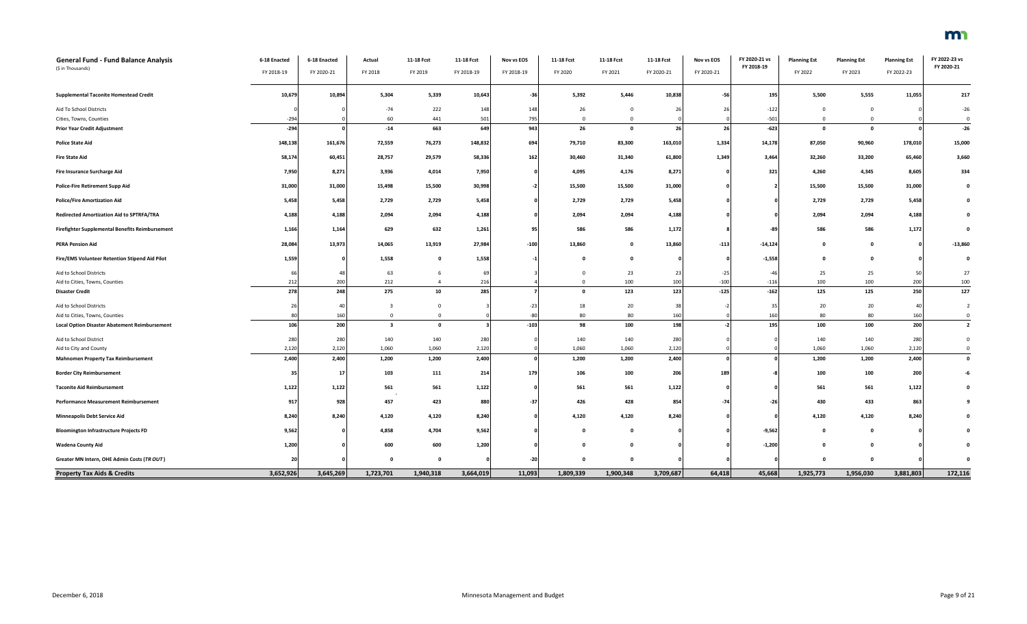| General Fund - Fund Balance Analysis<br>($ in Thousands) | 6-18 Enacted<br>FY 2018-19 | 6-18 Enacted<br>FY 2020-21 | Actual<br>FY 2018 | 11-18 Fcst<br>FY 2019 | 11-18 Fcst<br>FY 2018-19 | Nov vs EOS<br>FY 2018-19 | 11-18 Fcst<br>FY 2020 | 11-18 Fcst<br>FY 2021 | 11-18 Fcst<br>FY 2020-21 | Nov vs EOS<br>FY 2020-21 | FY 2020-21 vs FY 2018-19 | Planning Est<br>FY 2022 | Planning Est<br>FY 2023 | Planning Est<br>FY 2022-23 | FY 2022-23 vs FY 2020-21 |
|---|---|---|---|---|---|---|---|---|---|---|---|---|---|---|---|
| **Supplemental Taconite Homestead Credit** | 10,679 | 10,894 | 5,304 | 5,339 | 10,643 | -36 | 5,392 | 5,446 | 10,838 | -56 | 195 | 5,500 | 5,555 | 11,055 | 217 |
| Aid To School Districts | 0 | 0 | -74 | 222 | 148 | 148 | 26 | 0 | 26 | 26 | -122 | 0 | 0 | 0 | -26 |
| Cities, Towns, Counties | -294 | 0 | 60 | 441 | 501 | 795 | 0 | 0 | 0 | 0 | -501 | 0 | 0 | 0 | 0 |
| **Prior Year Credit Adjustment** | -294 | 0 | -14 | 663 | 649 | 943 | 26 | 0 | 26 | 26 | -623 | 0 | 0 | 0 | -26 |
| **Police State Aid** | 148,138 | 161,676 | 72,559 | 76,273 | 148,832 | 694 | 79,710 | 83,300 | 163,010 | 1,334 | 14,178 | 87,050 | 90,960 | 178,010 | 15,000 |
| **Fire State Aid** | 58,174 | 60,451 | 28,757 | 29,579 | 58,336 | 162 | 30,460 | 31,340 | 61,800 | 1,349 | 3,464 | 32,260 | 33,200 | 65,460 | 3,660 |
| **Fire Insurance Surcharge Aid** | 7,950 | 8,271 | 3,936 | 4,014 | 7,950 | 0 | 4,095 | 4,176 | 8,271 | 0 | 321 | 4,260 | 4,345 | 8,605 | 334 |
| **Police-Fire Retirement Supp Aid** | 31,000 | 31,000 | 15,498 | 15,500 | 30,998 | -2 | 15,500 | 15,500 | 31,000 | 0 | 2 | 15,500 | 15,500 | 31,000 | 0 |
| **Police/Fire Amortization Aid** | 5,458 | 5,458 | 2,729 | 2,729 | 5,458 | 0 | 2,729 | 2,729 | 5,458 | 0 | 0 | 2,729 | 2,729 | 5,458 | 0 |
| **Redirected Amortization Aid to SPTRFA/TRA** | 4,188 | 4,188 | 2,094 | 2,094 | 4,188 | 0 | 2,094 | 2,094 | 4,188 | 0 | 0 | 2,094 | 2,094 | 4,188 | 0 |
| **Firefighter Supplemental Benefits Reimbursement** | 1,166 | 1,164 | 629 | 632 | 1,261 | 95 | 586 | 586 | 1,172 | 8 | -89 | 586 | 586 | 1,172 | 0 |
| **PERA Pension Aid** | 28,084 | 13,973 | 14,065 | 13,919 | 27,984 | -100 | 13,860 | 0 | 13,860 | -113 | -14,124 | 0 | 0 | 0 | -13,860 |
| **Fire/EMS Volunteer Retention Stipend Aid Pilot** | 1,559 | 0 | 1,558 | 0 | 1,558 | -1 | 0 | 0 | 0 | 0 | -1,558 | 0 | 0 | 0 | 0 |
| Aid to School Districts | 66 | 48 | 63 | 6 | 69 | 3 | 0 | 23 | 23 | -25 | -46 | 25 | 25 | 50 | 27 |
| Aid to Cities, Towns, Counties | 212 | 200 | 212 | 4 | 216 | 4 | 0 | 100 | 100 | -100 | -116 | 100 | 100 | 200 | 100 |
| **Disaster Credit** | 278 | 248 | 275 | 10 | 285 | 7 | 0 | 123 | 123 | -125 | -162 | 125 | 125 | 250 | 127 |
| Aid to School Districts | 26 | 40 | 3 | 0 | 3 | -23 | 18 | 20 | 38 | -2 | 35 | 20 | 20 | 40 | 2 |
| Aid to Cities, Towns, Counties | 80 | 160 | 0 | 0 | 0 | -80 | 80 | 80 | 160 | 0 | 160 | 80 | 80 | 160 | 0 |
| **Local Option Disaster Abatement Reimbursement** | 106 | 200 | 3 | 0 | 3 | -103 | 98 | 100 | 198 | -2 | 195 | 100 | 100 | 200 | 2 |
| Aid to School District | 280 | 280 | 140 | 140 | 280 | 0 | 140 | 140 | 280 | 0 | 0 | 140 | 140 | 280 | 0 |
| Aid to City and County | 2,120 | 2,120 | 1,060 | 1,060 | 2,120 | 0 | 1,060 | 1,060 | 2,120 | 0 | 0 | 1,060 | 1,060 | 2,120 | 0 |
| **Mahnomen Property Tax Reimbursement** | 2,400 | 2,400 | 1,200 | 1,200 | 2,400 | 0 | 1,200 | 1,200 | 2,400 | 0 | 0 | 1,200 | 1,200 | 2,400 | 0 |
| **Border City Reimbursement** | 35 | 17 | 103 | 111 | 214 | 179 | 106 | 100 | 206 | 189 | -8 | 100 | 100 | 200 | -6 |
| **Taconite Aid Reimbursement** | 1,122 | 1,122 | 561 | 561 | 1,122 | 0 | 561 | 561 | 1,122 | 0 | 0 | 561 | 561 | 1,122 | 0 |
| **Performance Measurement Reimbursement** | 917 | 928 | 457 | 423 | 880 | -37 | 426 | 428 | 854 | -74 | -26 | 430 | 433 | 863 | 9 |
| **Minneapolis Debt Service Aid** | 8,240 | 8,240 | 4,120 | 4,120 | 8,240 | 0 | 4,120 | 4,120 | 8,240 | 0 | 0 | 4,120 | 4,120 | 8,240 | 0 |
| **Bloomington Infrastructure Projects FD** | 9,562 | 0 | 4,858 | 4,704 | 9,562 | 0 | 0 | 0 | 0 | 0 | -9,562 | 0 | 0 | 0 | 0 |
| **Wadena County Aid** | 1,200 | 0 | 600 | 600 | 1,200 | 0 | 0 | 0 | 0 | 0 | -1,200 | 0 | 0 | 0 | 0 |
| **Greater MN Intern, OHE Admin Costs (*TR OUT*)** | 20 | 0 | 0 | 0 | 0 | -20 | 0 | 0 | 0 | 0 | 0 | 0 | 0 | 0 | 0 |
| **Property Tax Aids & Credits** | **3,652,926** | **3,645,269** | **1,723,701** | **1,940,318** | **3,664,019** | **11,093** | **1,809,339** | **1,900,348** | **3,709,687** | **64,418** | **45,668** | **1,925,773** | **1,956,030** | **3,881,803** | **172,116** |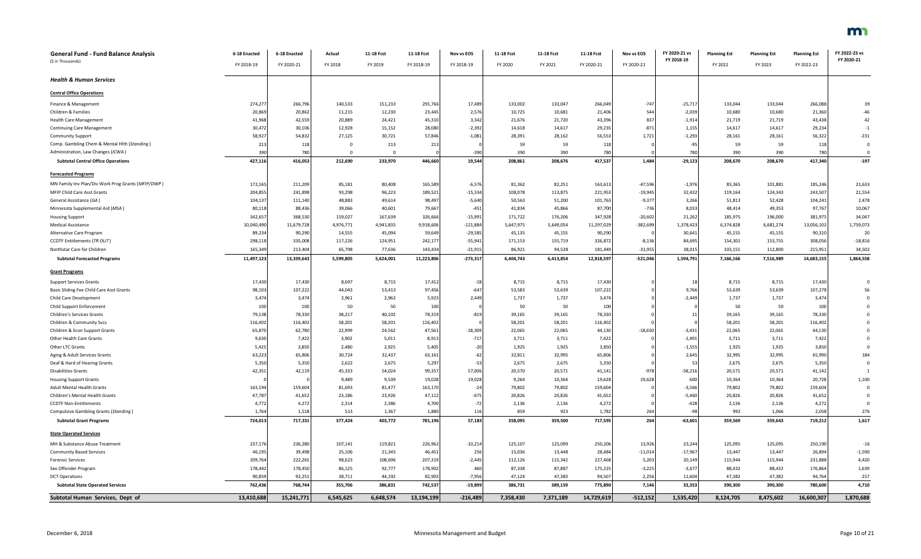| General Fund - Fund Balance Analysis ($ in Thousands) | 6-18 Enacted FY 2018-19 | 6-18 Enacted FY 2020-21 | Actual FY 2018 | 11-18 Fcst FY 2019 | 11-18 Fcst FY 2018-19 | Nov vs EOS FY 2018-19 | 11-18 Fcst FY 2020 | 11-18 Fcst FY 2021 | 11-18 Fcst FY 2020-21 | Nov vs EOS FY 2020-21 | FY 2020-21 vs FY 2018-19 | Planning Est FY 2022 | Planning Est FY 2023 | Planning Est FY 2022-23 | FY 2022-23 vs FY 2020-21 |
|---|---|---|---|---|---|---|---|---|---|---|---|---|---|---|---|
| ***Health & Human Services*** | | | | | | | | | | | | | | | |
| **Central Office Operations** | | | | | | | | | | | | | | | |
| Finance & Management | 274,277 | 266,796 | 140,533 | 151,233 | 291,766 | 17,489 | 133,002 | 133,047 | 266,049 | -747 | -25,717 | 133,044 | 133,044 | 266,088 | 39 |
| Children & Families | 20,869 | 20,862 | 11,215 | 12,230 | 23,445 | 2,576 | 10,725 | 10,681 | 21,406 | 544 | -2,039 | 10,680 | 10,680 | 21,360 | -46 |
| Health Care Management | 41,968 | 42,559 | 20,889 | 24,421 | 45,310 | 3,342 | 21,676 | 21,720 | 43,396 | 837 | -1,914 | 21,719 | 21,719 | 43,438 | 42 |
| Continuing Care Management | 30,472 | 30,106 | 12,928 | 15,152 | 28,080 | -2,392 | 14,618 | 14,617 | 29,235 | -871 | 1,155 | 14,617 | 14,617 | 29,234 | -1 |
| Community Support | 58,927 | 54,832 | 27,125 | 30,721 | 57,846 | -1,081 | 28,391 | 28,162 | 56,553 | 1,721 | -1,293 | 28,161 | 28,161 | 56,322 | -231 |
| Comp. Gambling Chem & Mental Hlth (*Standing*) | 213 | 118 | 0 | 213 | 213 | 0 | 59 | 59 | 118 | 0 | -95 | 59 | 59 | 118 | 0 |
| Administration, Law Changes (*ICWA*) | 390 | 780 | 0 | 0 | 0 | -390 | 390 | 390 | 780 | 0 | 780 | 390 | 390 | 780 | 0 |
| **Subtotal Central Office Operations** | **427,116** | **416,053** | **212,690** | **233,970** | **446,660** | **19,544** | **208,861** | **208,676** | **417,537** | **1,484** | **-29,123** | **208,670** | **208,670** | **417,340** | **-197** |
| **Forecasted Programs** | | | | | | | | | | | | | | | |
| MN Family Inv Plan/Div Work Prog Grants (*MFIP/DWP*) | 172,165 | 211,209 | 85,181 | 80,408 | 165,589 | -6,576 | 81,362 | 82,251 | 163,613 | -47,596 | -1,976 | 83,365 | 101,881 | 185,246 | 21,633 |
| MFIP Child Care Asst Grants | 204,855 | 241,898 | 93,298 | 96,223 | 189,521 | -15,334 | 108,078 | 113,875 | 221,953 | -19,945 | 32,432 | 119,164 | 124,343 | 243,507 | 21,554 |
| General Assistance (*GA*) | 104,137 | 111,140 | 48,883 | 49,614 | 98,497 | -5,640 | 50,563 | 51,200 | 101,763 | -9,377 | 3,266 | 51,813 | 52,428 | 104,241 | 2,478 |
| Minnesota Supplemental Aid (*MSA*) | 80,118 | 88,436 | 39,066 | 40,601 | 79,667 | -451 | 41,834 | 45,866 | 87,700 | -736 | 8,033 | 48,414 | 49,353 | 97,767 | 10,067 |
| Housing Support | 342,657 | 368,530 | 159,027 | 167,639 | 326,666 | -15,991 | 171,722 | 176,206 | 347,928 | -20,602 | 21,262 | 185,975 | 196,000 | 381,975 | 34,047 |
| Medical Assistance | 10,040,490 | 11,679,728 | 4,976,771 | 4,941,835 | 9,918,606 | -121,884 | 5,647,975 | 5,649,054 | 11,297,029 | -382,699 | 1,378,423 | 6,374,828 | 6,681,274 | 13,056,102 | 1,759,073 |
| Alternative Care Program | 89,234 | 90,290 | 14,555 | 45,094 | 59,649 | -29,585 | 45,135 | 45,155 | 90,290 | 0 | 30,641 | 45,155 | 45,155 | 90,310 | 20 |
| CCDTF Entitlements (*TR OUT*) | 298,118 | 335,008 | 117,226 | 124,951 | 242,177 | -55,941 | 171,153 | 155,719 | 326,872 | -8,136 | 84,695 | 154,301 | 153,755 | 308,056 | -18,816 |
| Northstar Care for Children | 165,349 | 213,404 | 65,798 | 77,636 | 143,434 | -21,915 | 86,921 | 94,528 | 181,449 | -31,955 | 38,015 | 103,151 | 112,800 | 215,951 | 34,502 |
| **Subtotal Forecasted Programs** | **11,497,123** | **13,339,643** | **5,599,805** | **5,624,001** | **11,223,806** | **-273,317** | **6,404,743** | **6,413,854** | **12,818,597** | **-521,046** | **1,594,791** | **7,166,166** | **7,516,989** | **14,683,155** | **1,864,558** |
| **Grant Programs** | | | | | | | | | | | | | | | |
| Support Services Grants | 17,430 | 17,430 | 8,697 | 8,715 | 17,412 | -18 | 8,715 | 8,715 | 17,430 | 0 | 18 | 8,715 | 8,715 | 17,430 | 0 |
| Basic Sliding Fee Child Care Asst Grants | 98,103 | 107,222 | 44,043 | 53,413 | 97,456 | -647 | 53,583 | 53,639 | 107,222 | 0 | 9,766 | 53,639 | 53,639 | 107,278 | 56 |
| Child Care Development | 3,474 | 3,474 | 2,961 | 2,962 | 5,923 | 2,449 | 1,737 | 1,737 | 3,474 | 0 | -2,449 | 1,737 | 1,737 | 3,474 | 0 |
| Child Support Enforcement | 100 | 100 | 50 | 50 | 100 | 0 | 50 | 50 | 100 | 0 | 0 | 50 | 50 | 100 | 0 |
| Children's Services Grants | 79,138 | 78,330 | 38,217 | 40,102 | 78,319 | -819 | 39,165 | 39,165 | 78,330 | 0 | 11 | 39,165 | 39,165 | 78,330 | 0 |
| Children & Community Svcs | 116,402 | 116,402 | 58,201 | 58,201 | 116,402 | 0 | 58,201 | 58,201 | 116,402 | 0 | 0 | 58,201 | 58,201 | 116,402 | 0 |
| Children & Econ Support Grants | 65,870 | 62,780 | 22,999 | 24,562 | 47,561 | -18,309 | 22,065 | 22,065 | 44,130 | -18,650 | -3,431 | 22,065 | 22,065 | 44,130 | 0 |
| Other Health Care Grants | 9,630 | 7,422 | 3,902 | 5,011 | 8,913 | -717 | 3,711 | 3,711 | 7,422 | 0 | -1,491 | 3,711 | 3,711 | 7,422 | 0 |
| Other LTC Grants | 5,425 | 3,850 | 2,480 | 2,925 | 5,405 | -20 | 1,925 | 1,925 | 3,850 | 0 | -1,555 | 1,925 | 1,925 | 3,850 | 0 |
| Aging & Adult Services Grants | 63,223 | 65,806 | 30,724 | 32,437 | 63,161 | -62 | 32,811 | 32,995 | 65,806 | 0 | 2,645 | 32,995 | 32,995 | 65,990 | 184 |
| Deaf & Hard of Hearing Grants | 5,350 | 5,350 | 2,622 | 2,675 | 5,297 | -53 | 2,675 | 2,675 | 5,350 | 0 | 53 | 2,675 | 2,675 | 5,350 | 0 |
| Disabilities Grants | 42,351 | 42,119 | 45,333 | 54,024 | 99,357 | 57,006 | 20,570 | 20,571 | 41,141 | -978 | -58,216 | 20,571 | 20,571 | 41,142 | 1 |
| Housing Support Grants | 0 | 0 | 9,489 | 9,539 | 19,028 | 19,028 | 9,264 | 10,364 | 19,628 | 19,628 | 600 | 10,364 | 10,364 | 20,728 | 1,100 |
| Adult Mental Health Grants | 163,194 | 159,604 | 81,693 | 81,477 | 163,170 | -24 | 79,802 | 79,802 | 159,604 | 0 | -3,566 | 79,802 | 79,802 | 159,604 | 0 |
| Children's Mental Health Grants | 47,787 | 41,652 | 23,186 | 23,926 | 47,112 | -675 | 20,826 | 20,826 | 41,652 | 0 | -5,460 | 20,826 | 20,826 | 41,652 | 0 |
| CCDTF Non-Entitlements | 4,772 | 4,272 | 2,314 | 2,386 | 4,700 | -72 | 2,136 | 2,136 | 4,272 | 0 | -428 | 2,136 | 2,136 | 4,272 | 0 |
| Compulsive Gambling Grants (*Standing*) | 1,764 | 1,518 | 513 | 1,367 | 1,880 | 116 | 859 | 923 | 1,782 | 264 | -98 | 992 | 1,066 | 2,058 | 276 |
| **Subtotal Grant Programs** | **724,013** | **717,331** | **377,424** | **403,772** | **781,196** | **57,183** | **358,095** | **359,500** | **717,595** | **264** | **-63,601** | **359,569** | **359,643** | **719,212** | **1,617** |
| **State Operated Services** | | | | | | | | | | | | | | | |
| MH & Substance Abuse Treatment | 237,176 | 236,280 | 107,141 | 119,821 | 226,962 | -10,214 | 125,107 | 125,099 | 250,206 | 13,926 | 23,244 | 125,095 | 125,095 | 250,190 | -16 |
| Community Based Services | 46,195 | 39,498 | 25,106 | 21,345 | 46,451 | 256 | 15,036 | 13,448 | 28,484 | -11,014 | -17,967 | 13,447 | 13,447 | 26,894 | -1,590 |
| Forensic Services | 209,764 | 222,265 | 98,623 | 108,696 | 207,319 | -2,445 | 112,126 | 115,342 | 227,468 | 5,203 | 20,149 | 115,944 | 115,944 | 231,888 | 4,420 |
| Sex Offender Program | 178,442 | 178,450 | 86,125 | 92,777 | 178,902 | 460 | 87,338 | 87,887 | 175,225 | -3,225 | -3,677 | 88,432 | 88,432 | 176,864 | 1,639 |
| DCT Operations | 90,859 | 92,251 | 38,711 | 44,192 | 82,903 | -7,956 | 47,124 | 47,383 | 94,507 | 2,256 | 11,604 | 47,382 | 47,382 | 94,764 | 257 |
| **Subtotal State Operated Services** | **762,436** | **768,744** | **355,706** | **386,831** | **742,537** | **-19,899** | **386,731** | **389,159** | **775,890** | **7,146** | **33,353** | **390,300** | **390,300** | **780,600** | **4,710** |
| **Subtotal Human Services, Dept of** | **13,410,688** | **15,241,771** | **6,545,625** | **6,648,574** | **13,194,199** | **-216,489** | **7,358,430** | **7,371,189** | **14,729,619** | **-512,152** | **1,535,420** | **8,124,705** | **8,475,602** | **16,600,307** | **1,870,688** |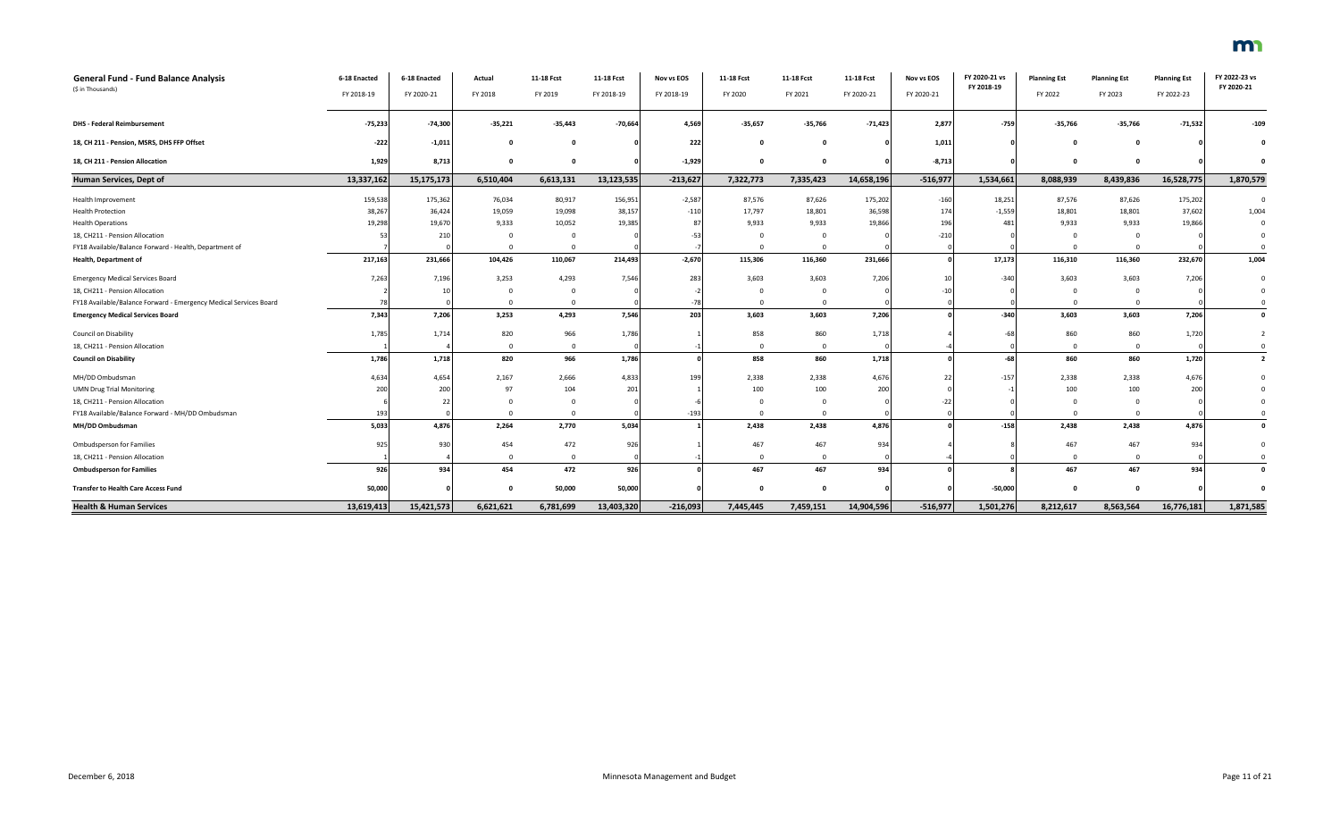| General Fund - Fund Balance Analysis<br>($ in Thousands) | 6-18 Enacted<br>FY 2018-19 | 6-18 Enacted<br>FY 2020-21 | Actual<br>FY 2018 | 11-18 Fcst<br>FY 2019 | 11-18 Fcst<br>FY 2018-19 | Nov vs EOS<br>FY 2018-19 | 11-18 Fcst<br>FY 2020 | 11-18 Fcst<br>FY 2021 | 11-18 Fcst<br>FY 2020-21 | Nov vs EOS<br>FY 2020-21 | FY 2020-21 vs<br>FY 2018-19 | Planning Est<br>FY 2022 | Planning Est<br>FY 2023 | Planning Est<br>FY 2022-23 | FY 2022-23 vs<br>FY 2020-21 |
|---|---|---|---|---|---|---|---|---|---|---|---|---|---|---|---|
| **DHS - Federal Reimbursement** | **-75,233** | **-74,300** | **-35,221** | **-35,443** | **-70,664** | **4,569** | **-35,657** | **-35,766** | **-71,423** | **2,877** | **-759** | **-35,766** | **-35,766** | **-71,532** | **-109** |
| **18, CH 211 - Pension, MSRS, DHS FFP Offset** | **-222** | **-1,011** | **0** | **0** | **0** | **222** | **0** | **0** | **0** | **1,011** | **0** | **0** | **0** | **0** | **0** |
| **18, CH 211 - Pension Allocation** | **1,929** | **8,713** | **0** | **0** | **0** | **-1,929** | **0** | **0** | **0** | **-8,713** | **0** | **0** | **0** | **0** | **0** |
| **Human Services, Dept of** | **13,337,162** | **15,175,173** | **6,510,404** | **6,613,131** | **13,123,535** | **-213,627** | **7,322,773** | **7,335,423** | **14,658,196** | **-516,977** | **1,534,661** | **8,088,939** | **8,439,836** | **16,528,775** | **1,870,579** |
| Health Improvement | 159,538 | 175,362 | 76,034 | 80,917 | 156,951 | -2,587 | 87,576 | 87,626 | 175,202 | -160 | 18,251 | 87,576 | 87,626 | 175,202 | 0 |
| Health Protection | 38,267 | 36,424 | 19,059 | 19,098 | 38,157 | -110 | 17,797 | 18,801 | 36,598 | 174 | -1,559 | 18,801 | 18,801 | 37,602 | 1,004 |
| Health Operations | 19,298 | 19,670 | 9,333 | 10,052 | 19,385 | 87 | 9,933 | 9,933 | 19,866 | 196 | 481 | 9,933 | 9,933 | 19,866 | 0 |
| 18, CH211 - Pension Allocation | 53 | 210 | 0 | 0 | 0 | -53 | 0 | 0 | 0 | -210 | 0 | 0 | 0 | 0 | 0 |
| FY18 Available/Balance Forward - Health, Department of | 7 | 0 | 0 | 0 | 0 | -7 | 0 | 0 | 0 | 0 | 0 | 0 | 0 | 0 | 0 |
| **Health, Department of** | **217,163** | **231,666** | **104,426** | **110,067** | **214,493** | **-2,670** | **115,306** | **116,360** | **231,666** | **0** | **17,173** | **116,310** | **116,360** | **232,670** | **1,004** |
| Emergency Medical Services Board | 7,263 | 7,196 | 3,253 | 4,293 | 7,546 | 283 | 3,603 | 3,603 | 7,206 | 10 | -340 | 3,603 | 3,603 | 7,206 | 0 |
| 18, CH211 - Pension Allocation | 2 | 10 | 0 | 0 | 0 | -2 | 0 | 0 | 0 | -10 | 0 | 0 | 0 | 0 | 0 |
| FY18 Available/Balance Forward - Emergency Medical Services Board | 78 | 0 | 0 | 0 | 0 | -78 | 0 | 0 | 0 | 0 | 0 | 0 | 0 | 0 | 0 |
| **Emergency Medical Services Board** | **7,343** | **7,206** | **3,253** | **4,293** | **7,546** | **203** | **3,603** | **3,603** | **7,206** | **0** | **-340** | **3,603** | **3,603** | **7,206** | **0** |
| Council on Disability | 1,785 | 1,714 | 820 | 966 | 1,786 | 1 | 858 | 860 | 1,718 | 4 | -68 | 860 | 860 | 1,720 | 2 |
| 18, CH211 - Pension Allocation | 1 | 4 | 0 | 0 | 0 | -1 | 0 | 0 | 0 | -4 | 0 | 0 | 0 | 0 | 0 |
| **Council on Disability** | **1,786** | **1,718** | **820** | **966** | **1,786** | **0** | **858** | **860** | **1,718** | **0** | **-68** | **860** | **860** | **1,720** | **2** |
| MH/DD Ombudsman | 4,634 | 4,654 | 2,167 | 2,666 | 4,833 | 199 | 2,338 | 2,338 | 4,676 | 22 | -157 | 2,338 | 2,338 | 4,676 | 0 |
| UMN Drug Trial Monitoring | 200 | 200 | 97 | 104 | 201 | 1 | 100 | 100 | 200 | 0 | -1 | 100 | 100 | 200 | 0 |
| 18, CH211 - Pension Allocation | 6 | 22 | 0 | 0 | 0 | -6 | 0 | 0 | 0 | -22 | 0 | 0 | 0 | 0 | 0 |
| FY18 Available/Balance Forward - MH/DD Ombudsman | 193 | 0 | 0 | 0 | 0 | -193 | 0 | 0 | 0 | 0 | 0 | 0 | 0 | 0 | 0 |
| **MH/DD Ombudsman** | **5,033** | **4,876** | **2,264** | **2,770** | **5,034** | **1** | **2,438** | **2,438** | **4,876** | **0** | **-158** | **2,438** | **2,438** | **4,876** | **0** |
| Ombudsperson for Families | 925 | 930 | 454 | 472 | 926 | 1 | 467 | 467 | 934 | 4 | 8 | 467 | 467 | 934 | 0 |
| 18, CH211 - Pension Allocation | 1 | 4 | 0 | 0 | 0 | -1 | 0 | 0 | 0 | -4 | 0 | 0 | 0 | 0 | 0 |
| **Ombudsperson for Families** | **926** | **934** | **454** | **472** | **926** | **0** | **467** | **467** | **934** | **0** | **8** | **467** | **467** | **934** | **0** |
| **Transfer to Health Care Access Fund** | **50,000** | **0** | **0** | **50,000** | **50,000** | **0** | **0** | **0** | **0** | **0** | **-50,000** | **0** | **0** | **0** | **0** |
| **Health & Human Services** | **13,619,413** | **15,421,573** | **6,621,621** | **6,781,699** | **13,403,320** | **-216,093** | **7,445,445** | **7,459,151** | **14,904,596** | **-516,977** | **1,501,276** | **8,212,617** | **8,563,564** | **16,776,181** | **1,871,585** |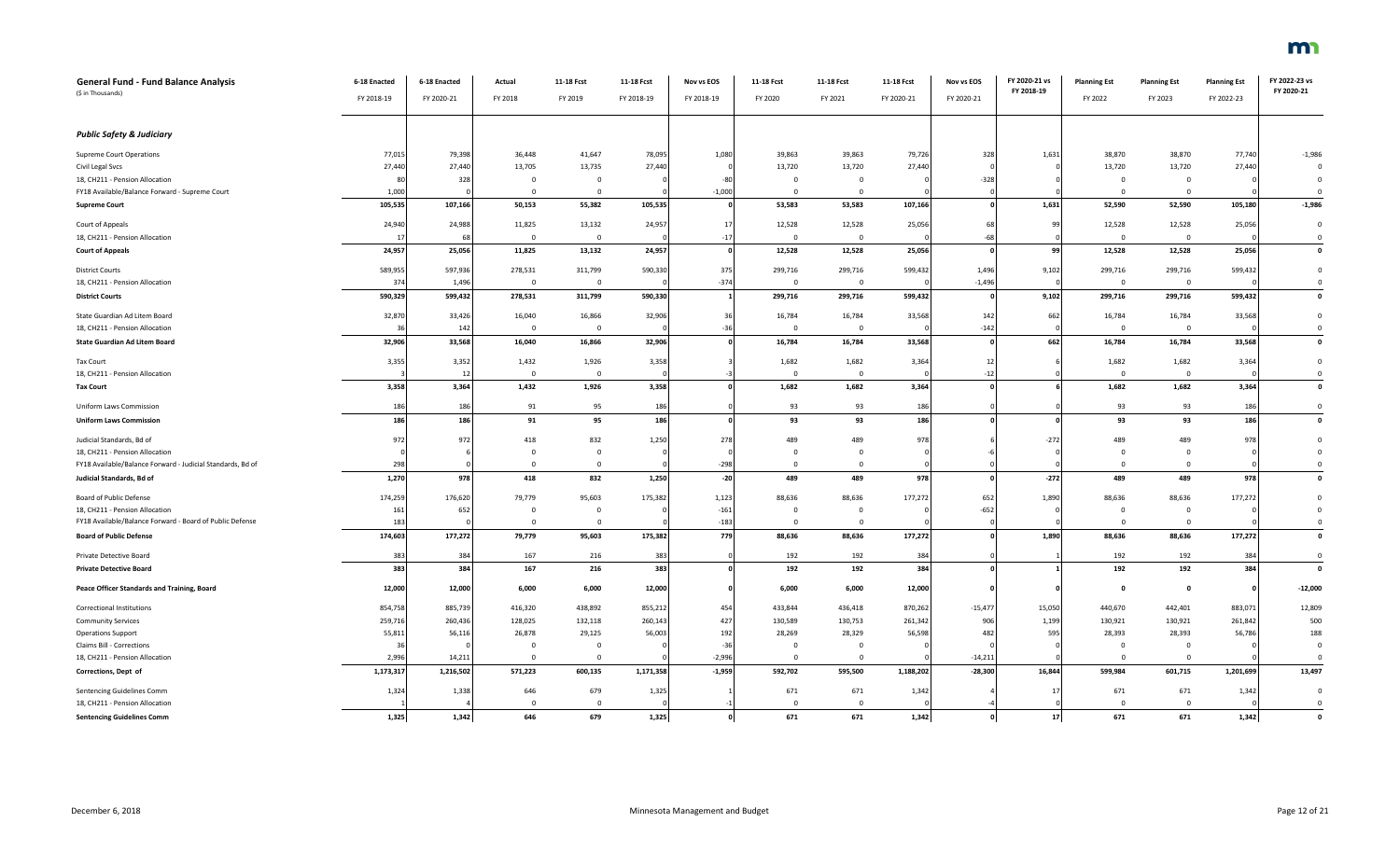| General Fund - Fund Balance Analysis<br>($ in Thousands) | 6-18 Enacted<br>FY 2018-19 | 6-18 Enacted<br>FY 2020-21 | Actual<br>FY 2018 | 11-18 Fcst<br>FY 2019 | 11-18 Fcst<br>FY 2018-19 | Nov vs EOS<br>FY 2018-19 | 11-18 Fcst<br>FY 2020 | 11-18 Fcst<br>FY 2021 | 11-18 Fcst<br>FY 2020-21 | Nov vs EOS<br>FY 2020-21 | FY 2020-21 vs FY 2018-19 | Planning Est<br>FY 2022 | Planning Est<br>FY 2023 | Planning Est<br>FY 2022-23 | FY 2022-23 vs FY 2020-21 |
|---|---|---|---|---|---|---|---|---|---|---|---|---|---|---|---|
| ***Public Safety & Judiciary*** | | | | | | | | | | | | | | | |
| Supreme Court Operations | 77,015 | 79,398 | 36,448 | 41,647 | 78,095 | 1,080 | 39,863 | 39,863 | 79,726 | 328 | 1,631 | 38,870 | 38,870 | 77,740 | -1,986 |
| Civil Legal Svcs | 27,440 | 27,440 | 13,705 | 13,735 | 27,440 | 0 | 13,720 | 13,720 | 27,440 | 0 | 0 | 13,720 | 13,720 | 27,440 | 0 |
| 18, CH211 - Pension Allocation | 80 | 328 | 0 | 0 | 0 | -80 | 0 | 0 | 0 | -328 | 0 | 0 | 0 | 0 | 0 |
| FY18 Available/Balance Forward - Supreme Court | 1,000 | 0 | 0 | 0 | 0 | -1,000 | 0 | 0 | 0 | 0 | 0 | 0 | 0 | 0 | 0 |
| **Supreme Court** | **105,535** | **107,166** | **50,153** | **55,382** | **105,535** | **0** | **53,583** | **53,583** | **107,166** | **0** | **1,631** | **52,590** | **52,590** | **105,180** | **-1,986** |
| Court of Appeals | 24,940 | 24,988 | 11,825 | 13,132 | 24,957 | 17 | 12,528 | 12,528 | 25,056 | 68 | 99 | 12,528 | 12,528 | 25,056 | 0 |
| 18, CH211 - Pension Allocation | 17 | 68 | 0 | 0 | 0 | -17 | 0 | 0 | 0 | -68 | 0 | 0 | 0 | 0 | 0 |
| **Court of Appeals** | **24,957** | **25,056** | **11,825** | **13,132** | **24,957** | **0** | **12,528** | **12,528** | **25,056** | **0** | **99** | **12,528** | **12,528** | **25,056** | **0** |
| District Courts | 589,955 | 597,936 | 278,531 | 311,799 | 590,330 | 375 | 299,716 | 299,716 | 599,432 | 1,496 | 9,102 | 299,716 | 299,716 | 599,432 | 0 |
| 18, CH211 - Pension Allocation | 374 | 1,496 | 0 | 0 | 0 | -374 | 0 | 0 | 0 | -1,496 | 0 | 0 | 0 | 0 | 0 |
| **District Courts** | **590,329** | **599,432** | **278,531** | **311,799** | **590,330** | **1** | **299,716** | **299,716** | **599,432** | **0** | **9,102** | **299,716** | **299,716** | **599,432** | **0** |
| State Guardian Ad Litem Board | 32,870 | 33,426 | 16,040 | 16,866 | 32,906 | 36 | 16,784 | 16,784 | 33,568 | 142 | 662 | 16,784 | 16,784 | 33,568 | 0 |
| 18, CH211 - Pension Allocation | 36 | 142 | 0 | 0 | 0 | -36 | 0 | 0 | 0 | -142 | 0 | 0 | 0 | 0 | 0 |
| **State Guardian Ad Litem Board** | **32,906** | **33,568** | **16,040** | **16,866** | **32,906** | **0** | **16,784** | **16,784** | **33,568** | **0** | **662** | **16,784** | **16,784** | **33,568** | **0** |
| Tax Court | 3,355 | 3,352 | 1,432 | 1,926 | 3,358 | 3 | 1,682 | 1,682 | 3,364 | 12 | 6 | 1,682 | 1,682 | 3,364 | 0 |
| 18, CH211 - Pension Allocation | 3 | 12 | 0 | 0 | 0 | -3 | 0 | 0 | 0 | -12 | 0 | 0 | 0 | 0 | 0 |
| **Tax Court** | **3,358** | **3,364** | **1,432** | **1,926** | **3,358** | **0** | **1,682** | **1,682** | **3,364** | **0** | **6** | **1,682** | **1,682** | **3,364** | **0** |
| Uniform Laws Commission | 186 | 186 | 91 | 95 | 186 | 0 | 93 | 93 | 186 | 0 | 0 | 93 | 93 | 186 | 0 |
| **Uniform Laws Commission** | **186** | **186** | **91** | **95** | **186** | **0** | **93** | **93** | **186** | **0** | **0** | **93** | **93** | **186** | **0** |
| Judicial Standards, Bd of | 972 | 972 | 418 | 832 | 1,250 | 278 | 489 | 489 | 978 | 6 | -272 | 489 | 489 | 978 | 0 |
| 18, CH211 - Pension Allocation | 0 | 6 | 0 | 0 | 0 | 0 | 0 | 0 | 0 | -6 | 0 | 0 | 0 | 0 | 0 |
| FY18 Available/Balance Forward - Judicial Standards, Bd of | 298 | 0 | 0 | 0 | 0 | -298 | 0 | 0 | 0 | 0 | 0 | 0 | 0 | 0 | 0 |
| **Judicial Standards, Bd of** | **1,270** | **978** | **418** | **832** | **1,250** | **-20** | **489** | **489** | **978** | **0** | **-272** | **489** | **489** | **978** | **0** |
| Board of Public Defense | 174,259 | 176,620 | 79,779 | 95,603 | 175,382 | 1,123 | 88,636 | 88,636 | 177,272 | 652 | 1,890 | 88,636 | 88,636 | 177,272 | 0 |
| 18, CH211 - Pension Allocation | 161 | 652 | 0 | 0 | 0 | -161 | 0 | 0 | 0 | -652 | 0 | 0 | 0 | 0 | 0 |
| FY18 Available/Balance Forward - Board of Public Defense | 183 | 0 | 0 | 0 | 0 | -183 | 0 | 0 | 0 | 0 | 0 | 0 | 0 | 0 | 0 |
| **Board of Public Defense** | **174,603** | **177,272** | **79,779** | **95,603** | **175,382** | **779** | **88,636** | **88,636** | **177,272** | **0** | **1,890** | **88,636** | **88,636** | **177,272** | **0** |
| Private Detective Board | 383 | 384 | 167 | 216 | 383 | 0 | 192 | 192 | 384 | 0 | 1 | 192 | 192 | 384 | 0 |
| **Private Detective Board** | **383** | **384** | **167** | **216** | **383** | **0** | **192** | **192** | **384** | **0** | **1** | **192** | **192** | **384** | **0** |
| **Peace Officer Standards and Training, Board** | **12,000** | **12,000** | **6,000** | **6,000** | **12,000** | **0** | **6,000** | **6,000** | **12,000** | **0** | **0** | **0** | **0** | **0** | **-12,000** |
| Correctional Institutions | 854,758 | 885,739 | 416,320 | 438,892 | 855,212 | 454 | 433,844 | 436,418 | 870,262 | -15,477 | 15,050 | 440,670 | 442,401 | 883,071 | 12,809 |
| Community Services | 259,716 | 260,436 | 128,025 | 132,118 | 260,143 | 427 | 130,589 | 130,753 | 261,342 | 906 | 1,199 | 130,921 | 130,921 | 261,842 | 500 |
| Operations Support | 55,811 | 56,116 | 26,878 | 29,125 | 56,003 | 192 | 28,269 | 28,329 | 56,598 | 482 | 595 | 28,393 | 28,393 | 56,786 | 188 |
| Claims Bill - Corrections | 36 | 0 | 0 | 0 | 0 | -36 | 0 | 0 | 0 | 0 | 0 | 0 | 0 | 0 | 0 |
| 18, CH211 - Pension Allocation | 2,996 | 14,211 | 0 | 0 | 0 | -2,996 | 0 | 0 | 0 | -14,211 | 0 | 0 | 0 | 0 | 0 |
| **Corrections, Dept of** | **1,173,317** | **1,216,502** | **571,223** | **600,135** | **1,171,358** | **-1,959** | **592,702** | **595,500** | **1,188,202** | **-28,300** | **16,844** | **599,984** | **601,715** | **1,201,699** | **13,497** |
| Sentencing Guidelines Comm | 1,324 | 1,338 | 646 | 679 | 1,325 | 1 | 671 | 671 | 1,342 | 4 | 17 | 671 | 671 | 1,342 | 0 |
| 18, CH211 - Pension Allocation | 1 | 4 | 0 | 0 | 0 | -1 | 0 | 0 | 0 | -4 | 0 | 0 | 0 | 0 | 0 |
| **Sentencing Guidelines Comm** | **1,325** | **1,342** | **646** | **679** | **1,325** | **0** | **671** | **671** | **1,342** | **0** | **17** | **671** | **671** | **1,342** | **0** |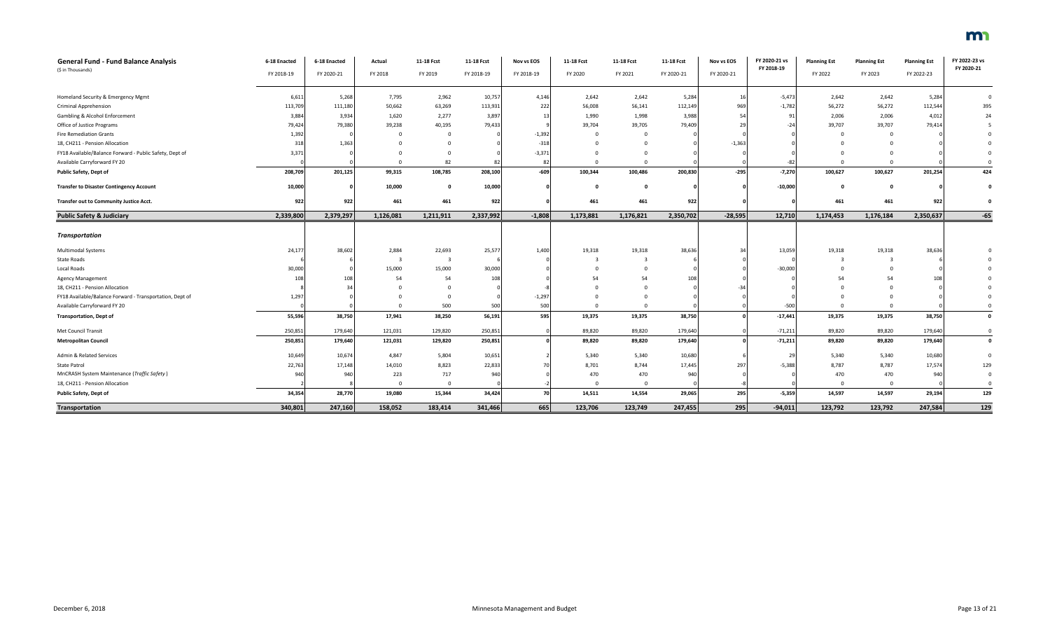## General Fund - Fund Balance Analysis

($ in Thousands)

| | 6-18 Enacted FY 2018-19 | 6-18 Enacted FY 2020-21 | Actual FY 2018 | 11-18 Fcst FY 2019 | 11-18 Fcst FY 2018-19 | Nov vs EOS FY 2018-19 | 11-18 Fcst FY 2020 | 11-18 Fcst FY 2021 | 11-18 Fcst FY 2020-21 | Nov vs EOS FY 2020-21 | FY 2020-21 vs FY 2018-19 | Planning Est FY 2022 | Planning Est FY 2023 | Planning Est FY 2022-23 | FY 2022-23 vs FY 2020-21 |
|---|---|---|---|---|---|---|---|---|---|---|---|---|---|---|---|
| Homeland Security & Emergency Mgmt | 6,611 | 5,268 | 7,795 | 2,962 | 10,757 | 4,146 | 2,642 | 2,642 | 5,284 | 16 | -5,473 | 2,642 | 2,642 | 5,284 | 0 |
| Criminal Apprehension | 113,709 | 111,180 | 50,662 | 63,269 | 113,931 | 222 | 56,008 | 56,141 | 112,149 | 969 | -1,782 | 56,272 | 56,272 | 112,544 | 395 |
| Gambling & Alcohol Enforcement | 3,884 | 3,934 | 1,620 | 2,277 | 3,897 | 13 | 1,990 | 1,998 | 3,988 | 54 | 91 | 2,006 | 2,006 | 4,012 | 24 |
| Office of Justice Programs | 79,424 | 79,380 | 39,238 | 40,195 | 79,433 | 9 | 39,704 | 39,705 | 79,409 | 29 | -24 | 39,707 | 39,707 | 79,414 | 5 |
| Fire Remediation Grants | 1,392 | 0 | 0 | 0 | 0 | -1,392 | 0 | 0 | 0 | 0 | 0 | 0 | 0 | 0 | 0 |
| 18, CH211 - Pension Allocation | 318 | 1,363 | 0 | 0 | 0 | -318 | 0 | 0 | 0 | -1,363 | 0 | 0 | 0 | 0 | 0 |
| FY18 Available/Balance Forward - Public Safety, Dept of | 3,371 | 0 | 0 | 0 | 0 | -3,371 | 0 | 0 | 0 | 0 | 0 | 0 | 0 | 0 | 0 |
| Available Carryforward FY 20 | 0 | 0 | 0 | 82 | 82 | 82 | 0 | 0 | 0 | 0 | -82 | 0 | 0 | 0 | 0 |
| **Public Safety, Dept of** | **208,709** | **201,125** | **99,315** | **108,785** | **208,100** | **-609** | **100,344** | **100,486** | **200,830** | **-295** | **-7,270** | **100,627** | **100,627** | **201,254** | **424** |
| **Transfer to Disaster Contingency Account** | **10,000** | **0** | **10,000** | **0** | **10,000** | **0** | **0** | **0** | **0** | **0** | **-10,000** | **0** | **0** | **0** | **0** |
| **Transfer out to Community Justice Acct.** | **922** | **922** | **461** | **461** | **922** | **0** | **461** | **461** | **922** | **0** | **0** | **461** | **461** | **922** | **0** |
| **Public Safety & Judiciary** | **2,339,800** | **2,379,297** | **1,126,081** | **1,211,911** | **2,337,992** | **-1,808** | **1,173,881** | **1,176,821** | **2,350,702** | **-28,595** | **12,710** | **1,174,453** | **1,176,184** | **2,350,637** | **-65** |
| ***Transportation*** | | | | | | | | | | | | | | | |
| Multimodal Systems | 24,177 | 38,602 | 2,884 | 22,693 | 25,577 | 1,400 | 19,318 | 19,318 | 38,636 | 34 | 13,059 | 19,318 | 19,318 | 38,636 | 0 |
| State Roads | 6 | 6 | 3 | 3 | 6 | 0 | 3 | 3 | 6 | 0 | 0 | 3 | 3 | 6 | 0 |
| Local Roads | 30,000 | 0 | 15,000 | 15,000 | 30,000 | 0 | 0 | 0 | 0 | 0 | -30,000 | 0 | 0 | 0 | 0 |
| Agency Management | 108 | 108 | 54 | 54 | 108 | 0 | 54 | 54 | 108 | 0 | 0 | 54 | 54 | 108 | 0 |
| 18, CH211 - Pension Allocation | 8 | 34 | 0 | 0 | 0 | -8 | 0 | 0 | 0 | -34 | 0 | 0 | 0 | 0 | 0 |
| FY18 Available/Balance Forward - Transportation, Dept of | 1,297 | 0 | 0 | 0 | 0 | -1,297 | 0 | 0 | 0 | 0 | 0 | 0 | 0 | 0 | 0 |
| Available Carryforward FY 20 | 0 | 0 | 0 | 500 | 500 | 500 | 0 | 0 | 0 | 0 | -500 | 0 | 0 | 0 | 0 |
| **Transportation, Dept of** | **55,596** | **38,750** | **17,941** | **38,250** | **56,191** | **595** | **19,375** | **19,375** | **38,750** | **0** | **-17,441** | **19,375** | **19,375** | **38,750** | **0** |
| Met Council Transit | 250,851 | 179,640 | 121,031 | 129,820 | 250,851 | 0 | 89,820 | 89,820 | 179,640 | 0 | -71,211 | 89,820 | 89,820 | 179,640 | 0 |
| **Metropolitan Council** | **250,851** | **179,640** | **121,031** | **129,820** | **250,851** | **0** | **89,820** | **89,820** | **179,640** | **0** | **-71,211** | **89,820** | **89,820** | **179,640** | **0** |
| Admin & Related Services | 10,649 | 10,674 | 4,847 | 5,804 | 10,651 | 2 | 5,340 | 5,340 | 10,680 | 6 | 29 | 5,340 | 5,340 | 10,680 | 0 |
| State Patrol | 22,763 | 17,148 | 14,010 | 8,823 | 22,833 | 70 | 8,701 | 8,744 | 17,445 | 297 | -5,388 | 8,787 | 8,787 | 17,574 | 129 |
| MnCRASH System Maintenance (*Traffic Safety*) | 940 | 940 | 223 | 717 | 940 | 0 | 470 | 470 | 940 | 0 | 0 | 470 | 470 | 940 | 0 |
| 18, CH211 - Pension Allocation | 2 | 8 | 0 | 0 | 0 | -2 | 0 | 0 | 0 | -8 | 0 | 0 | 0 | 0 | 0 |
| **Public Safety, Dept of** | **34,354** | **28,770** | **19,080** | **15,344** | **34,424** | **70** | **14,511** | **14,554** | **29,065** | **295** | **-5,359** | **14,597** | **14,597** | **29,194** | **129** |
| **Transportation** | **340,801** | **247,160** | **158,052** | **183,414** | **341,466** | **665** | **123,706** | **123,749** | **247,455** | **295** | **-94,011** | **123,792** | **123,792** | **247,584** | **129** |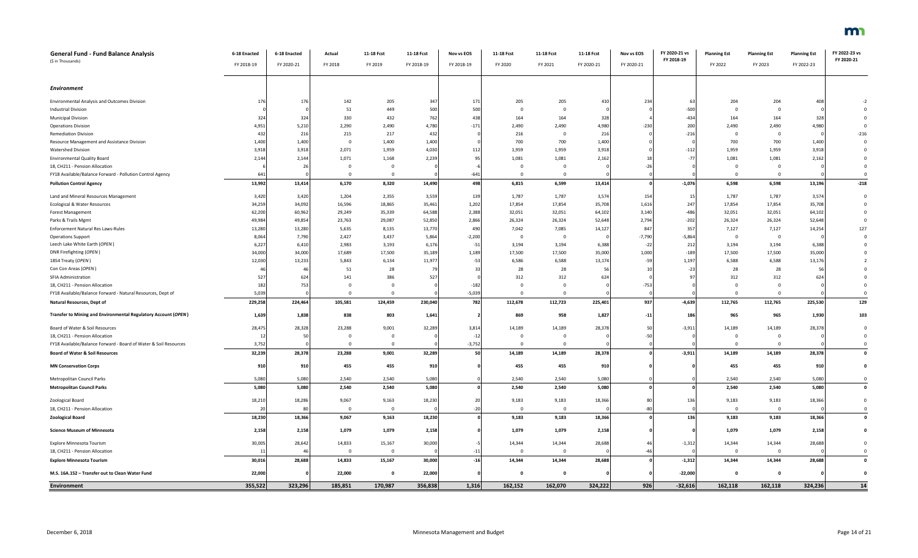# General Fund - Fund Balance Analysis

($ in Thousands)

| | 6-18 Enacted FY 2018-19 | 6-18 Enacted FY 2020-21 | Actual FY 2018 | 11-18 Fcst FY 2019 | 11-18 Fcst FY 2018-19 | Nov vs EOS FY 2018-19 | 11-18 Fcst FY 2020 | 11-18 Fcst FY 2021 | 11-18 Fcst FY 2020-21 | Nov vs EOS FY 2020-21 | FY 2020-21 vs FY 2018-19 | Planning Est FY 2022 | Planning Est FY 2023 | Planning Est FY 2022-23 | FY 2022-23 vs FY 2020-21 |
|---|---|---|---|---|---|---|---|---|---|---|---|---|---|---|---|
| ***Environment*** | | | | | | | | | | | | | | | |
| Environmental Analysis and Outcomes Division | 176 | 176 | 142 | 205 | 347 | 171 | 205 | 205 | 410 | 234 | 63 | 204 | 204 | 408 | -2 |
| Industrial Division | 0 | 0 | 51 | 449 | 500 | 500 | 0 | 0 | 0 | 0 | -500 | 0 | 0 | 0 | 0 |
| Municipal Division | 324 | 324 | 330 | 432 | 762 | 438 | 164 | 164 | 328 | 4 | -434 | 164 | 164 | 328 | 0 |
| Operations Division | 4,951 | 5,210 | 2,290 | 2,490 | 4,780 | -171 | 2,490 | 2,490 | 4,980 | -230 | 200 | 2,490 | 2,490 | 4,980 | 0 |
| Remediation Division | 432 | 216 | 215 | 217 | 432 | 0 | 216 | 0 | 216 | 0 | -216 | 0 | 0 | 0 | -216 |
| Resource Management and Assistance Division | 1,400 | 1,400 | 0 | 1,400 | 1,400 | 0 | 700 | 700 | 1,400 | 0 | 0 | 700 | 700 | 1,400 | 0 |
| Watershed Division | 3,918 | 3,918 | 2,071 | 1,959 | 4,030 | 112 | 1,959 | 1,959 | 3,918 | 0 | -112 | 1,959 | 1,959 | 3,918 | 0 |
| Environmental Quality Board | 2,144 | 2,144 | 1,071 | 1,168 | 2,239 | 95 | 1,081 | 1,081 | 2,162 | 18 | -77 | 1,081 | 1,081 | 2,162 | 0 |
| 18, CH211 - Pension Allocation | 6 | 26 | 0 | 0 | 0 | -6 | 0 | 0 | 0 | -26 | 0 | 0 | 0 | 0 | 0 |
| FY18 Available/Balance Forward - Pollution Control Agency | 641 | 0 | 0 | 0 | 0 | -641 | 0 | 0 | 0 | 0 | 0 | 0 | 0 | 0 | 0 |
| **Pollution Control Agency** | **13,992** | **13,414** | **6,170** | **8,320** | **14,490** | **498** | **6,815** | **6,599** | **13,414** | **0** | **-1,076** | **6,598** | **6,598** | **13,196** | **-218** |
| Land and Mineral Resources Management | 3,420 | 3,420 | 1,204 | 2,355 | 3,559 | 139 | 1,787 | 1,787 | 3,574 | 154 | 15 | 1,787 | 1,787 | 3,574 | 0 |
| Ecological & Water Resources | 34,259 | 34,092 | 16,596 | 18,865 | 35,461 | 1,202 | 17,854 | 17,854 | 35,708 | 1,616 | 247 | 17,854 | 17,854 | 35,708 | 0 |
| Forest Management | 62,200 | 60,962 | 29,249 | 35,339 | 64,588 | 2,388 | 32,051 | 32,051 | 64,102 | 3,140 | -486 | 32,051 | 32,051 | 64,102 | 0 |
| Parks & Trails Mgmt | 49,984 | 49,854 | 23,763 | 29,087 | 52,850 | 2,866 | 26,324 | 26,324 | 52,648 | 2,794 | -202 | 26,324 | 26,324 | 52,648 | 0 |
| Enforcement Natural Res Laws-Rules | 13,280 | 13,280 | 5,635 | 8,135 | 13,770 | 490 | 7,042 | 7,085 | 14,127 | 847 | 357 | 7,127 | 7,127 | 14,254 | 127 |
| Operations Support | 8,064 | 7,790 | 2,427 | 3,437 | 5,864 | -2,200 | 0 | 0 | 0 | -7,790 | -5,864 | 0 | 0 | 0 | 0 |
| Leech Lake White Earth (*OPEN*) | 6,227 | 6,410 | 2,983 | 3,193 | 6,176 | -51 | 3,194 | 3,194 | 6,388 | -22 | 212 | 3,194 | 3,194 | 6,388 | 0 |
| DNR Firefighting (*OPEN*) | 34,000 | 34,000 | 17,689 | 17,500 | 35,189 | 1,189 | 17,500 | 17,500 | 35,000 | 1,000 | -189 | 17,500 | 17,500 | 35,000 | 0 |
| 1854 Treaty (*OPEN*) | 12,030 | 13,233 | 5,843 | 6,134 | 11,977 | -53 | 6,586 | 6,588 | 13,174 | -59 | 1,197 | 6,588 | 6,588 | 13,176 | 2 |
| Con Con Areas (*OPEN*) | 46 | 46 | 51 | 28 | 79 | 33 | 28 | 28 | 56 | 10 | -23 | 28 | 28 | 56 | 0 |
| SFIA Administration | 527 | 624 | 141 | 386 | 527 | 0 | 312 | 312 | 624 | 0 | 97 | 312 | 312 | 624 | 0 |
| 18, CH211 - Pension Allocation | 182 | 753 | 0 | 0 | 0 | -182 | 0 | 0 | 0 | -753 | 0 | 0 | 0 | 0 | 0 |
| FY18 Available/Balance Forward - Natural Resources, Dept of | 5,039 | 0 | 0 | 0 | 0 | -5,039 | 0 | 0 | 0 | 0 | 0 | 0 | 0 | 0 | 0 |
| **Natural Resources, Dept of** | **229,258** | **224,464** | **105,581** | **124,459** | **230,040** | **782** | **112,678** | **112,723** | **225,401** | **937** | **-4,639** | **112,765** | **112,765** | **225,530** | **129** |
| **Transfer to Mining and Environmental Regulatory Account (*OPEN*)** | **1,639** | **1,838** | **838** | **803** | **1,641** | **2** | **869** | **958** | **1,827** | **-11** | **186** | **965** | **965** | **1,930** | **103** |
| Board of Water & Soil Resources | 28,475 | 28,328 | 23,288 | 9,001 | 32,289 | 3,814 | 14,189 | 14,189 | 28,378 | 50 | -3,911 | 14,189 | 14,189 | 28,378 | 0 |
| 18, CH211 - Pension Allocation | 12 | 50 | 0 | 0 | 0 | -12 | 0 | 0 | 0 | -50 | 0 | 0 | 0 | 0 | 0 |
| FY18 Available/Balance Forward - Board of Water & Soil Resources | 3,752 | 0 | 0 | 0 | 0 | -3,752 | 0 | 0 | 0 | 0 | 0 | 0 | 0 | 0 | 0 |
| **Board of Water & Soil Resources** | **32,239** | **28,378** | **23,288** | **9,001** | **32,289** | **50** | **14,189** | **14,189** | **28,378** | **0** | **-3,911** | **14,189** | **14,189** | **28,378** | **0** |
| **MN Conservation Corps** | **910** | **910** | **455** | **455** | **910** | **0** | **455** | **455** | **910** | **0** | **0** | **455** | **455** | **910** | **0** |
| Metropolitan Council Parks | 5,080 | 5,080 | 2,540 | 2,540 | 5,080 | 0 | 2,540 | 2,540 | 5,080 | 0 | 0 | 2,540 | 2,540 | 5,080 | 0 |
| **Metropolitan Council Parks** | **5,080** | **5,080** | **2,540** | **2,540** | **5,080** | **0** | **2,540** | **2,540** | **5,080** | **0** | **0** | **2,540** | **2,540** | **5,080** | **0** |
| Zoological Board | 18,210 | 18,286 | 9,067 | 9,163 | 18,230 | 20 | 9,183 | 9,183 | 18,366 | 80 | 136 | 9,183 | 9,183 | 18,366 | 0 |
| 18, CH211 - Pension Allocation | 20 | 80 | 0 | 0 | 0 | -20 | 0 | 0 | 0 | -80 | 0 | 0 | 0 | 0 | 0 |
| **Zoological Board** | **18,230** | **18,366** | **9,067** | **9,163** | **18,230** | **0** | **9,183** | **9,183** | **18,366** | **0** | **136** | **9,183** | **9,183** | **18,366** | **0** |
| **Science Museum of Minnesota** | **2,158** | **2,158** | **1,079** | **1,079** | **2,158** | **0** | **1,079** | **1,079** | **2,158** | **0** | **0** | **1,079** | **1,079** | **2,158** | **0** |
| Explore Minnesota Tourism | 30,005 | 28,642 | 14,833 | 15,167 | 30,000 | -5 | 14,344 | 14,344 | 28,688 | 46 | -1,312 | 14,344 | 14,344 | 28,688 | 0 |
| 18, CH211 - Pension Allocation | 11 | 46 | 0 | 0 | 0 | -11 | 0 | 0 | 0 | -46 | 0 | 0 | 0 | 0 | 0 |
| **Explore Minnesota Tourism** | **30,016** | **28,688** | **14,833** | **15,167** | **30,000** | **-16** | **14,344** | **14,344** | **28,688** | **0** | **-1,312** | **14,344** | **14,344** | **28,688** | **0** |
| **M.S. 16A.152 – Transfer out to Clean Water Fund** | **22,000** | **0** | **22,000** | **0** | **22,000** | **0** | **0** | **0** | **0** | **0** | **-22,000** | **0** | **0** | **0** | **0** |
| **Environment** | **355,522** | **323,296** | **185,851** | **170,987** | **356,838** | **1,316** | **162,152** | **162,070** | **324,222** | **926** | **-32,616** | **162,118** | **162,118** | **324,236** | **14** |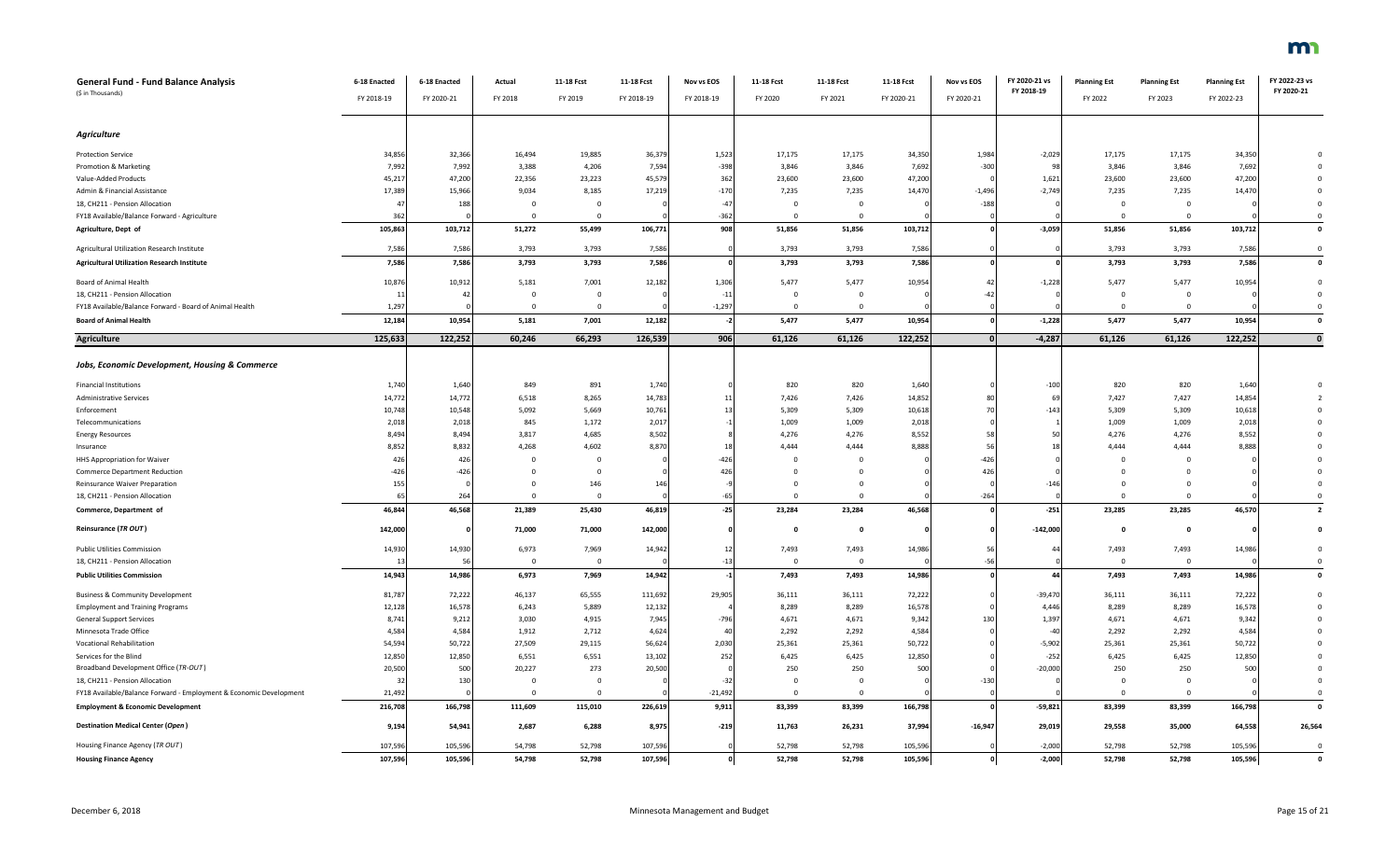| General Fund - Fund Balance Analysis ($ in Thousands) | 6-18 Enacted FY 2018-19 | 6-18 Enacted FY 2020-21 | Actual FY 2018 | 11-18 Fcst FY 2019 | 11-18 Fcst FY 2018-19 | Nov vs EOS FY 2018-19 | 11-18 Fcst FY 2020 | 11-18 Fcst FY 2021 | 11-18 Fcst FY 2020-21 | Nov vs EOS FY 2020-21 | FY 2020-21 vs FY 2018-19 | Planning Est FY 2022 | Planning Est FY 2023 | Planning Est FY 2022-23 | FY 2022-23 vs FY 2020-21 |
|---|---|---|---|---|---|---|---|---|---|---|---|---|---|---|---|
| ***Agriculture*** | | | | | | | | | | | | | | | |
| Protection Service | 34,856 | 32,366 | 16,494 | 19,885 | 36,379 | 1,523 | 17,175 | 17,175 | 34,350 | 1,984 | -2,029 | 17,175 | 17,175 | 34,350 | 0 |
| Promotion & Marketing | 7,992 | 7,992 | 3,388 | 4,206 | 7,594 | -398 | 3,846 | 3,846 | 7,692 | -300 | 98 | 3,846 | 3,846 | 7,692 | 0 |
| Value-Added Products | 45,217 | 47,200 | 22,356 | 23,223 | 45,579 | 362 | 23,600 | 23,600 | 47,200 | 0 | 1,621 | 23,600 | 23,600 | 47,200 | 0 |
| Admin & Financial Assistance | 17,389 | 15,966 | 9,034 | 8,185 | 17,219 | -170 | 7,235 | 7,235 | 14,470 | -1,496 | -2,749 | 7,235 | 7,235 | 14,470 | 0 |
| 18, CH211 - Pension Allocation | 47 | 188 | 0 | 0 | 0 | -47 | 0 | 0 | 0 | -188 | 0 | 0 | 0 | 0 | 0 |
| FY18 Available/Balance Forward - Agriculture | 362 | 0 | 0 | 0 | 0 | -362 | 0 | 0 | 0 | 0 | 0 | 0 | 0 | 0 | 0 |
| **Agriculture, Dept of** | **105,863** | **103,712** | **51,272** | **55,499** | **106,771** | **908** | **51,856** | **51,856** | **103,712** | **0** | **-3,059** | **51,856** | **51,856** | **103,712** | **0** |
| Agricultural Utilization Research Institute | 7,586 | 7,586 | 3,793 | 3,793 | 7,586 | 0 | 3,793 | 3,793 | 7,586 | 0 | 0 | 3,793 | 3,793 | 7,586 | 0 |
| **Agricultural Utilization Research Institute** | **7,586** | **7,586** | **3,793** | **3,793** | **7,586** | **0** | **3,793** | **3,793** | **7,586** | **0** | **0** | **3,793** | **3,793** | **7,586** | **0** |
| Board of Animal Health | 10,876 | 10,912 | 5,181 | 7,001 | 12,182 | 1,306 | 5,477 | 5,477 | 10,954 | 42 | -1,228 | 5,477 | 5,477 | 10,954 | 0 |
| 18, CH211 - Pension Allocation | 11 | 42 | 0 | 0 | 0 | -11 | 0 | 0 | 0 | -42 | 0 | 0 | 0 | 0 | 0 |
| FY18 Available/Balance Forward - Board of Animal Health | 1,297 | 0 | 0 | 0 | 0 | -1,297 | 0 | 0 | 0 | 0 | 0 | 0 | 0 | 0 | 0 |
| **Board of Animal Health** | **12,184** | **10,954** | **5,181** | **7,001** | **12,182** | **-2** | **5,477** | **5,477** | **10,954** | **0** | **-1,228** | **5,477** | **5,477** | **10,954** | **0** |
| **Agriculture** | **125,633** | **122,252** | **60,246** | **66,293** | **126,539** | **906** | **61,126** | **61,126** | **122,252** | **0** | **-4,287** | **61,126** | **61,126** | **122,252** | **0** |
| ***Jobs, Economic Development, Housing & Commerce*** | | | | | | | | | | | | | | | |
| Financial Institutions | 1,740 | 1,640 | 849 | 891 | 1,740 | 0 | 820 | 820 | 1,640 | 0 | -100 | 820 | 820 | 1,640 | 0 |
| Administrative Services | 14,772 | 14,772 | 6,518 | 8,265 | 14,783 | 11 | 7,426 | 7,426 | 14,852 | 80 | 69 | 7,427 | 7,427 | 14,854 | 2 |
| Enforcement | 10,748 | 10,548 | 5,092 | 5,669 | 10,761 | 13 | 5,309 | 5,309 | 10,618 | 70 | -143 | 5,309 | 5,309 | 10,618 | 0 |
| Telecommunications | 2,018 | 2,018 | 845 | 1,172 | 2,017 | -1 | 1,009 | 1,009 | 2,018 | 0 | 1 | 1,009 | 1,009 | 2,018 | 0 |
| Energy Resources | 8,494 | 8,494 | 3,817 | 4,685 | 8,502 | 8 | 4,276 | 4,276 | 8,552 | 58 | 50 | 4,276 | 4,276 | 8,552 | 0 |
| Insurance | 8,852 | 8,832 | 4,268 | 4,602 | 8,870 | 18 | 4,444 | 4,444 | 8,888 | 56 | 18 | 4,444 | 4,444 | 8,888 | 0 |
| HHS Appropriation for Waiver | 426 | 426 | 0 | 0 | 0 | -426 | 0 | 0 | 0 | -426 | 0 | 0 | 0 | 0 | 0 |
| Commerce Department Reduction | -426 | -426 | 0 | 0 | 0 | 426 | 0 | 0 | 0 | 426 | 0 | 0 | 0 | 0 | 0 |
| Reinsurance Waiver Preparation | 155 | 0 | 0 | 146 | 146 | -9 | 0 | 0 | 0 | 0 | -146 | 0 | 0 | 0 | 0 |
| 18, CH211 - Pension Allocation | 65 | 264 | 0 | 0 | 0 | -65 | 0 | 0 | 0 | -264 | 0 | 0 | 0 | 0 | 0 |
| **Commerce, Department of** | **46,844** | **46,568** | **21,389** | **25,430** | **46,819** | **-25** | **23,284** | **23,284** | **46,568** | **0** | **-251** | **23,285** | **23,285** | **46,570** | **2** |
| **Reinsurance (*TR OUT*)** | **142,000** | **0** | **71,000** | **71,000** | **142,000** | **0** | **0** | **0** | **0** | **0** | **-142,000** | **0** | **0** | **0** | **0** |
| Public Utilities Commission | 14,930 | 14,930 | 6,973 | 7,969 | 14,942 | 12 | 7,493 | 7,493 | 14,986 | 56 | 44 | 7,493 | 7,493 | 14,986 | 0 |
| 18, CH211 - Pension Allocation | 13 | 56 | 0 | 0 | 0 | -13 | 0 | 0 | 0 | -56 | 0 | 0 | 0 | 0 | 0 |
| **Public Utilities Commission** | **14,943** | **14,986** | **6,973** | **7,969** | **14,942** | **-1** | **7,493** | **7,493** | **14,986** | **0** | **44** | **7,493** | **7,493** | **14,986** | **0** |
| Business & Community Development | 81,787 | 72,222 | 46,137 | 65,555 | 111,692 | 29,905 | 36,111 | 36,111 | 72,222 | 0 | -39,470 | 36,111 | 36,111 | 72,222 | 0 |
| Employment and Training Programs | 12,128 | 16,578 | 6,243 | 5,889 | 12,132 | 4 | 8,289 | 8,289 | 16,578 | 0 | 4,446 | 8,289 | 8,289 | 16,578 | 0 |
| General Support Services | 8,741 | 9,212 | 3,030 | 4,915 | 7,945 | -796 | 4,671 | 4,671 | 9,342 | 130 | 1,397 | 4,671 | 4,671 | 9,342 | 0 |
| Minnesota Trade Office | 4,584 | 4,584 | 1,912 | 2,712 | 4,624 | 40 | 2,292 | 2,292 | 4,584 | 0 | -40 | 2,292 | 2,292 | 4,584 | 0 |
| Vocational Rehabilitation | 54,594 | 50,722 | 27,509 | 29,115 | 56,624 | 2,030 | 25,361 | 25,361 | 50,722 | 0 | -5,902 | 25,361 | 25,361 | 50,722 | 0 |
| Services for the Blind | 12,850 | 12,850 | 6,551 | 6,551 | 13,102 | 252 | 6,425 | 6,425 | 12,850 | 0 | -252 | 6,425 | 6,425 | 12,850 | 0 |
| Broadband Development Office (*TR-OUT*) | 20,500 | 500 | 20,227 | 273 | 20,500 | 0 | 250 | 250 | 500 | 0 | -20,000 | 250 | 250 | 500 | 0 |
| 18, CH211 - Pension Allocation | 32 | 130 | 0 | 0 | 0 | -32 | 0 | 0 | 0 | -130 | 0 | 0 | 0 | 0 | 0 |
| FY18 Available/Balance Forward - Employment & Economic Development | 21,492 | 0 | 0 | 0 | 0 | -21,492 | 0 | 0 | 0 | 0 | 0 | 0 | 0 | 0 | 0 |
| **Employment & Economic Development** | **216,708** | **166,798** | **111,609** | **115,010** | **226,619** | **9,911** | **83,399** | **83,399** | **166,798** | **0** | **-59,821** | **83,399** | **83,399** | **166,798** | **0** |
| **Destination Medical Center (*Open*)** | **9,194** | **54,941** | **2,687** | **6,288** | **8,975** | **-219** | **11,763** | **26,231** | **37,994** | **-16,947** | **29,019** | **29,558** | **35,000** | **64,558** | **26,564** |
| Housing Finance Agency (*TR OUT*) | 107,596 | 105,596 | 54,798 | 52,798 | 107,596 | 0 | 52,798 | 52,798 | 105,596 | 0 | -2,000 | 52,798 | 52,798 | 105,596 | 0 |
| **Housing Finance Agency** | **107,596** | **105,596** | **54,798** | **52,798** | **107,596** | **0** | **52,798** | **52,798** | **105,596** | **0** | **-2,000** | **52,798** | **52,798** | **105,596** | **0** |

December 6, 2018 — Minnesota Management and Budget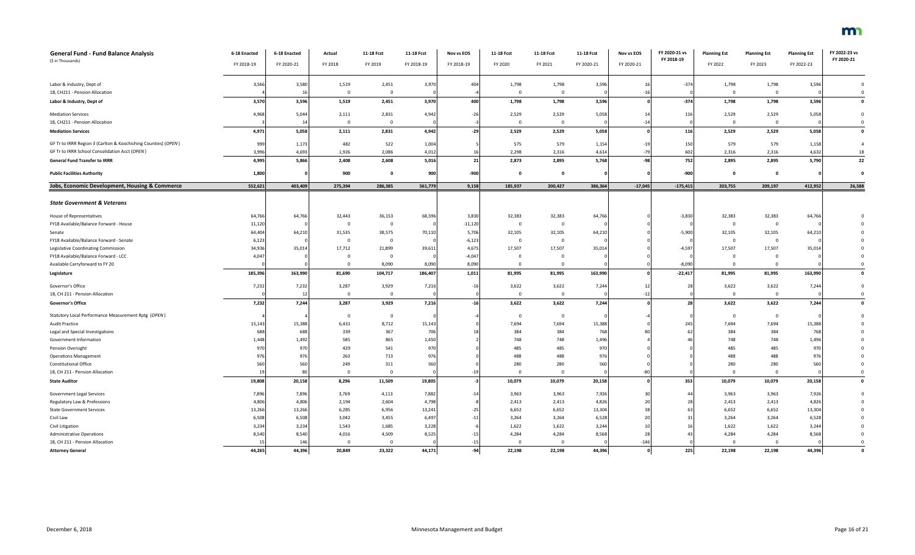| General Fund - Fund Balance Analysis<br>($ in Thousands) | 6-18 Enacted<br>FY 2018-19 | 6-18 Enacted<br>FY 2020-21 | Actual<br>FY 2018 | 11-18 Fcst<br>FY 2019 | 11-18 Fcst<br>FY 2018-19 | Nov vs EOS<br>FY 2018-19 | 11-18 Fcst<br>FY 2020 | 11-18 Fcst<br>FY 2021 | 11-18 Fcst<br>FY 2020-21 | Nov vs EOS<br>FY 2020-21 | FY 2020-21 vs FY 2018-19 | Planning Est<br>FY 2022 | Planning Est<br>FY 2023 | Planning Est<br>FY 2022-23 | FY 2022-23 vs FY 2020-21 |
|---|---|---|---|---|---|---|---|---|---|---|---|---|---|---|---|
| Labor & Industry, Dept of | 3,566 | 3,580 | 1,519 | 2,451 | 3,970 | 404 | 1,798 | 1,798 | 3,596 | 16 | -374 | 1,798 | 1,798 | 3,596 | 0 |
| 18, CH211 - Pension Allocation | 4 | 16 | 0 | 0 | 0 | -4 | 0 | 0 | 0 | -16 | 0 | 0 | 0 | 0 | 0 |
| **Labor & Industry, Dept of** | **3,570** | **3,596** | **1,519** | **2,451** | **3,970** | **400** | **1,798** | **1,798** | **3,596** | **0** | **-374** | **1,798** | **1,798** | **3,596** | **0** |
| Mediation Services | 4,968 | 5,044 | 2,111 | 2,831 | 4,942 | -26 | 2,529 | 2,529 | 5,058 | 14 | 116 | 2,529 | 2,529 | 5,058 | 0 |
| 18, CH211 - Pension Allocation | 3 | 14 | 0 | 0 | 0 | -3 | 0 | 0 | 0 | -14 | 0 | 0 | 0 | 0 | 0 |
| **Mediation Services** | **4,971** | **5,058** | **2,111** | **2,831** | **4,942** | **-29** | **2,529** | **2,529** | **5,058** | **0** | **116** | **2,529** | **2,529** | **5,058** | **0** |
| GF Tr to IRRR Region 3 (Carlton & Koochiching Counties) (*OPEN*) | 999 | 1,173 | 482 | 522 | 1,004 | 5 | 575 | 579 | 1,154 | -19 | 150 | 579 | 579 | 1,158 | 4 |
| GF Tr to IRRR School Consolidation Acct (*OPEN*) | 3,996 | 4,693 | 1,926 | 2,086 | 4,012 | 16 | 2,298 | 2,316 | 4,614 | -79 | 602 | 2,316 | 2,316 | 4,632 | 18 |
| **General Fund Transfer to IRRR** | **4,995** | **5,866** | **2,408** | **2,608** | **5,016** | **21** | **2,873** | **2,895** | **5,768** | **-98** | **752** | **2,895** | **2,895** | **5,790** | **22** |
| **Public Facilities Authority** | **1,800** | **0** | **900** | **0** | **900** | **-900** | **0** | **0** | **0** | **0** | **-900** | **0** | **0** | **0** | **0** |
| **Jobs, Economic Development, Housing & Commerce** | **552,621** | **403,409** | **275,394** | **286,385** | **561,779** | **9,158** | **185,937** | **200,427** | **386,364** | **-17,045** | **-175,415** | **203,755** | **209,197** | **412,952** | **26,588** |
| ***State Government & Veterans*** | | | | | | | | | | | | | | | |
| House of Representatives | 64,766 | 64,766 | 32,443 | 36,153 | 68,596 | 3,830 | 32,383 | 32,383 | 64,766 | 0 | -3,830 | 32,383 | 32,383 | 64,766 | 0 |
| FY18 Available/Balance Forward - House | 11,120 | 0 | 0 | 0 | 0 | -11,120 | 0 | 0 | 0 | 0 | 0 | 0 | 0 | 0 | 0 |
| Senate | 64,404 | 64,210 | 31,535 | 38,575 | 70,110 | 5,706 | 32,105 | 32,105 | 64,210 | 0 | -5,900 | 32,105 | 32,105 | 64,210 | 0 |
| FY18 Available/Balance Forward - Senate | 6,123 | 0 | 0 | 0 | 0 | -6,123 | 0 | 0 | 0 | 0 | 0 | 0 | 0 | 0 | 0 |
| Legislative Coordinating Commission | 34,936 | 35,014 | 17,712 | 21,899 | 39,611 | 4,675 | 17,507 | 17,507 | 35,014 | 0 | -4,597 | 17,507 | 17,507 | 35,014 | 0 |
| FY18 Available/Balance Forward - LCC | 4,047 | 0 | 0 | 0 | 0 | -4,047 | 0 | 0 | 0 | 0 | 0 | 0 | 0 | 0 | 0 |
| Available Carryforward to FY 20 | 0 | 0 | 0 | 8,090 | 8,090 | 8,090 | 0 | 0 | 0 | 0 | -8,090 | 0 | 0 | 0 | 0 |
| **Legislature** | **185,396** | **163,990** | **81,690** | **104,717** | **186,407** | **1,011** | **81,995** | **81,995** | **163,990** | **0** | **-22,417** | **81,995** | **81,995** | **163,990** | **0** |
| Governor's Office | 7,232 | 7,232 | 3,287 | 3,929 | 7,216 | -16 | 3,622 | 3,622 | 7,244 | 12 | 28 | 3,622 | 3,622 | 7,244 | 0 |
| 18, CH 211 - Pension Allocation | 0 | 12 | 0 | 0 | 0 | 0 | 0 | 0 | 0 | -12 | 0 | 0 | 0 | 0 | 0 |
| **Governor's Office** | **7,232** | **7,244** | **3,287** | **3,929** | **7,216** | **-16** | **3,622** | **3,622** | **7,244** | **0** | **28** | **3,622** | **3,622** | **7,244** | **0** |
| Statutory Local Performance Measurement Rptg (*OPEN*) | 4 | 4 | 0 | 0 | 0 | -4 | 0 | 0 | 0 | -4 | 0 | 0 | 0 | 0 | 0 |
| Audit Practice | 15,143 | 15,388 | 6,431 | 8,712 | 15,143 | 0 | 7,694 | 7,694 | 15,388 | 0 | 245 | 7,694 | 7,694 | 15,388 | 0 |
| Legal and Special Investigations | 688 | 688 | 339 | 367 | 706 | 18 | 384 | 384 | 768 | 80 | 62 | 384 | 384 | 768 | 0 |
| Government Information | 1,448 | 1,492 | 585 | 865 | 1,450 | 2 | 748 | 748 | 1,496 | 4 | 46 | 748 | 748 | 1,496 | 0 |
| Pension Oversight | 970 | 970 | 429 | 541 | 970 | 0 | 485 | 485 | 970 | 0 | 0 | 485 | 485 | 970 | 0 |
| Operations Management | 976 | 976 | 263 | 713 | 976 | 0 | 488 | 488 | 976 | 0 | 0 | 488 | 488 | 976 | 0 |
| Constitutional Office | 560 | 560 | 249 | 311 | 560 | 0 | 280 | 280 | 560 | 0 | 0 | 280 | 280 | 560 | 0 |
| 18, CH 211 - Pension Allocation | 19 | 80 | 0 | 0 | 0 | -19 | 0 | 0 | 0 | -80 | 0 | 0 | 0 | 0 | 0 |
| **State Auditor** | **19,808** | **20,158** | **8,296** | **11,509** | **19,805** | **-3** | **10,079** | **10,079** | **20,158** | **0** | **353** | **10,079** | **10,079** | **20,158** | **0** |
| Government Legal Services | 7,896 | 7,896 | 3,769 | 4,113 | 7,882 | -14 | 3,963 | 3,963 | 7,926 | 30 | 44 | 3,963 | 3,963 | 7,926 | 0 |
| Regulatory Law & Professions | 4,806 | 4,806 | 2,194 | 2,604 | 4,798 | -8 | 2,413 | 2,413 | 4,826 | 20 | 28 | 2,413 | 2,413 | 4,826 | 0 |
| State Government Services | 13,266 | 13,266 | 6,285 | 6,956 | 13,241 | -25 | 6,652 | 6,652 | 13,304 | 38 | 63 | 6,652 | 6,652 | 13,304 | 0 |
| Civil Law | 6,508 | 6,508 | 3,042 | 3,455 | 6,497 | -11 | 3,264 | 3,264 | 6,528 | 20 | 31 | 3,264 | 3,264 | 6,528 | 0 |
| Civil Litigation | 3,234 | 3,234 | 1,543 | 1,685 | 3,228 | -6 | 1,622 | 1,622 | 3,244 | 10 | 16 | 1,622 | 1,622 | 3,244 | 0 |
| Administrative Operations | 8,540 | 8,540 | 4,016 | 4,509 | 8,525 | -15 | 4,284 | 4,284 | 8,568 | 28 | 43 | 4,284 | 4,284 | 8,568 | 0 |
| 18, CH 211 - Pension Allocation | 15 | 146 | 0 | 0 | 0 | -15 | 0 | 0 | 0 | -146 | 0 | 0 | 0 | 0 | 0 |
| **Attorney General** | **44,265** | **44,396** | **20,849** | **23,322** | **44,171** | **-94** | **22,198** | **22,198** | **44,396** | **0** | **225** | **22,198** | **22,198** | **44,396** | **0** |

December 6, 2018 — Minnesota Management and Budget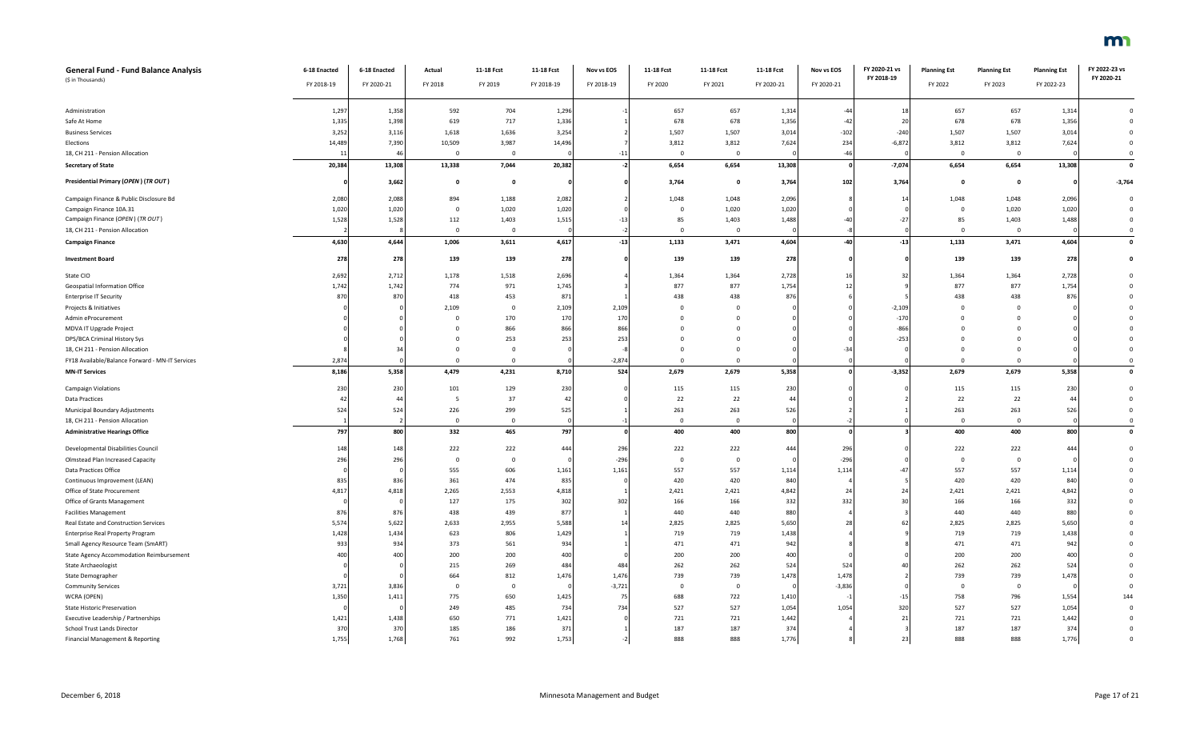**General Fund - Fund Balance Analysis**
($ in Thousands)

| | 6-18 Enacted | 6-18 Enacted | Actual | 11-18 Fcst | 11-18 Fcst | Nov vs EOS | 11-18 Fcst | 11-18 Fcst | 11-18 Fcst | Nov vs EOS | FY 2020-21 vs FY 2018-19 | Planning Est | Planning Est | Planning Est | FY 2022-23 vs FY 2020-21 |
|---|---|---|---|---|---|---|---|---|---|---|---|---|---|---|---|
| | FY 2018-19 | FY 2020-21 | FY 2018 | FY 2019 | FY 2018-19 | FY 2018-19 | FY 2020 | FY 2021 | FY 2020-21 | FY 2020-21 | | FY 2022 | FY 2023 | FY 2022-23 | |
| Administration | 1,297 | 1,358 | 592 | 704 | 1,296 | -1 | 657 | 657 | 1,314 | -44 | 18 | 657 | 657 | 1,314 | 0 |
| Safe At Home | 1,335 | 1,398 | 619 | 717 | 1,336 | 1 | 678 | 678 | 1,356 | -42 | 20 | 678 | 678 | 1,356 | 0 |
| Business Services | 3,252 | 3,116 | 1,618 | 1,636 | 3,254 | 2 | 1,507 | 1,507 | 3,014 | -102 | -240 | 1,507 | 1,507 | 3,014 | 0 |
| Elections | 14,489 | 7,390 | 10,509 | 3,987 | 14,496 | 7 | 3,812 | 3,812 | 7,624 | 234 | -6,872 | 3,812 | 3,812 | 7,624 | 0 |
| 18, CH 211 - Pension Allocation | 11 | 46 | 0 | 0 | 0 | -11 | 0 | 0 | 0 | -46 | 0 | 0 | 0 | 0 | 0 |
| **Secretary of State** | **20,384** | **13,308** | **13,338** | **7,044** | **20,382** | **-2** | **6,654** | **6,654** | **13,308** | **0** | **-7,074** | **6,654** | **6,654** | **13,308** | **0** |
| **Presidential Primary (*OPEN*) (*TR OUT*)** | **0** | **3,662** | **0** | **0** | **0** | **0** | **3,764** | **0** | **3,764** | **102** | **3,764** | **0** | **0** | **0** | **-3,764** |
| Campaign Finance & Public Disclosure Bd | 2,080 | 2,088 | 894 | 1,188 | 2,082 | 2 | 1,048 | 1,048 | 2,096 | 8 | 14 | 1,048 | 1,048 | 2,096 | 0 |
| Campaign Finance 10A.31 | 1,020 | 1,020 | 0 | 1,020 | 1,020 | 0 | 0 | 1,020 | 1,020 | 0 | 0 | 0 | 1,020 | 1,020 | 0 |
| Campaign Finance (*OPEN*) (*TR OUT*) | 1,528 | 1,528 | 112 | 1,403 | 1,515 | -13 | 85 | 1,403 | 1,488 | -40 | -27 | 85 | 1,403 | 1,488 | 0 |
| 18, CH 211 - Pension Allocation | 2 | 8 | 0 | 0 | 0 | -2 | 0 | 0 | 0 | -8 | 0 | 0 | 0 | 0 | 0 |
| **Campaign Finance** | **4,630** | **4,644** | **1,006** | **3,611** | **4,617** | **-13** | **1,133** | **3,471** | **4,604** | **-40** | **-13** | **1,133** | **3,471** | **4,604** | **0** |
| **Investment Board** | **278** | **278** | **139** | **139** | **278** | **0** | **139** | **139** | **278** | **0** | **0** | **139** | **139** | **278** | **0** |
| State CIO | 2,692 | 2,712 | 1,178 | 1,518 | 2,696 | 4 | 1,364 | 1,364 | 2,728 | 16 | 32 | 1,364 | 1,364 | 2,728 | 0 |
| Geospatial Information Office | 1,742 | 1,742 | 774 | 971 | 1,745 | 3 | 877 | 877 | 1,754 | 12 | 9 | 877 | 877 | 1,754 | 0 |
| Enterprise IT Security | 870 | 870 | 418 | 453 | 871 | 1 | 438 | 438 | 876 | 6 | 5 | 438 | 438 | 876 | 0 |
| Projects & Initiatives | 0 | 0 | 2,109 | 0 | 2,109 | 2,109 | 0 | 0 | 0 | 0 | -2,109 | 0 | 0 | 0 | 0 |
| Admin eProcurement | 0 | 0 | 0 | 170 | 170 | 170 | 0 | 0 | 0 | 0 | -170 | 0 | 0 | 0 | 0 |
| MDVA IT Upgrade Project | 0 | 0 | 0 | 866 | 866 | 866 | 0 | 0 | 0 | 0 | -866 | 0 | 0 | 0 | 0 |
| DPS/BCA Criminal History Sys | 0 | 0 | 0 | 253 | 253 | 253 | 0 | 0 | 0 | 0 | -253 | 0 | 0 | 0 | 0 |
| 18, CH 211 - Pension Allocation | 8 | 34 | 0 | 0 | 0 | -8 | 0 | 0 | 0 | -34 | 0 | 0 | 0 | 0 | 0 |
| FY18 Available/Balance Forward - MN-IT Services | 2,874 | 0 | 0 | 0 | 0 | -2,874 | 0 | 0 | 0 | 0 | 0 | 0 | 0 | 0 | 0 |
| **MN-IT Services** | **8,186** | **5,358** | **4,479** | **4,231** | **8,710** | **524** | **2,679** | **2,679** | **5,358** | **0** | **-3,352** | **2,679** | **2,679** | **5,358** | **0** |
| Campaign Violations | 230 | 230 | 101 | 129 | 230 | 0 | 115 | 115 | 230 | 0 | 0 | 115 | 115 | 230 | 0 |
| Data Practices | 42 | 44 | 5 | 37 | 42 | 0 | 22 | 22 | 44 | 0 | 2 | 22 | 22 | 44 | 0 |
| Municipal Boundary Adjustments | 524 | 524 | 226 | 299 | 525 | 1 | 263 | 263 | 526 | 2 | 1 | 263 | 263 | 526 | 0 |
| 18, CH 211 - Pension Allocation | 1 | 2 | 0 | 0 | 0 | -1 | 0 | 0 | 0 | -2 | 0 | 0 | 0 | 0 | 0 |
| **Administrative Hearings Office** | **797** | **800** | **332** | **465** | **797** | **0** | **400** | **400** | **800** | **0** | **3** | **400** | **400** | **800** | **0** |
| Developmental Disabilities Council | 148 | 148 | 222 | 222 | 444 | 296 | 222 | 222 | 444 | 296 | 0 | 222 | 222 | 444 | 0 |
| Olmstead Plan Increased Capacity | 296 | 296 | 0 | 0 | 0 | -296 | 0 | 0 | 0 | -296 | 0 | 0 | 0 | 0 | 0 |
| Data Practices Office | 0 | 0 | 555 | 606 | 1,161 | 1,161 | 557 | 557 | 1,114 | 1,114 | -47 | 557 | 557 | 1,114 | 0 |
| Continuous Improvement (LEAN) | 835 | 836 | 361 | 474 | 835 | 0 | 420 | 420 | 840 | 4 | 5 | 420 | 420 | 840 | 0 |
| Office of State Procurement | 4,817 | 4,818 | 2,265 | 2,553 | 4,818 | 1 | 2,421 | 2,421 | 4,842 | 24 | 24 | 2,421 | 2,421 | 4,842 | 0 |
| Office of Grants Management | 0 | 0 | 127 | 175 | 302 | 302 | 166 | 166 | 332 | 332 | 30 | 166 | 166 | 332 | 0 |
| Facilities Management | 876 | 876 | 438 | 439 | 877 | 1 | 440 | 440 | 880 | 4 | 3 | 440 | 440 | 880 | 0 |
| Real Estate and Construction Services | 5,574 | 5,622 | 2,633 | 2,955 | 5,588 | 14 | 2,825 | 2,825 | 5,650 | 28 | 62 | 2,825 | 2,825 | 5,650 | 0 |
| Enterprise Real Property Program | 1,428 | 1,434 | 623 | 806 | 1,429 | 1 | 719 | 719 | 1,438 | 4 | 9 | 719 | 719 | 1,438 | 0 |
| Small Agency Resource Team (SmART) | 933 | 934 | 373 | 561 | 934 | 1 | 471 | 471 | 942 | 8 | 8 | 471 | 471 | 942 | 0 |
| State Agency Accommodation Reimbursement | 400 | 400 | 200 | 200 | 400 | 0 | 200 | 200 | 400 | 0 | 0 | 200 | 200 | 400 | 0 |
| State Archaeologist | 0 | 0 | 215 | 269 | 484 | 484 | 262 | 262 | 524 | 524 | 40 | 262 | 262 | 524 | 0 |
| State Demographer | 0 | 0 | 664 | 812 | 1,476 | 1,476 | 739 | 739 | 1,478 | 1,478 | 2 | 739 | 739 | 1,478 | 0 |
| Community Services | 3,721 | 3,836 | 0 | 0 | 0 | -3,721 | 0 | 0 | 0 | -3,836 | 0 | 0 | 0 | 0 | 0 |
| WCRA (OPEN) | 1,350 | 1,411 | 775 | 650 | 1,425 | 75 | 688 | 722 | 1,410 | -1 | -15 | 758 | 796 | 1,554 | 144 |
| State Historic Preservation | 0 | 0 | 249 | 485 | 734 | 734 | 527 | 527 | 1,054 | 1,054 | 320 | 527 | 527 | 1,054 | 0 |
| Executive Leadership / Partnerships | 1,421 | 1,438 | 650 | 771 | 1,421 | 0 | 721 | 721 | 1,442 | 4 | 21 | 721 | 721 | 1,442 | 0 |
| School Trust Lands Director | 370 | 370 | 185 | 186 | 371 | 1 | 187 | 187 | 374 | 4 | 3 | 187 | 187 | 374 | 0 |
| Financial Management & Reporting | 1,755 | 1,768 | 761 | 992 | 1,753 | -2 | 888 | 888 | 1,776 | 8 | 23 | 888 | 888 | 1,776 | 0 |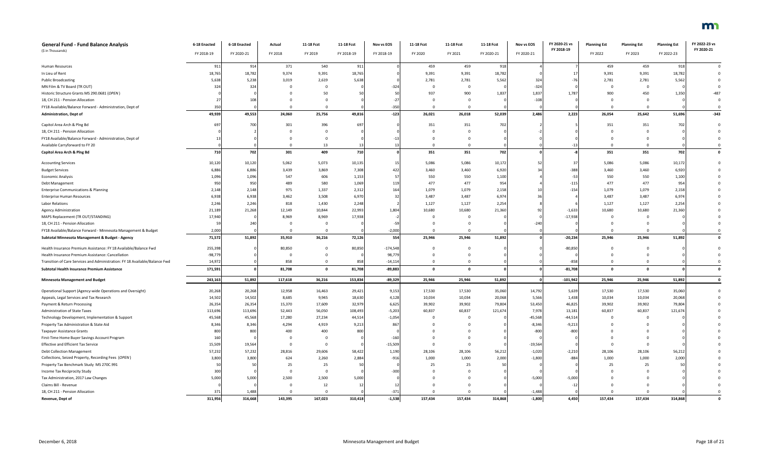| General Fund - Fund Balance Analysis<br>($ in Thousands) | 6-18 Enacted<br>FY 2018-19 | 6-18 Enacted<br>FY 2020-21 | Actual<br>FY 2018 | 11-18 Fcst<br>FY 2019 | 11-18 Fcst<br>FY 2018-19 | Nov vs EOS<br>FY 2018-19 | 11-18 Fcst<br>FY 2020 | 11-18 Fcst<br>FY 2021 | 11-18 Fcst<br>FY 2020-21 | Nov vs EOS<br>FY 2020-21 | FY 2020-21 vs<br>FY 2018-19 | Planning Est<br>FY 2022 | Planning Est<br>FY 2023 | Planning Est<br>FY 2022-23 | FY 2022-23 vs<br>FY 2020-21 |
|---|---|---|---|---|---|---|---|---|---|---|---|---|---|---|---|
| Human Resources | 911 | 914 | 371 | 540 | 911 | 0 | 459 | 459 | 918 | 4 | 7 | 459 | 459 | 918 | 0 |
| In Lieu of Rent | 18,765 | 18,782 | 9,374 | 9,391 | 18,765 | 0 | 9,391 | 9,391 | 18,782 | 0 | 17 | 9,391 | 9,391 | 18,782 | 0 |
| Public Broadcasting | 5,638 | 5,238 | 3,019 | 2,619 | 5,638 | 0 | 2,781 | 2,781 | 5,562 | 324 | -76 | 2,781 | 2,781 | 5,562 | 0 |
| MN Film & TV Board (TR OUT) | 324 | 324 | 0 | 0 | 0 | -324 | 0 | 0 | 0 | -324 | 0 | 0 | 0 | 0 | 0 |
| Historic Structure Grants MS 290.0681 (*OPEN*) | 0 | 0 | 0 | 50 | 50 | 50 | 937 | 900 | 1,837 | 1,837 | 1,787 | 900 | 450 | 1,350 | -487 |
| 18, CH 211 - Pension Allocation | 27 | 108 | 0 | 0 | 0 | -27 | 0 | 0 | 0 | -108 | 0 | 0 | 0 | 0 | 0 |
| FY18 Available/Balance Forward - Administration, Dept of | 350 | 0 | 0 | 0 | 0 | -350 | 0 | 0 | 0 | 0 | 0 | 0 | 0 | 0 | 0 |
| **Administration, Dept of** | **49,939** | **49,553** | **24,060** | **25,756** | **49,816** | **-123** | **26,021** | **26,018** | **52,039** | **2,486** | **2,223** | **26,054** | **25,642** | **51,696** | **-343** |
| Capitol Area Arch & Plng Bd | 697 | 700 | 301 | 396 | 697 | 0 | 351 | 351 | 702 | 2 | 5 | 351 | 351 | 702 | 0 |
| 18, CH 211 - Pension Allocation | 0 | 2 | 0 | 0 | 0 | 0 | 0 | 0 | 0 | -2 | 0 | 0 | 0 | 0 | 0 |
| FY18 Available/Balance Forward - Administration, Dept of | 13 | 0 | 0 | 0 | 0 | -13 | 0 | 0 | 0 | 0 | 0 | 0 | 0 | 0 | 0 |
| Available Carryforward to FY 20 | 0 | 0 | 0 | 13 | 13 | 13 | 0 | 0 | 0 | 0 | -13 | 0 | 0 | 0 | 0 |
| **Capitol Area Arch & Plng Bd** | **710** | **702** | **301** | **409** | **710** | **0** | **351** | **351** | **702** | **0** | **-8** | **351** | **351** | **702** | **0** |
| Accounting Services | 10,120 | 10,120 | 5,062 | 5,073 | 10,135 | 15 | 5,086 | 5,086 | 10,172 | 52 | 37 | 5,086 | 5,086 | 10,172 | 0 |
| Budget Services | 6,886 | 6,886 | 3,439 | 3,869 | 7,308 | 422 | 3,460 | 3,460 | 6,920 | 34 | -388 | 3,460 | 3,460 | 6,920 | 0 |
| Economic Analysis | 1,096 | 1,096 | 547 | 606 | 1,153 | 57 | 550 | 550 | 1,100 | 4 | -53 | 550 | 550 | 1,100 | 0 |
| Debt Management | 950 | 950 | 489 | 580 | 1,069 | 119 | 477 | 477 | 954 | 4 | -115 | 477 | 477 | 954 | 0 |
| Enterprise Communications & Planning | 2,148 | 2,148 | 975 | 1,337 | 2,312 | 164 | 1,079 | 1,079 | 2,158 | 10 | -154 | 1,079 | 1,079 | 2,158 | 0 |
| Enterprise Human Resources | 6,938 | 6,938 | 3,462 | 3,508 | 6,970 | 32 | 3,487 | 3,487 | 6,974 | 36 | 4 | 3,487 | 3,487 | 6,974 | 0 |
| Labor Relations | 2,246 | 2,246 | 818 | 1,430 | 2,248 | 2 | 1,127 | 1,127 | 2,254 | 8 | 6 | 1,127 | 1,127 | 2,254 | 0 |
| Agency Administration | 21,189 | 21,268 | 12,149 | 10,844 | 22,993 | 1,804 | 10,680 | 10,680 | 21,360 | 92 | -1,633 | 10,680 | 10,680 | 21,360 | 0 |
| MAPS Replacement (TR OUT/STANDING) | 17,940 | 0 | 8,969 | 8,969 | 17,938 | -2 | 0 | 0 | 0 | 0 | -17,938 | 0 | 0 | 0 | 0 |
| 18, CH 211 - Pension Allocation | 59 | 240 | 0 | 0 | 0 | -59 | 0 | 0 | 0 | -240 | 0 | 0 | 0 | 0 | 0 |
| FY18 Available/Balance Forward - Minnesota Management & Budget | 2,000 | 0 | 0 | 0 | 0 | -2,000 | 0 | 0 | 0 | 0 | 0 | 0 | 0 | 0 | 0 |
| **Subtotal Minnesota Management & Budget - Agency** | **71,572** | **51,892** | **35,910** | **36,216** | **72,126** | **554** | **25,946** | **25,946** | **51,892** | **0** | **-20,234** | **25,946** | **25,946** | **51,892** | **0** |
| Health Insurance Premium Assistance: FY 18 Available/Balance Fwd | 255,398 | 0 | 80,850 | 0 | 80,850 | -174,548 | 0 | 0 | 0 | 0 | -80,850 | 0 | 0 | 0 | 0 |
| Health Insurance Premium Assistance: Cancellation | -98,779 | 0 | 0 | 0 | 0 | 98,779 | 0 | 0 | 0 | 0 | 0 | 0 | 0 | 0 | 0 |
| Transition of Care Services and Administration: FY 18 Available/Balance Fwd | 14,972 | 0 | 858 | 0 | 858 | -14,114 | 0 | 0 | 0 | 0 | -858 | 0 | 0 | 0 | 0 |
| **Subtotal Health Insurance Premium Assistance** | **171,591** | **0** | **81,708** | **0** | **81,708** | **-89,883** | **0** | **0** | **0** | **0** | **-81,708** | **0** | **0** | **0** | **0** |
| **Minnesota Management and Budget** | **243,163** | **51,892** | **117,618** | **36,216** | **153,834** | **-89,329** | **25,946** | **25,946** | **51,892** | **0** | **-101,942** | **25,946** | **25,946** | **51,892** | **0** |
| Operational Support (Agency-wide Operations and Oversight) | 20,268 | 20,268 | 12,958 | 16,463 | 29,421 | 9,153 | 17,530 | 17,530 | 35,060 | 14,792 | 5,639 | 17,530 | 17,530 | 35,060 | 0 |
| Appeals, Legal Services and Tax Research | 14,502 | 14,502 | 8,685 | 9,945 | 18,630 | 4,128 | 10,034 | 10,034 | 20,068 | 5,566 | 1,438 | 10,034 | 10,034 | 20,068 | 0 |
| Payment & Return Processing | 26,354 | 26,354 | 15,370 | 17,609 | 32,979 | 6,625 | 39,902 | 39,902 | 79,804 | 53,450 | 46,825 | 39,902 | 39,902 | 79,804 | 0 |
| Administration of State Taxes | 113,696 | 113,696 | 52,443 | 56,050 | 108,493 | -5,203 | 60,837 | 60,837 | 121,674 | 7,978 | 13,181 | 60,837 | 60,837 | 121,674 | 0 |
| Technology Development, Implementation & Support | 45,568 | 45,568 | 17,280 | 27,234 | 44,514 | -1,054 | 0 | 0 | 0 | -45,568 | -44,514 | 0 | 0 | 0 | 0 |
| Property Tax Administration & State Aid | 8,346 | 8,346 | 4,294 | 4,919 | 9,213 | 867 | 0 | 0 | 0 | -8,346 | -9,213 | 0 | 0 | 0 | 0 |
| Taxpayer Assistance Grants | 800 | 800 | 400 | 400 | 800 | 0 | 0 | 0 | 0 | -800 | -800 | 0 | 0 | 0 | 0 |
| First-Time Home Buyer Savings Account Program | 160 | 0 | 0 | 0 | 0 | -160 | 0 | 0 | 0 | 0 | 0 | 0 | 0 | 0 | 0 |
| Effective and Efficient Tax Service | 15,509 | 19,564 | 0 | 0 | 0 | -15,509 | 0 | 0 | 0 | -19,564 | 0 | 0 | 0 | 0 | 0 |
| Debt Collection Management | 57,232 | 57,232 | 28,816 | 29,606 | 58,422 | 1,190 | 28,106 | 28,106 | 56,212 | -1,020 | -2,210 | 28,106 | 28,106 | 56,212 | 0 |
| Collections, Seized Property, Recording Fees (*OPEN*) | 3,800 | 3,800 | 624 | 2,260 | 2,884 | -916 | 1,000 | 1,000 | 2,000 | -1,800 | -884 | 1,000 | 1,000 | 2,000 | 0 |
| Property Tax Benchmark Study MS 270C.991 | 50 | 50 | 25 | 25 | 50 | 0 | 25 | 25 | 50 | 0 | 0 | 25 | 25 | 50 | 0 |
| Income Tax Reciprocity Study | 300 | 0 | 0 | 0 | 0 | -300 | 0 | 0 | 0 | 0 | 0 | 0 | 0 | 0 | 0 |
| Tax Administration, 2017 Law Changes | 5,000 | 5,000 | 2,500 | 2,500 | 5,000 | 0 | 0 | 0 | 0 | -5,000 | -5,000 | 0 | 0 | 0 | 0 |
| Claims Bill - Revenue | 0 | 0 | 0 | 12 | 12 | 12 | 0 | 0 | 0 | 0 | -12 | 0 | 0 | 0 | 0 |
| 18, CH 211 - Pension Allocation | 371 | 1,488 | 0 | 0 | 0 | -371 | 0 | 0 | 0 | -1,488 | 0 | 0 | 0 | 0 | 0 |
| **Revenue, Dept of** | **311,956** | **316,668** | **143,395** | **167,023** | **310,418** | **-1,538** | **157,434** | **157,434** | **314,868** | **-1,800** | **4,450** | **157,434** | **157,434** | **314,868** | **0** |

December 6, 2018 — Minnesota Management and Budget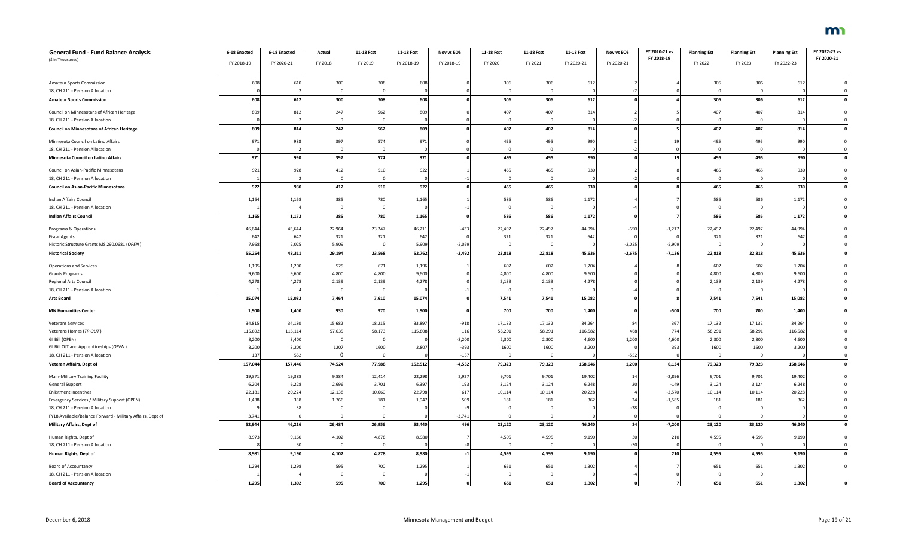| General Fund - Fund Balance Analysis<br>($ in Thousands) | 6-18 Enacted<br>FY 2018-19 | 6-18 Enacted<br>FY 2020-21 | Actual<br>FY 2018 | 11-18 Fcst<br>FY 2019 | 11-18 Fcst<br>FY 2018-19 | Nov vs EOS<br>FY 2018-19 | 11-18 Fcst<br>FY 2020 | 11-18 Fcst<br>FY 2021 | 11-18 Fcst<br>FY 2020-21 | Nov vs EOS<br>FY 2020-21 | FY 2020-21 vs FY 2018-19 | Planning Est<br>FY 2022 | Planning Est<br>FY 2023 | Planning Est<br>FY 2022-23 | FY 2022-23 vs FY 2020-21 |
|---|---|---|---|---|---|---|---|---|---|---|---|---|---|---|---|
| Amateur Sports Commission | 608 | 610 | 300 | 308 | 608 | 0 | 306 | 306 | 612 | 2 | 4 | 306 | 306 | 612 | 0 |
| 18, CH 211 - Pension Allocation | 0 | 2 | 0 | 0 | 0 | 0 | 0 | 0 | 0 | -2 | 0 | 0 | 0 | 0 | 0 |
| **Amateur Sports Commission** | **608** | **612** | **300** | **308** | **608** | **0** | **306** | **306** | **612** | **0** | **4** | **306** | **306** | **612** | **0** |
| Council on Minnesotans of African Heritage | 809 | 812 | 247 | 562 | 809 | 0 | 407 | 407 | 814 | 2 | 5 | 407 | 407 | 814 | 0 |
| 18, CH 211 - Pension Allocation | 0 | 2 | 0 | 0 | 0 | 0 | 0 | 0 | 0 | -2 | 0 | 0 | 0 | 0 | 0 |
| **Council on Minnesotans of African Heritage** | **809** | **814** | **247** | **562** | **809** | **0** | **407** | **407** | **814** | **0** | **5** | **407** | **407** | **814** | **0** |
| Minnesota Council on Latino Affairs | 971 | 988 | 397 | 574 | 971 | 0 | 495 | 495 | 990 | 2 | 19 | 495 | 495 | 990 | 0 |
| 18, CH 211 - Pension Allocation | 0 | 2 | 0 | 0 | 0 | 0 | 0 | 0 | 0 | -2 | 0 | 0 | 0 | 0 | 0 |
| **Minnesota Council on Latino Affairs** | **971** | **990** | **397** | **574** | **971** | **0** | **495** | **495** | **990** | **0** | **19** | **495** | **495** | **990** | **0** |
| Council on Asian-Pacific Minnesotans | 921 | 928 | 412 | 510 | 922 | 1 | 465 | 465 | 930 | 2 | 8 | 465 | 465 | 930 | 0 |
| 18, CH 211 - Pension Allocation | 1 | 2 | 0 | 0 | 0 | -1 | 0 | 0 | 0 | -2 | 0 | 0 | 0 | 0 | 0 |
| **Council on Asian-Pacific Minnesotans** | **922** | **930** | **412** | **510** | **922** | **0** | **465** | **465** | **930** | **0** | **8** | **465** | **465** | **930** | **0** |
| Indian Affairs Council | 1,164 | 1,168 | 385 | 780 | 1,165 | 1 | 586 | 586 | 1,172 | 4 | 7 | 586 | 586 | 1,172 | 0 |
| 18, CH 211 - Pension Allocation | 1 | 4 | 0 | 0 | 0 | -1 | 0 | 0 | 0 | -4 | 0 | 0 | 0 | 0 | 0 |
| **Indian Affairs Council** | **1,165** | **1,172** | **385** | **780** | **1,165** | **0** | **586** | **586** | **1,172** | **0** | **7** | **586** | **586** | **1,172** | **0** |
| Programs & Operations | 46,644 | 45,644 | 22,964 | 23,247 | 46,211 | -433 | 22,497 | 22,497 | 44,994 | -650 | -1,217 | 22,497 | 22,497 | 44,994 | 0 |
| Fiscal Agents | 642 | 642 | 321 | 321 | 642 | 0 | 321 | 321 | 642 | 0 | 0 | 321 | 321 | 642 | 0 |
| Historic Structure Grants MS 290.0681 (*OPEN*) | 7,968 | 2,025 | 5,909 | 0 | 5,909 | -2,059 | 0 | 0 | 0 | -2,025 | -5,909 | 0 | 0 | 0 | 0 |
| **Historical Society** | **55,254** | **48,311** | **29,194** | **23,568** | **52,762** | **-2,492** | **22,818** | **22,818** | **45,636** | **-2,675** | **-7,126** | **22,818** | **22,818** | **45,636** | **0** |
| Operations and Services | 1,195 | 1,200 | 525 | 671 | 1,196 | 1 | 602 | 602 | 1,204 | 4 | 8 | 602 | 602 | 1,204 | 0 |
| Grants Programs | 9,600 | 9,600 | 4,800 | 4,800 | 9,600 | 0 | 4,800 | 4,800 | 9,600 | 0 | 0 | 4,800 | 4,800 | 9,600 | 0 |
| Regional Arts Council | 4,278 | 4,278 | 2,139 | 2,139 | 4,278 | 0 | 2,139 | 2,139 | 4,278 | 0 | 0 | 2,139 | 2,139 | 4,278 | 0 |
| 18, CH 211 - Pension Allocation | 1 | 4 | 0 | 0 | 0 | -1 | 0 | 0 | 0 | -4 | 0 | 0 | 0 | 0 | 0 |
| **Arts Board** | **15,074** | **15,082** | **7,464** | **7,610** | **15,074** | **0** | **7,541** | **7,541** | **15,082** | **0** | **8** | **7,541** | **7,541** | **15,082** | **0** |
| **MN Humanities Center** | **1,900** | **1,400** | **930** | **970** | **1,900** | **0** | **700** | **700** | **1,400** | **0** | **-500** | **700** | **700** | **1,400** | **0** |
| Veterans Services | 34,815 | 34,180 | 15,682 | 18,215 | 33,897 | -918 | 17,132 | 17,132 | 34,264 | 84 | 367 | 17,132 | 17,132 | 34,264 | 0 |
| Veterans Homes (*TR OUT*) | 115,692 | 116,114 | 57,635 | 58,173 | 115,808 | 116 | 58,291 | 58,291 | 116,582 | 468 | 774 | 58,291 | 58,291 | 116,582 | 0 |
| GI Bill (OPEN) | 3,200 | 3,400 | 0 | 0 | 0 | -3,200 | 2,300 | 2,300 | 4,600 | 1,200 | 4,600 | 2,300 | 2,300 | 4,600 | 0 |
| GI Bill OJT and Apprenticeships (*OPEN*) | 3,200 | 3,200 | 1207 | 1600 | 2,807 | -393 | 1600 | 1600 | 3,200 | 0 | 393 | 1600 | 1600 | 3,200 | 0 |
| 18, CH 211 - Pension Allocation | 137 | 552 | 0 | 0 | 0 | -137 | 0 | 0 | 0 | -552 | 0 | 0 | 0 | 0 | 0 |
| **Veteran Affairs, Dept of** | **157,044** | **157,446** | **74,524** | **77,988** | **152,512** | **-4,532** | **79,323** | **79,323** | **158,646** | **1,200** | **6,134** | **79,323** | **79,323** | **158,646** | **0** |
| Main-Military Training Facility | 19,371 | 19,388 | 9,884 | 12,414 | 22,298 | 2,927 | 9,701 | 9,701 | 19,402 | 14 | -2,896 | 9,701 | 9,701 | 19,402 | 0 |
| General Support | 6,204 | 6,228 | 2,696 | 3,701 | 6,397 | 193 | 3,124 | 3,124 | 6,248 | 20 | -149 | 3,124 | 3,124 | 6,248 | 0 |
| Enlistment Incentives | 22,181 | 20,224 | 12,138 | 10,660 | 22,798 | 617 | 10,114 | 10,114 | 20,228 | 4 | -2,570 | 10,114 | 10,114 | 20,228 | 0 |
| Emergency Services / Military Support (OPEN) | 1,438 | 338 | 1,766 | 181 | 1,947 | 509 | 181 | 181 | 362 | 24 | -1,585 | 181 | 181 | 362 | 0 |
| 18, CH 211 - Pension Allocation | 9 | 38 | 0 | 0 | 0 | -9 | 0 | 0 | 0 | -38 | 0 | 0 | 0 | 0 | 0 |
| FY18 Available/Balance Forward - Military Affairs, Dept of | 3,741 | 0 | 0 | 0 | 0 | -3,741 | 0 | 0 | 0 | 0 | 0 | 0 | 0 | 0 | 0 |
| **Military Affairs, Dept of** | **52,944** | **46,216** | **26,484** | **26,956** | **53,440** | **496** | **23,120** | **23,120** | **46,240** | **24** | **-7,200** | **23,120** | **23,120** | **46,240** | **0** |
| Human Rights, Dept of | 8,973 | 9,160 | 4,102 | 4,878 | 8,980 | 7 | 4,595 | 4,595 | 9,190 | 30 | 210 | 4,595 | 4,595 | 9,190 | 0 |
| 18, CH 211 - Pension Allocation | 8 | 30 | 0 | 0 | 0 | -8 | 0 | 0 | 0 | -30 | 0 | 0 | 0 | 0 | 0 |
| **Human Rights, Dept of** | **8,981** | **9,190** | **4,102** | **4,878** | **8,980** | **-1** | **4,595** | **4,595** | **9,190** | **0** | **210** | **4,595** | **4,595** | **9,190** | **0** |
| Board of Accountancy | 1,294 | 1,298 | 595 | 700 | 1,295 | 1 | 651 | 651 | 1,302 | 4 | 7 | 651 | 651 | 1,302 | 0 |
| 18, CH 211 - Pension Allocation | 1 | 4 | 0 | 0 | 0 | -1 | 0 | 0 | 0 | -4 | 0 | 0 | 0 | | |
| **Board of Accountancy** | **1,295** | **1,302** | **595** | **700** | **1,295** | **0** | **651** | **651** | **1,302** | **0** | **7** | **651** | **651** | **1,302** | **0** |

December 6, 2018 — Minnesota Management and Budget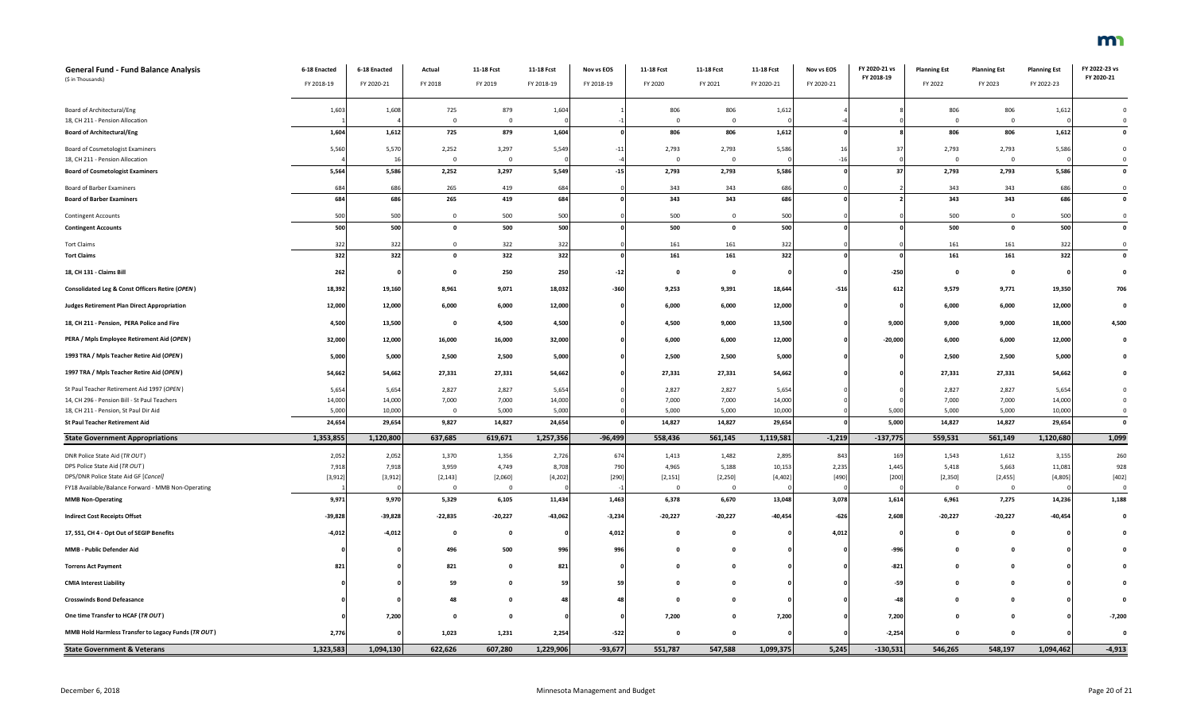| General Fund - Fund Balance Analysis ($ in Thousands) | 6-18 Enacted FY 2018-19 | 6-18 Enacted FY 2020-21 | Actual FY 2018 | 11-18 Fcst FY 2019 | 11-18 Fcst FY 2018-19 | Nov vs EOS FY 2018-19 | 11-18 Fcst FY 2020 | 11-18 Fcst FY 2021 | 11-18 Fcst FY 2020-21 | Nov vs EOS FY 2020-21 | FY 2020-21 vs FY 2018-19 | Planning Est FY 2022 | Planning Est FY 2023 | Planning Est FY 2022-23 | FY 2022-23 vs FY 2020-21 |
|---|---|---|---|---|---|---|---|---|---|---|---|---|---|---|---|
| Board of Architectural/Eng | 1,603 | 1,608 | 725 | 879 | 1,604 | 1 | 806 | 806 | 1,612 | 4 | 8 | 806 | 806 | 1,612 | 0 |
| 18, CH 211 - Pension Allocation | 1 | 4 | 0 | 0 | 0 | -1 | 0 | 0 | 0 | -4 | 0 | 0 | 0 | 0 | 0 |
| **Board of Architectural/Eng** | **1,604** | **1,612** | **725** | **879** | **1,604** | **0** | **806** | **806** | **1,612** | **0** | **8** | **806** | **806** | **1,612** | **0** |
| Board of Cosmetologist Examiners | 5,560 | 5,570 | 2,252 | 3,297 | 5,549 | -11 | 2,793 | 2,793 | 5,586 | 16 | 37 | 2,793 | 2,793 | 5,586 | 0 |
| 18, CH 211 - Pension Allocation | 4 | 16 | 0 | 0 | 0 | -4 | 0 | 0 | 0 | -16 | 0 | 0 | 0 | 0 | 0 |
| **Board of Cosmetologist Examiners** | **5,564** | **5,586** | **2,252** | **3,297** | **5,549** | **-15** | **2,793** | **2,793** | **5,586** | **0** | **37** | **2,793** | **2,793** | **5,586** | **0** |
| Board of Barber Examiners | 684 | 686 | 265 | 419 | 684 | 0 | 343 | 343 | 686 | 0 | 2 | 343 | 343 | 686 | 0 |
| **Board of Barber Examiners** | **684** | **686** | **265** | **419** | **684** | **0** | **343** | **343** | **686** | **0** | **2** | **343** | **343** | **686** | **0** |
| Contingent Accounts | 500 | 500 | 0 | 500 | 500 | 0 | 500 | 0 | 500 | 0 | 0 | 500 | 0 | 500 | 0 |
| **Contingent Accounts** | **500** | **500** | **0** | **500** | **500** | **0** | **500** | **0** | **500** | **0** | **0** | **500** | **0** | **500** | **0** |
| Tort Claims | 322 | 322 | 0 | 322 | 322 | 0 | 161 | 161 | 322 | 0 | 0 | 161 | 161 | 322 | 0 |
| **Tort Claims** | **322** | **322** | **0** | **322** | **322** | **0** | **161** | **161** | **322** | **0** | **0** | **161** | **161** | **322** | **0** |
| **18, CH 131 - Claims Bill** | **262** | **0** | **0** | **250** | **250** | **-12** | **0** | **0** | **0** | **0** | **-250** | **0** | **0** | **0** | **0** |
| **Consolidated Leg & Const Officers Retire (*OPEN*)** | **18,392** | **19,160** | **8,961** | **9,071** | **18,032** | **-360** | **9,253** | **9,391** | **18,644** | **-516** | **612** | **9,579** | **9,771** | **19,350** | **706** |
| **Judges Retirement Plan Direct Appropriation** | **12,000** | **12,000** | **6,000** | **6,000** | **12,000** | **0** | **6,000** | **6,000** | **12,000** | **0** | **0** | **6,000** | **6,000** | **12,000** | **0** |
| **18, CH 211 - Pension, PERA Police and Fire** | **4,500** | **13,500** | **0** | **4,500** | **4,500** | **0** | **4,500** | **9,000** | **13,500** | **0** | **9,000** | **9,000** | **9,000** | **18,000** | **4,500** |
| **PERA / Mpls Employee Retirement Aid (*OPEN*)** | **32,000** | **12,000** | **16,000** | **16,000** | **32,000** | **0** | **6,000** | **6,000** | **12,000** | **0** | **-20,000** | **6,000** | **6,000** | **12,000** | **0** |
| **1993 TRA / Mpls Teacher Retire Aid (*OPEN*)** | **5,000** | **5,000** | **2,500** | **2,500** | **5,000** | **0** | **2,500** | **2,500** | **5,000** | **0** | **0** | **2,500** | **2,500** | **5,000** | **0** |
| **1997 TRA / Mpls Teacher Retire Aid (*OPEN*)** | **54,662** | **54,662** | **27,331** | **27,331** | **54,662** | **0** | **27,331** | **27,331** | **54,662** | **0** | **0** | **27,331** | **27,331** | **54,662** | **0** |
| St Paul Teacher Retirement Aid 1997 (*OPEN*) | 5,654 | 5,654 | 2,827 | 2,827 | 5,654 | 0 | 2,827 | 2,827 | 5,654 | 0 | 0 | 2,827 | 2,827 | 5,654 | 0 |
| 14, CH 296 - Pension Bill - St Paul Teachers | 14,000 | 14,000 | 7,000 | 7,000 | 14,000 | 0 | 7,000 | 7,000 | 14,000 | 0 | 0 | 7,000 | 7,000 | 14,000 | 0 |
| 18, CH 211 - Pension, St Paul Dir Aid | 5,000 | 10,000 | 0 | 5,000 | 5,000 | 0 | 5,000 | 5,000 | 10,000 | 0 | 5,000 | 5,000 | 5,000 | 10,000 | 0 |
| **St Paul Teacher Retirement Aid** | **24,654** | **29,654** | **9,827** | **14,827** | **24,654** | **0** | **14,827** | **14,827** | **29,654** | **0** | **5,000** | **14,827** | **14,827** | **29,654** | **0** |
| **State Government Appropriations** | **1,353,855** | **1,120,800** | **637,685** | **619,671** | **1,257,356** | **-96,499** | **558,436** | **561,145** | **1,119,581** | **-1,219** | **-137,775** | **559,531** | **561,149** | **1,120,680** | **1,099** |
| DNR Police State Aid (*TR OUT*) | 2,052 | 2,052 | 1,370 | 1,356 | 2,726 | 674 | 1,413 | 1,482 | 2,895 | 843 | 169 | 1,543 | 1,612 | 3,155 | 260 |
| DPS Police State Aid (*TR OUT*) | 7,918 | 7,918 | 3,959 | 4,749 | 8,708 | 790 | 4,965 | 5,188 | 10,153 | 2,235 | 1,445 | 5,418 | 5,663 | 11,081 | 928 |
| DPS/DNR Police State Aid GF [*Cancel*] | [3,912] | [3,912] | [2,143] | [2,060] | [4,202] | [290] | [2,151] | [2,250] | [4,402] | [490] | [200] | [2,350] | [2,455] | [4,805] | [402] |
| FY18 Available/Balance Forward - MMB Non-Operating | 1 | 0 | 0 | 0 | 0 | -1 | 0 | 0 | 0 | 0 | 0 | 0 | 0 | 0 | 0 |
| **MMB Non-Operating** | **9,971** | **9,970** | **5,329** | **6,105** | **11,434** | **1,463** | **6,378** | **6,670** | **13,048** | **3,078** | **1,614** | **6,961** | **7,275** | **14,236** | **1,188** |
| **Indirect Cost Receipts Offset** | **-39,828** | **-39,828** | **-22,835** | **-20,227** | **-43,062** | **-3,234** | **-20,227** | **-20,227** | **-40,454** | **-626** | **2,608** | **-20,227** | **-20,227** | **-40,454** | **0** |
| **17, SS1, CH 4 - Opt Out of SEGIP Benefits** | **-4,012** | **-4,012** | **0** | **0** | **0** | **4,012** | **0** | **0** | **0** | **4,012** | **0** | **0** | **0** | **0** | **0** |
| **MMB - Public Defender Aid** | **0** | **0** | **496** | **500** | **996** | **996** | **0** | **0** | **0** | **0** | **-996** | **0** | **0** | **0** | **0** |
| **Torrens Act Payment** | **821** | **0** | **821** | **0** | **821** | **0** | **0** | **0** | **0** | **0** | **-821** | **0** | **0** | **0** | **0** |
| **CMIA Interest Liability** | **0** | **0** | **59** | **0** | **59** | **59** | **0** | **0** | **0** | **0** | **-59** | **0** | **0** | **0** | **0** |
| **Crosswinds Bond Defeasance** | **0** | **0** | **48** | **0** | **48** | **48** | **0** | **0** | **0** | **0** | **-48** | **0** | **0** | **0** | **0** |
| **One time Transfer to HCAF (*TR OUT*)** | **0** | **7,200** | **0** | **0** | **0** | **0** | **7,200** | **0** | **7,200** | **0** | **7,200** | **0** | **0** | **0** | **-7,200** |
| **MMB Hold Harmless Transfer to Legacy Funds (*TR OUT*)** | **2,776** | **0** | **1,023** | **1,231** | **2,254** | **-522** | **0** | **0** | **0** | **0** | **-2,254** | **0** | **0** | **0** | **0** |
| **State Government & Veterans** | **1,323,583** | **1,094,130** | **622,626** | **607,280** | **1,229,906** | **-93,677** | **551,787** | **547,588** | **1,099,375** | **5,245** | **-130,531** | **546,265** | **548,197** | **1,094,462** | **-4,913** |

December 6, 2018 — Minnesota Management and Budget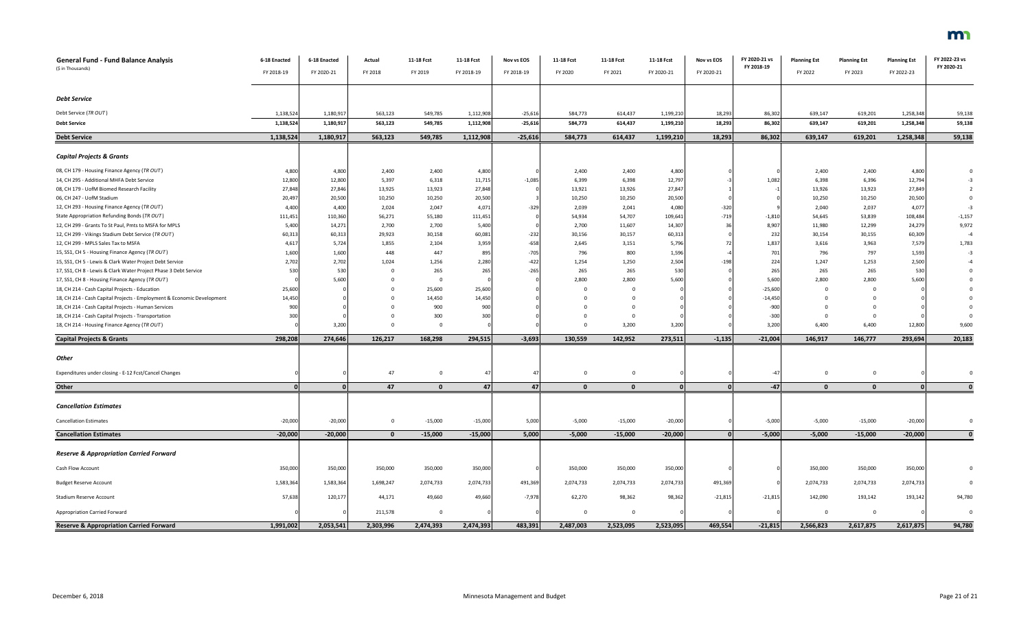| **General Fund - Fund Balance Analysis** ($ in Thousands) | 6-18 Enacted FY 2018-19 | 6-18 Enacted FY 2020-21 | Actual FY 2018 | 11-18 Fcst FY 2019 | 11-18 Fcst FY 2018-19 | Nov vs EOS FY 2018-19 | 11-18 Fcst FY 2020 | 11-18 Fcst FY 2021 | 11-18 Fcst FY 2020-21 | Nov vs EOS FY 2020-21 | FY 2020-21 vs FY 2018-19 | Planning Est FY 2022 | Planning Est FY 2023 | Planning Est FY 2022-23 | FY 2022-23 vs FY 2020-21 |
|---|---|---|---|---|---|---|---|---|---|---|---|---|---|---|---|
| ***Debt Service*** | | | | | | | | | | | | | | | |
| Debt Service (*TR OUT*) | 1,138,524 | 1,180,917 | 563,123 | 549,785 | 1,112,908 | -25,616 | 584,773 | 614,437 | 1,199,210 | 18,293 | 86,302 | 639,147 | 619,201 | 1,258,348 | 59,138 |
| **Debt Service** | **1,138,524** | **1,180,917** | **563,123** | **549,785** | **1,112,908** | **-25,616** | **584,773** | **614,437** | **1,199,210** | **18,293** | **86,302** | **639,147** | **619,201** | **1,258,348** | **59,138** |
| **Debt Service** | **1,138,524** | **1,180,917** | **563,123** | **549,785** | **1,112,908** | **-25,616** | **584,773** | **614,437** | **1,199,210** | **18,293** | **86,302** | **639,147** | **619,201** | **1,258,348** | **59,138** |
| ***Capital Projects & Grants*** | | | | | | | | | | | | | | | |
| 08, CH 179 - Housing Finance Agency (*TR OUT*) | 4,800 | 4,800 | 2,400 | 2,400 | 4,800 | 0 | 2,400 | 2,400 | 4,800 | 0 | 0 | 2,400 | 2,400 | 4,800 | 0 |
| 14, CH 295 - Additional MHFA Debt Service | 12,800 | 12,800 | 5,397 | 6,318 | 11,715 | -1,085 | 6,399 | 6,398 | 12,797 | -3 | 1,082 | 6,398 | 6,396 | 12,794 | -3 |
| 08, CH 179 - UofM Biomed Research Facility | 27,848 | 27,846 | 13,925 | 13,923 | 27,848 | 0 | 13,921 | 13,926 | 27,847 | 1 | -1 | 13,926 | 13,923 | 27,849 | 2 |
| 06, CH 247 - UofM Stadium | 20,497 | 20,500 | 10,250 | 10,250 | 20,500 | 3 | 10,250 | 10,250 | 20,500 | 0 | 0 | 10,250 | 10,250 | 20,500 | 0 |
| 12, CH 293 - Housing Finance Agency (*TR OUT*) | 4,400 | 4,400 | 2,024 | 2,047 | 4,071 | -329 | 2,039 | 2,041 | 4,080 | -320 | 9 | 2,040 | 2,037 | 4,077 | -3 |
| State Appropriation Refunding Bonds (*TR OUT*) | 111,451 | 110,360 | 56,271 | 55,180 | 111,451 | 0 | 54,934 | 54,707 | 109,641 | -719 | -1,810 | 54,645 | 53,839 | 108,484 | -1,157 |
| 12, CH 299 - Grants To St Paul, Pmts to MSFA for MPLS | 5,400 | 14,271 | 2,700 | 2,700 | 5,400 | 0 | 2,700 | 11,607 | 14,307 | 36 | 8,907 | 11,980 | 12,299 | 24,279 | 9,972 |
| 12, CH 299 - Vikings Stadium Debt Service (*TR OUT*) | 60,313 | 60,313 | 29,923 | 30,158 | 60,081 | -232 | 30,156 | 30,157 | 60,313 | 0 | 232 | 30,154 | 30,155 | 60,309 | -4 |
| 12, CH 299 - MPLS Sales Tax to MSFA | 4,617 | 5,724 | 1,855 | 2,104 | 3,959 | -658 | 2,645 | 3,151 | 5,796 | 72 | 1,837 | 3,616 | 3,963 | 7,579 | 1,783 |
| 15, SS1, CH 5 - Housing Finance Agency (*TR OUT*) | 1,600 | 1,600 | 448 | 447 | 895 | -705 | 796 | 800 | 1,596 | -4 | 701 | 796 | 797 | 1,593 | -3 |
| 15, SS1, CH 5 - Lewis & Clark Water Project Debt Service | 2,702 | 2,702 | 1,024 | 1,256 | 2,280 | -422 | 1,254 | 1,250 | 2,504 | -198 | 224 | 1,247 | 1,253 | 2,500 | -4 |
| 17, SS1, CH 8 - Lewis & Clark Water Project Phase 3 Debt Service | 530 | 530 | 0 | 265 | 265 | -265 | 265 | 265 | 530 | 0 | 265 | 265 | 265 | 530 | 0 |
| 17, SS1, CH 8 - Housing Finance Agency (*TR OUT*) | 0 | 5,600 | 0 | 0 | 0 | 0 | 2,800 | 2,800 | 5,600 | 0 | 5,600 | 2,800 | 2,800 | 5,600 | 0 |
| 18, CH 214 - Cash Capital Projects - Education | 25,600 | 0 | 0 | 25,600 | 25,600 | 0 | 0 | 0 | 0 | 0 | -25,600 | 0 | 0 | 0 | 0 |
| 18, CH 214 - Cash Capital Projects - Employment & Economic Development | 14,450 | 0 | 0 | 14,450 | 14,450 | 0 | 0 | 0 | 0 | 0 | -14,450 | 0 | 0 | 0 | 0 |
| 18, CH 214 - Cash Capital Projects - Human Services | 900 | 0 | 0 | 900 | 900 | 0 | 0 | 0 | 0 | 0 | -900 | 0 | 0 | 0 | 0 |
| 18, CH 214 - Cash Capital Projects - Transportation | 300 | 0 | 0 | 300 | 300 | 0 | 0 | 0 | 0 | 0 | -300 | 0 | 0 | 0 | 0 |
| 18, CH 214 - Housing Finance Agency (*TR OUT*) | 0 | 3,200 | 0 | 0 | 0 | 0 | 0 | 3,200 | 3,200 | 0 | 3,200 | 6,400 | 6,400 | 12,800 | 9,600 |
| **Capital Projects & Grants** | **298,208** | **274,646** | **126,217** | **168,298** | **294,515** | **-3,693** | **130,559** | **142,952** | **273,511** | **-1,135** | **-21,004** | **146,917** | **146,777** | **293,694** | **20,183** |
| ***Other*** | | | | | | | | | | | | | | | |
| Expenditures under closing - E-12 Fcst/Cancel Changes | 0 | 0 | 47 | 0 | 47 | 47 | 0 | 0 | 0 | 0 | -47 | 0 | 0 | 0 | 0 |
| **Other** | **0** | **0** | **47** | **0** | **47** | **47** | **0** | **0** | **0** | **0** | **-47** | **0** | **0** | **0** | **0** |
| ***Cancellation Estimates*** | | | | | | | | | | | | | | | |
| Cancellation Estimates | -20,000 | -20,000 | 0 | -15,000 | -15,000 | 5,000 | -5,000 | -15,000 | -20,000 | 0 | -5,000 | -5,000 | -15,000 | -20,000 | 0 |
| **Cancellation Estimates** | **-20,000** | **-20,000** | **0** | **-15,000** | **-15,000** | **5,000** | **-5,000** | **-15,000** | **-20,000** | **0** | **-5,000** | **-5,000** | **-15,000** | **-20,000** | **0** |
| ***Reserve & Appropriation Carried Forward*** | | | | | | | | | | | | | | | |
| Cash Flow Account | 350,000 | 350,000 | 350,000 | 350,000 | 350,000 | 0 | 350,000 | 350,000 | 350,000 | 0 | 0 | 350,000 | 350,000 | 350,000 | 0 |
| Budget Reserve Account | 1,583,364 | 1,583,364 | 1,698,247 | 2,074,733 | 2,074,733 | 491,369 | 2,074,733 | 2,074,733 | 2,074,733 | 491,369 | 0 | 2,074,733 | 2,074,733 | 2,074,733 | 0 |
| Stadium Reserve Account | 57,638 | 120,177 | 44,171 | 49,660 | 49,660 | -7,978 | 62,270 | 98,362 | 98,362 | -21,815 | -21,815 | 142,090 | 193,142 | 193,142 | 94,780 |
| Appropriation Carried Forward | 0 | 0 | 211,578 | 0 | 0 | 0 | 0 | 0 | 0 | 0 | 0 | 0 | 0 | 0 | 0 |
| **Reserve & Appropriation Carried Forward** | **1,991,002** | **2,053,541** | **2,303,996** | **2,474,393** | **2,474,393** | **483,391** | **2,487,003** | **2,523,095** | **2,523,095** | **469,554** | **-21,815** | **2,566,823** | **2,617,875** | **2,617,875** | **94,780** |

December 6, 2018

Minnesota Management and Budget